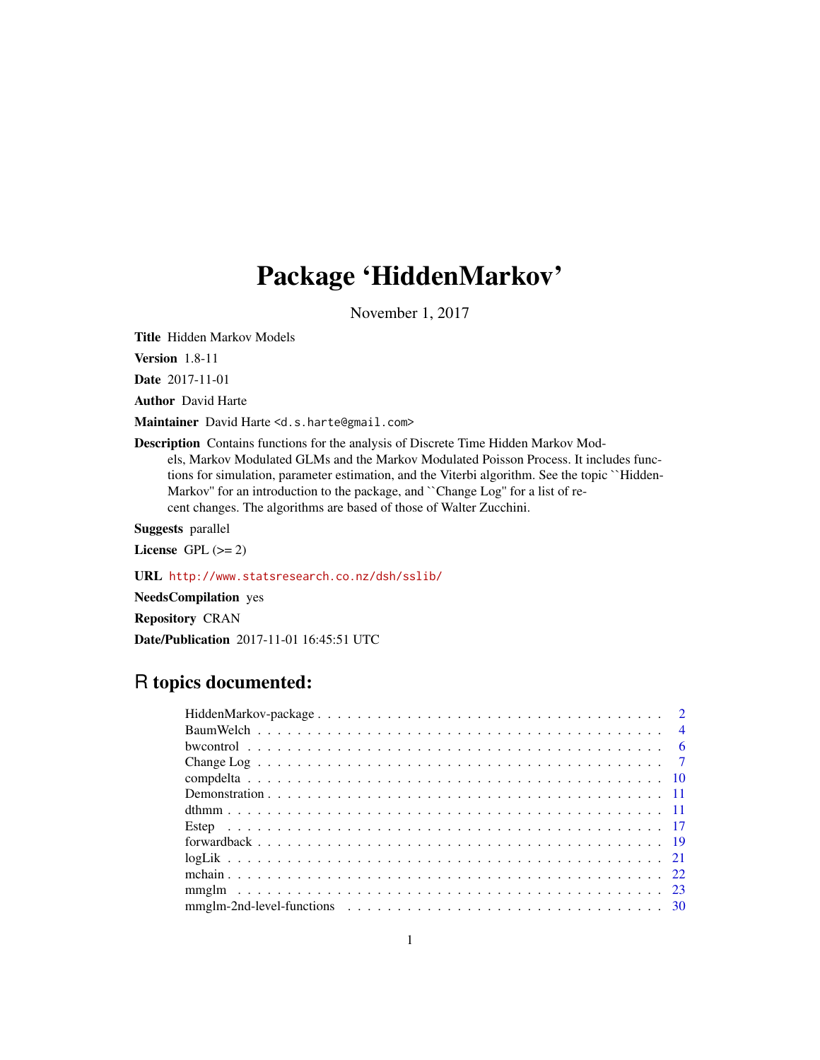# Package 'HiddenMarkov'

November 1, 2017

**Title** Hidden Markov Models

**Version** 1.8-11

**Date** 2017-11-01

**Author** David Harte

**Maintainer** David Harte <d.s.harte@gmail.com>

**Description** Contains functions for the analysis of Discrete Time Hidden Markov Models, Markov Modulated GLMs and the Markov Modulated Poisson Process. It includes functions for simulation, parameter estimation, and the Viterbi algorithm. See the topic ``HiddenMarkov'' for an introduction to the package, and ``Change Log'' for a list of recent changes. The algorithms are based of those of Walter Zucchini.

**Suggests** parallel

**License** GPL (>= 2)

**URL** http://www.statsresearch.co.nz/dsh/sslib/

**NeedsCompilation** yes

**Repository** CRAN

**Date/Publication** 2017-11-01 16:45:51 UTC

## R topics documented:

- HiddenMarkov-package . . . . . 2
- BaumWelch . . . . . 4
- bwcontrol . . . . . 6
- Change Log . . . . . 7
- compdelta . . . . . 10
- Demonstration . . . . . 11
- dthmm . . . . . 11
- Estep . . . . . 17
- forwardback . . . . . 19
- logLik . . . . . 21
- mchain . . . . . 22
- mmglm . . . . . 23
- mmglm-2nd-level-functions . . . . . 30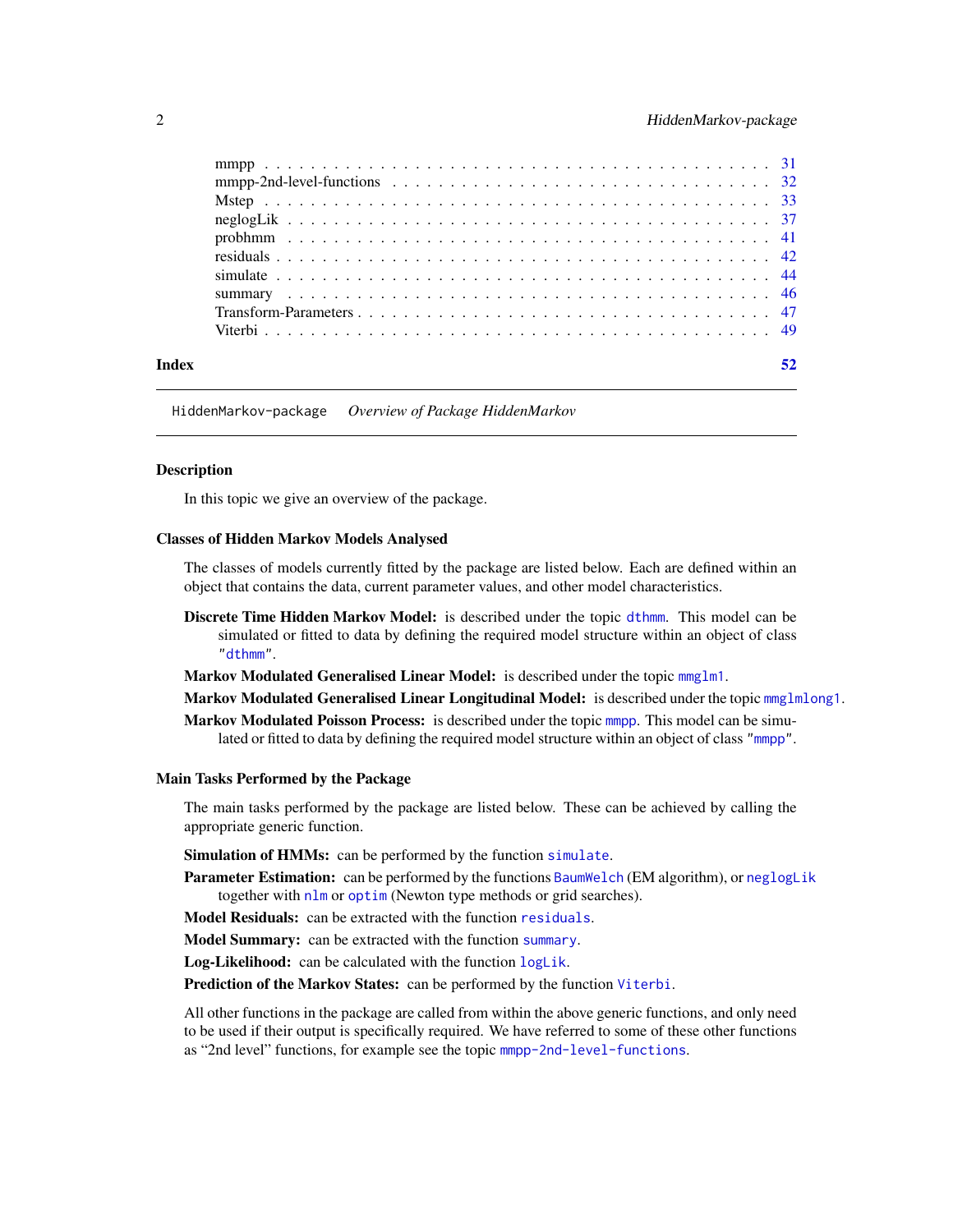| | |
|---|---|
| mmpp | 31 |
| mmpp-2nd-level-functions | 32 |
| Mstep | 33 |
| neglogLik | 37 |
| probhmm | 41 |
| residuals | 42 |
| simulate | 44 |
| summary | 46 |
| Transform-Parameters | 47 |
| Viterbi | 49 |
| **Index** | **52** |

---

`HiddenMarkov-package` *Overview of Package HiddenMarkov*

---

### Description

In this topic we give an overview of the package.

### Classes of Hidden Markov Models Analysed

The classes of models currently fitted by the package are listed below. Each are defined within an object that contains the data, current parameter values, and other model characteristics.

**Discrete Time Hidden Markov Model:** is described under the topic `dthmm`. This model can be simulated or fitted to data by defining the required model structure within an object of class `"dthmm"`.

**Markov Modulated Generalised Linear Model:** is described under the topic `mmglm1`.

**Markov Modulated Generalised Linear Longitudinal Model:** is described under the topic `mmglmlong1`.

**Markov Modulated Poisson Process:** is described under the topic `mmpp`. This model can be simulated or fitted to data by defining the required model structure within an object of class `"mmpp"`.

### Main Tasks Performed by the Package

The main tasks performed by the package are listed below. These can be achieved by calling the appropriate generic function.

**Simulation of HMMs:** can be performed by the function `simulate`.

**Parameter Estimation:** can be performed by the functions `BaumWelch` (EM algorithm), or `neglogLik` together with `nlm` or `optim` (Newton type methods or grid searches).

**Model Residuals:** can be extracted with the function `residuals`.

**Model Summary:** can be extracted with the function `summary`.

**Log-Likelihood:** can be calculated with the function `logLik`.

**Prediction of the Markov States:** can be performed by the function `Viterbi`.

All other functions in the package are called from within the above generic functions, and only need to be used if their output is specifically required. We have referred to some of these other functions as "2nd level" functions, for example see the topic `mmpp-2nd-level-functions`.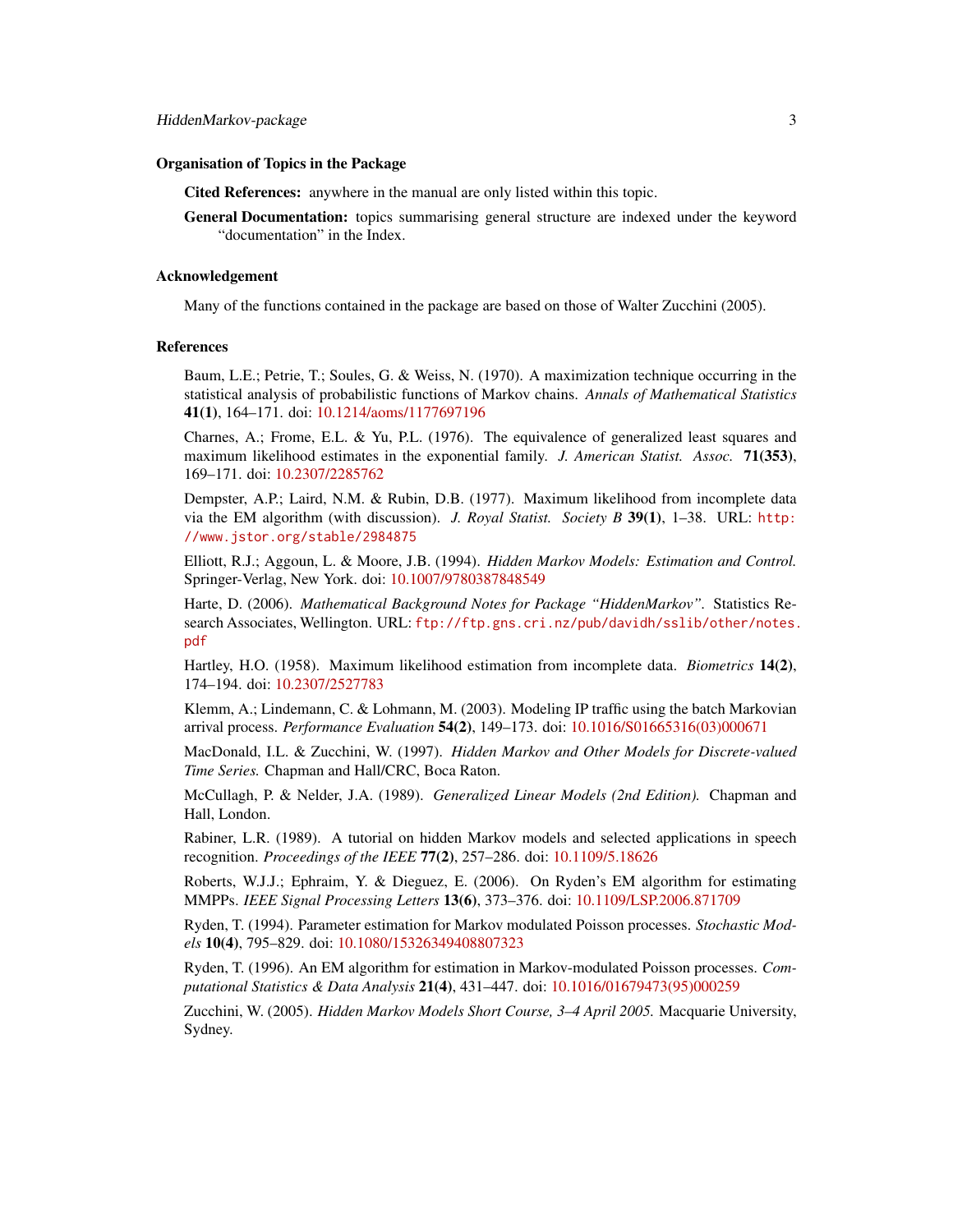## Organisation of Topics in the Package

**Cited References:** anywhere in the manual are only listed within this topic.

**General Documentation:** topics summarising general structure are indexed under the keyword "documentation" in the Index.

## Acknowledgement

Many of the functions contained in the package are based on those of Walter Zucchini (2005).

## References

Baum, L.E.; Petrie, T.; Soules, G. & Weiss, N. (1970). A maximization technique occurring in the statistical analysis of probabilistic functions of Markov chains. *Annals of Mathematical Statistics* **41(1)**, 164–171. doi: 10.1214/aoms/1177697196

Charnes, A.; Frome, E.L. & Yu, P.L. (1976). The equivalence of generalized least squares and maximum likelihood estimates in the exponential family. *J. American Statist. Assoc.* **71(353)**, 169–171. doi: 10.2307/2285762

Dempster, A.P.; Laird, N.M. & Rubin, D.B. (1977). Maximum likelihood from incomplete data via the EM algorithm (with discussion). *J. Royal Statist. Society B* **39(1)**, 1–38. URL: http://www.jstor.org/stable/2984875

Elliott, R.J.; Aggoun, L. & Moore, J.B. (1994). *Hidden Markov Models: Estimation and Control.* Springer-Verlag, New York. doi: 10.1007/9780387848549

Harte, D. (2006). *Mathematical Background Notes for Package "HiddenMarkov".* Statistics Research Associates, Wellington. URL: ftp://ftp.gns.cri.nz/pub/davidh/sslib/other/notes.pdf

Hartley, H.O. (1958). Maximum likelihood estimation from incomplete data. *Biometrics* **14(2)**, 174–194. doi: 10.2307/2527783

Klemm, A.; Lindemann, C. & Lohmann, M. (2003). Modeling IP traffic using the batch Markovian arrival process. *Performance Evaluation* **54(2)**, 149–173. doi: 10.1016/S01665316(03)000671

MacDonald, I.L. & Zucchini, W. (1997). *Hidden Markov and Other Models for Discrete-valued Time Series.* Chapman and Hall/CRC, Boca Raton.

McCullagh, P. & Nelder, J.A. (1989). *Generalized Linear Models (2nd Edition).* Chapman and Hall, London.

Rabiner, L.R. (1989). A tutorial on hidden Markov models and selected applications in speech recognition. *Proceedings of the IEEE* **77(2)**, 257–286. doi: 10.1109/5.18626

Roberts, W.J.J.; Ephraim, Y. & Dieguez, E. (2006). On Ryden's EM algorithm for estimating MMPPs. *IEEE Signal Processing Letters* **13(6)**, 373–376. doi: 10.1109/LSP.2006.871709

Ryden, T. (1994). Parameter estimation for Markov modulated Poisson processes. *Stochastic Models* **10(4)**, 795–829. doi: 10.1080/15326349408807323

Ryden, T. (1996). An EM algorithm for estimation in Markov-modulated Poisson processes. *Computational Statistics & Data Analysis* **21(4)**, 431–447. doi: 10.1016/01679473(95)000259

Zucchini, W. (2005). *Hidden Markov Models Short Course, 3–4 April 2005.* Macquarie University, Sydney.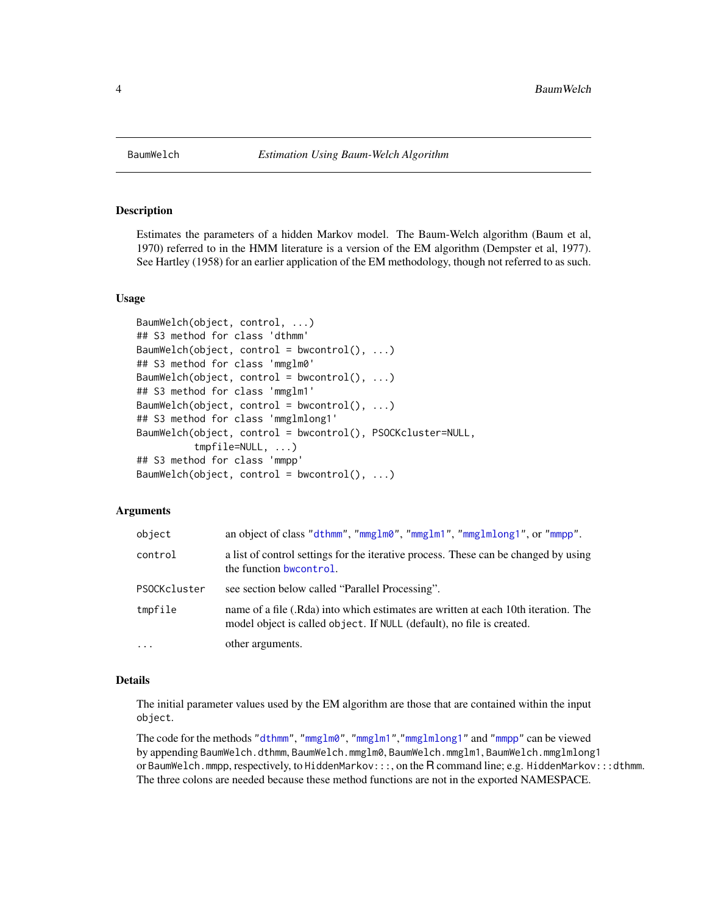# BaumWelch — *Estimation Using Baum-Welch Algorithm*

## Description

Estimates the parameters of a hidden Markov model. The Baum-Welch algorithm (Baum et al, 1970) referred to in the HMM literature is a version of the EM algorithm (Dempster et al, 1977). See Hartley (1958) for an earlier application of the EM methodology, though not referred to as such.

## Usage

```
BaumWelch(object, control, ...)
## S3 method for class 'dthmm'
BaumWelch(object, control = bwcontrol(), ...)
## S3 method for class 'mmglm0'
BaumWelch(object, control = bwcontrol(), ...)
## S3 method for class 'mmglm1'
BaumWelch(object, control = bwcontrol(), ...)
## S3 method for class 'mmglmlong1'
BaumWelch(object, control = bwcontrol(), PSOCKcluster=NULL,
          tmpfile=NULL, ...)
## S3 method for class 'mmpp'
BaumWelch(object, control = bwcontrol(), ...)
```

## Arguments

| | |
|---|---|
| `object` | an object of class `"dthmm"`, `"mmglm0"`, `"mmglm1"`, `"mmglmlong1"`, or `"mmpp"`. |
| `control` | a list of control settings for the iterative process. These can be changed by using the function `bwcontrol`. |
| `PSOCKcluster` | see section below called "Parallel Processing". |
| `tmpfile` | name of a file (.Rda) into which estimates are written at each 10th iteration. The model object is called `object`. If `NULL` (default), no file is created. |
| `...` | other arguments. |

## Details

The initial parameter values used by the EM algorithm are those that are contained within the input `object`.

The code for the methods `"dthmm"`, `"mmglm0"`, `"mmglm1"`,`"mmglmlong1"` and `"mmpp"` can be viewed by appending `BaumWelch.dthmm`, `BaumWelch.mmglm0`, `BaumWelch.mmglm1`, `BaumWelch.mmglmlong1` or `BaumWelch.mmpp`, respectively, to `HiddenMarkov:::`, on the R command line; e.g. `HiddenMarkov:::dthmm`. The three colons are needed because these method functions are not in the exported NAMESPACE.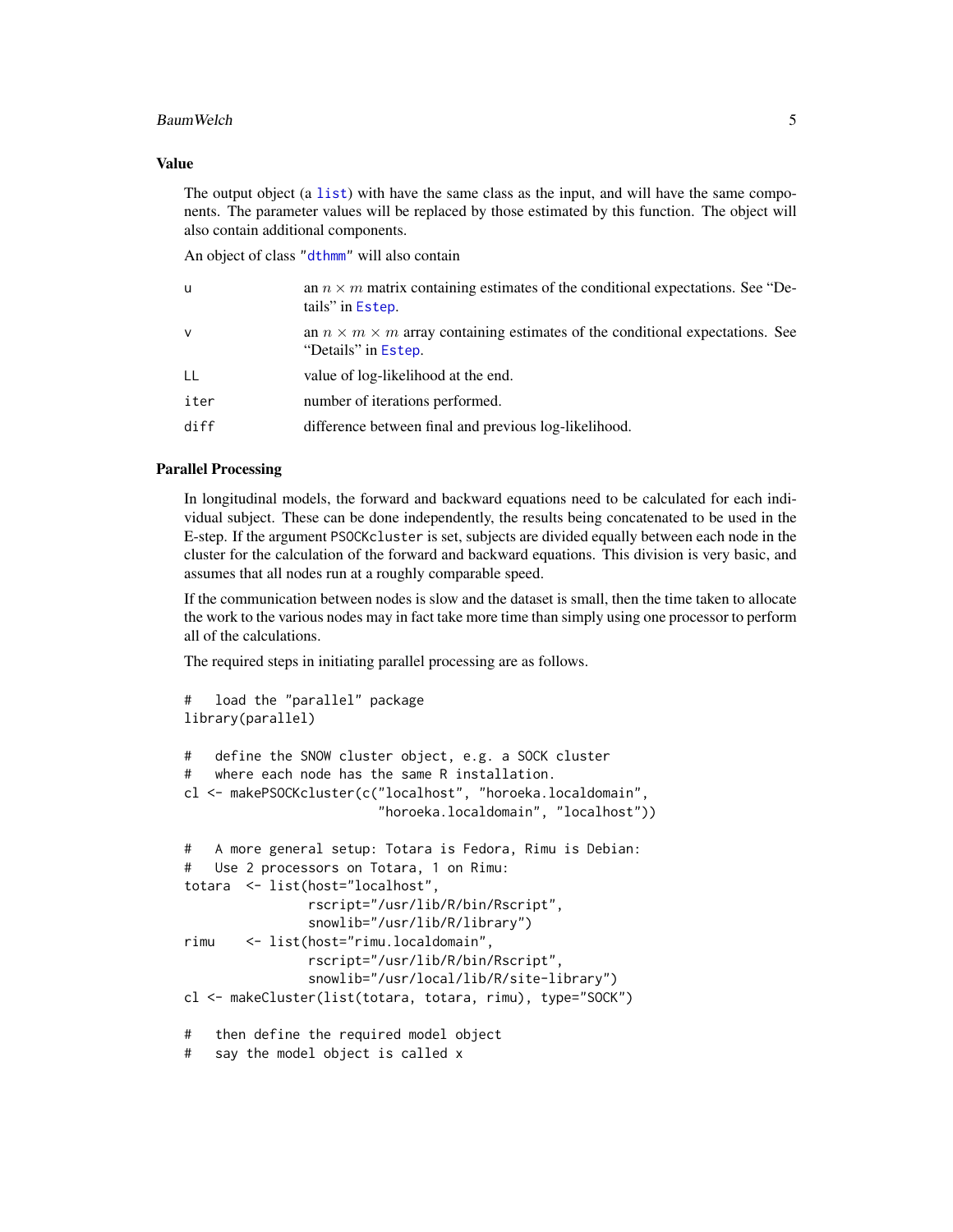## Value

The output object (a `list`) with have the same class as the input, and will have the same components. The parameter values will be replaced by those estimated by this function. The object will also contain additional components.

An object of class "`dthmm`" will also contain

| | |
|---|---|
| `u` | an $n \times m$ matrix containing estimates of the conditional expectations. See "Details" in `Estep`. |
| `v` | an $n \times m \times m$ array containing estimates of the conditional expectations. See "Details" in `Estep`. |
| `LL` | value of log-likelihood at the end. |
| `iter` | number of iterations performed. |
| `diff` | difference between final and previous log-likelihood. |

## Parallel Processing

In longitudinal models, the forward and backward equations need to be calculated for each individual subject. These can be done independently, the results being concatenated to be used in the E-step. If the argument `PSOCKcluster` is set, subjects are divided equally between each node in the cluster for the calculation of the forward and backward equations. This division is very basic, and assumes that all nodes run at a roughly comparable speed.

If the communication between nodes is slow and the dataset is small, then the time taken to allocate the work to the various nodes may in fact take more time than simply using one processor to perform all of the calculations.

The required steps in initiating parallel processing are as follows.

```
#   load the "parallel" package
library(parallel)

#   define the SNOW cluster object, e.g. a SOCK cluster
#   where each node has the same R installation.
cl <- makePSOCKcluster(c("localhost", "horoeka.localdomain",
                         "horoeka.localdomain", "localhost"))

#   A more general setup: Totara is Fedora, Rimu is Debian:
#   Use 2 processors on Totara, 1 on Rimu:
totara  <- list(host="localhost",
                rscript="/usr/lib/R/bin/Rscript",
                snowlib="/usr/lib/R/library")
rimu    <- list(host="rimu.localdomain",
                rscript="/usr/lib/R/bin/Rscript",
                snowlib="/usr/local/lib/R/site-library")
cl <- makeCluster(list(totara, totara, rimu), type="SOCK")

#   then define the required model object
#   say the model object is called x
```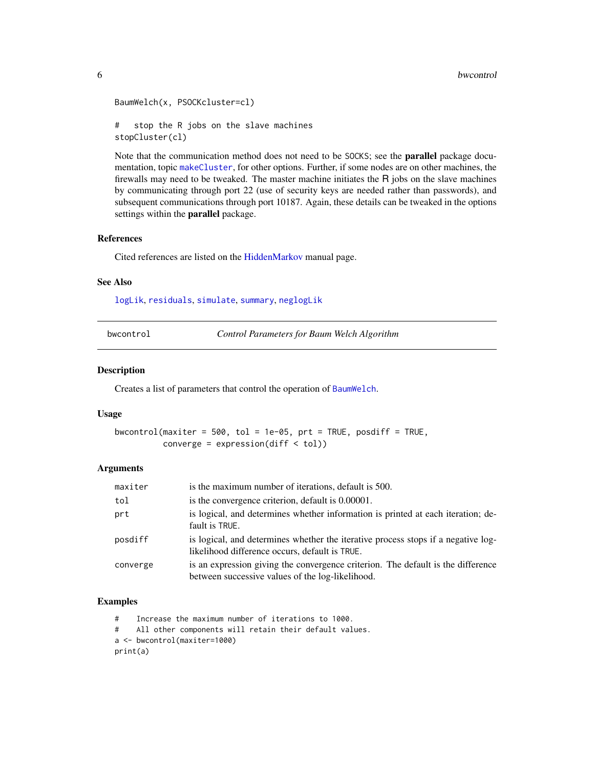```
BaumWelch(x, PSOCKcluster=cl)

#   stop the R jobs on the slave machines
stopCluster(cl)
```

Note that the communication method does not need to be SOCKS; see the **parallel** package documentation, topic makeCluster, for other options. Further, if some nodes are on other machines, the firewalls may need to be tweaked. The master machine initiates the R jobs on the slave machines by communicating through port 22 (use of security keys are needed rather than passwords), and subsequent communications through port 10187. Again, these details can be tweaked in the options settings within the **parallel** package.

### References

Cited references are listed on the HiddenMarkov manual page.

### See Also

logLik, residuals, simulate, summary, neglogLik

---

## bwcontrol — *Control Parameters for Baum Welch Algorithm*

### Description

Creates a list of parameters that control the operation of BaumWelch.

### Usage

```
bwcontrol(maxiter = 500, tol = 1e-05, prt = TRUE, posdiff = TRUE,
          converge = expression(diff < tol))
```

### Arguments

| | |
|---|---|
| maxiter | is the maximum number of iterations, default is 500. |
| tol | is the convergence criterion, default is 0.00001. |
| prt | is logical, and determines whether information is printed at each iteration; default is TRUE. |
| posdiff | is logical, and determines whether the iterative process stops if a negative log-likelihood difference occurs, default is TRUE. |
| converge | is an expression giving the convergence criterion. The default is the difference between successive values of the log-likelihood. |

### Examples

```
#    Increase the maximum number of iterations to 1000.
#    All other components will retain their default values.
a <- bwcontrol(maxiter=1000)
print(a)
```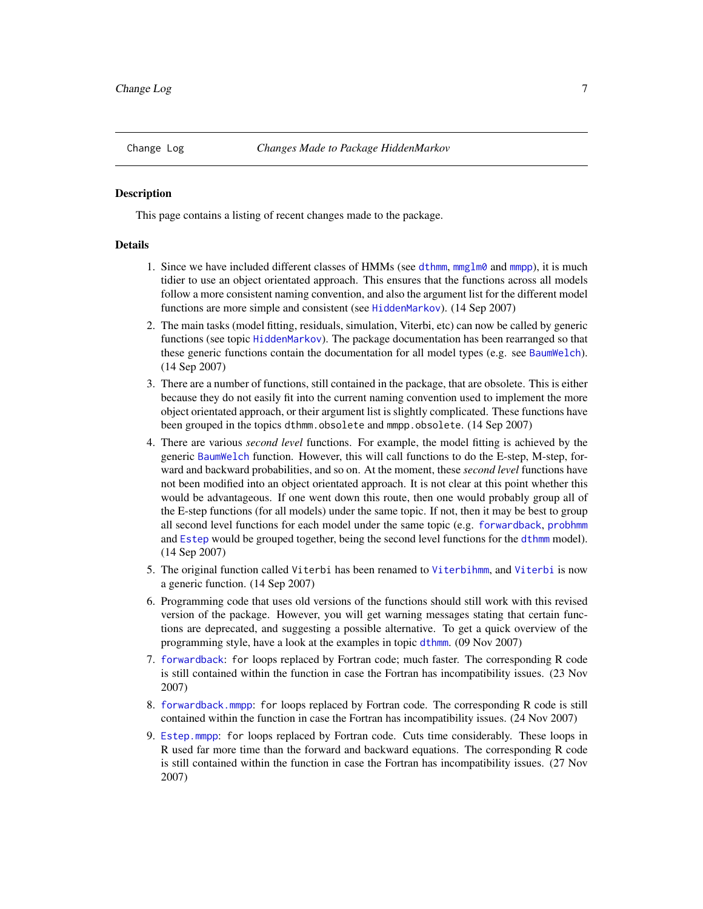Change Log *Changes Made to Package HiddenMarkov*

## Description

This page contains a listing of recent changes made to the package.

## Details

1. Since we have included different classes of HMMs (see `dthmm`, `mmglm0` and `mmpp`), it is much tidier to use an object orientated approach. This ensures that the functions across all models follow a more consistent naming convention, and also the argument list for the different model functions are more simple and consistent (see `HiddenMarkov`). (14 Sep 2007)

2. The main tasks (model fitting, residuals, simulation, Viterbi, etc) can now be called by generic functions (see topic `HiddenMarkov`). The package documentation has been rearranged so that these generic functions contain the documentation for all model types (e.g. see `BaumWelch`). (14 Sep 2007)

3. There are a number of functions, still contained in the package, that are obsolete. This is either because they do not easily fit into the current naming convention used to implement the more object orientated approach, or their argument list is slightly complicated. These functions have been grouped in the topics `dthmm.obsolete` and `mmpp.obsolete`. (14 Sep 2007)

4. There are various *second level* functions. For example, the model fitting is achieved by the generic `BaumWelch` function. However, this will call functions to do the E-step, M-step, forward and backward probabilities, and so on. At the moment, these *second level* functions have not been modified into an object orientated approach. It is not clear at this point whether this would be advantageous. If one went down this route, then one would probably group all of the E-step functions (for all models) under the same topic. If not, then it may be best to group all second level functions for each model under the same topic (e.g. `forwardback`, `probhmm` and `Estep` would be grouped together, being the second level functions for the `dthmm` model). (14 Sep 2007)

5. The original function called `Viterbi` has been renamed to `Viterbihmm`, and `Viterbi` is now a generic function. (14 Sep 2007)

6. Programming code that uses old versions of the functions should still work with this revised version of the package. However, you will get warning messages stating that certain functions are deprecated, and suggesting a possible alternative. To get a quick overview of the programming style, have a look at the examples in topic `dthmm`. (09 Nov 2007)

7. `forwardback`: `for` loops replaced by Fortran code; much faster. The corresponding R code is still contained within the function in case the Fortran has incompatibility issues. (23 Nov 2007)

8. `forwardback.mmpp`: `for` loops replaced by Fortran code. The corresponding R code is still contained within the function in case the Fortran has incompatibility issues. (24 Nov 2007)

9. `Estep.mmpp`: `for` loops replaced by Fortran code. Cuts time considerably. These loops in R used far more time than the forward and backward equations. The corresponding R code is still contained within the function in case the Fortran has incompatibility issues. (27 Nov 2007)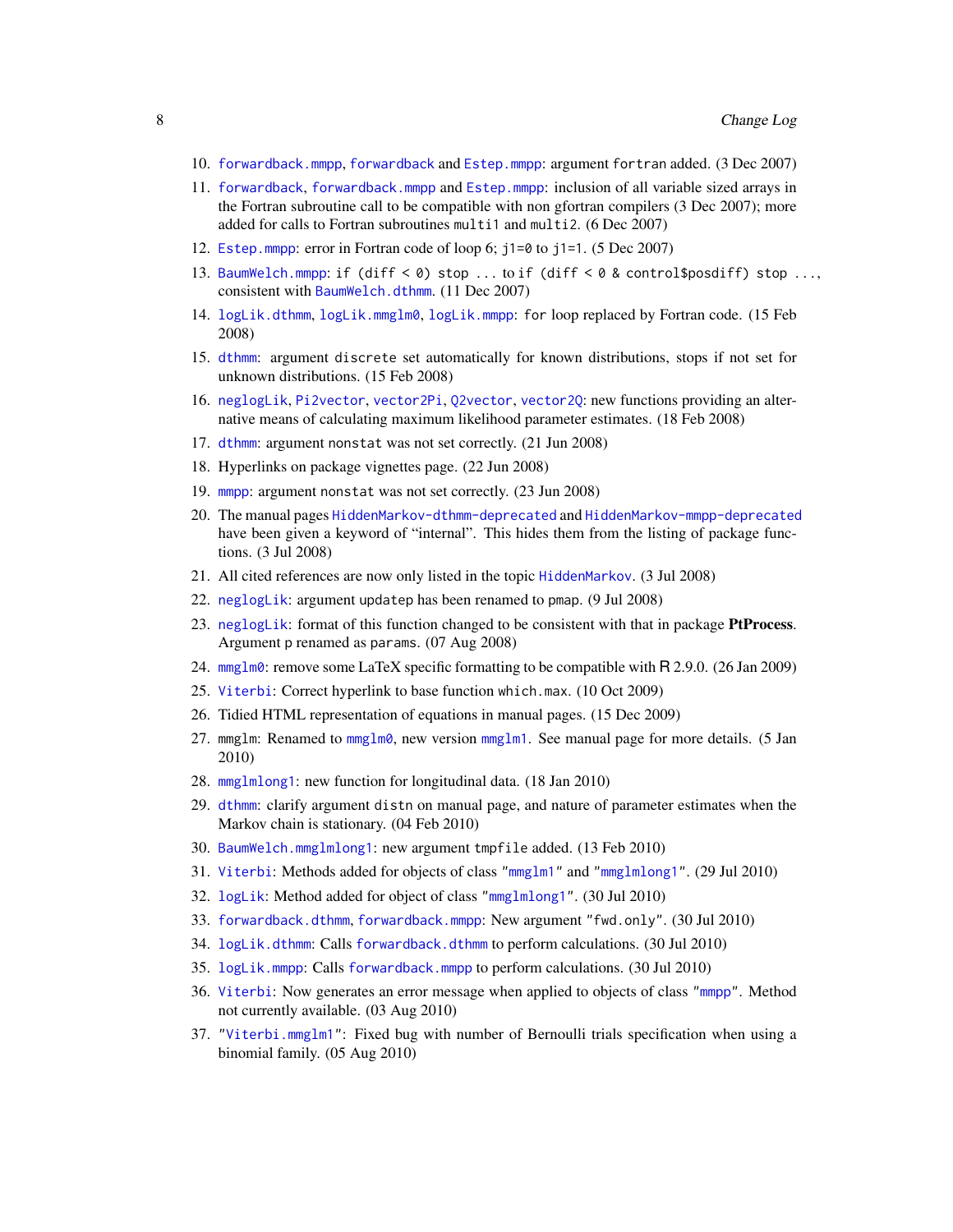10. forwardback.mmpp, forwardback and Estep.mmpp: argument fortran added. (3 Dec 2007)
11. forwardback, forwardback.mmpp and Estep.mmpp: inclusion of all variable sized arrays in the Fortran subroutine call to be compatible with non gfortran compilers (3 Dec 2007); more added for calls to Fortran subroutines multi1 and multi2. (6 Dec 2007)
12. Estep.mmpp: error in Fortran code of loop 6; j1=0 to j1=1. (5 Dec 2007)
13. BaumWelch.mmpp: if (diff < 0) stop ... to if (diff < 0 & control$posdiff) stop ..., consistent with BaumWelch.dthmm. (11 Dec 2007)
14. logLik.dthmm, logLik.mmglm0, logLik.mmpp: for loop replaced by Fortran code. (15 Feb 2008)
15. dthmm: argument discrete set automatically for known distributions, stops if not set for unknown distributions. (15 Feb 2008)
16. neglogLik, Pi2vector, vector2Pi, Q2vector, vector2Q: new functions providing an alternative means of calculating maximum likelihood parameter estimates. (18 Feb 2008)
17. dthmm: argument nonstat was not set correctly. (21 Jun 2008)
18. Hyperlinks on package vignettes page. (22 Jun 2008)
19. mmpp: argument nonstat was not set correctly. (23 Jun 2008)
20. The manual pages HiddenMarkov-dthmm-deprecated and HiddenMarkov-mmpp-deprecated have been given a keyword of "internal". This hides them from the listing of package functions. (3 Jul 2008)
21. All cited references are now only listed in the topic HiddenMarkov. (3 Jul 2008)
22. neglogLik: argument updatep has been renamed to pmap. (9 Jul 2008)
23. neglogLik: format of this function changed to be consistent with that in package **PtProcess**. Argument p renamed as params. (07 Aug 2008)
24. mmglm0: remove some LaTeX specific formatting to be compatible with R 2.9.0. (26 Jan 2009)
25. Viterbi: Correct hyperlink to base function which.max. (10 Oct 2009)
26. Tidied HTML representation of equations in manual pages. (15 Dec 2009)
27. mmglm: Renamed to mmglm0, new version mmglm1. See manual page for more details. (5 Jan 2010)
28. mmglmlong1: new function for longitudinal data. (18 Jan 2010)
29. dthmm: clarify argument distn on manual page, and nature of parameter estimates when the Markov chain is stationary. (04 Feb 2010)
30. BaumWelch.mmglmlong1: new argument tmpfile added. (13 Feb 2010)
31. Viterbi: Methods added for objects of class "mmglm1" and "mmglmlong1". (29 Jul 2010)
32. logLik: Method added for object of class "mmglmlong1". (30 Jul 2010)
33. forwardback.dthmm, forwardback.mmpp: New argument "fwd.only". (30 Jul 2010)
34. logLik.dthmm: Calls forwardback.dthmm to perform calculations. (30 Jul 2010)
35. logLik.mmpp: Calls forwardback.mmpp to perform calculations. (30 Jul 2010)
36. Viterbi: Now generates an error message when applied to objects of class "mmpp". Method not currently available. (03 Aug 2010)
37. "Viterbi.mmglm1": Fixed bug with number of Bernoulli trials specification when using a binomial family. (05 Aug 2010)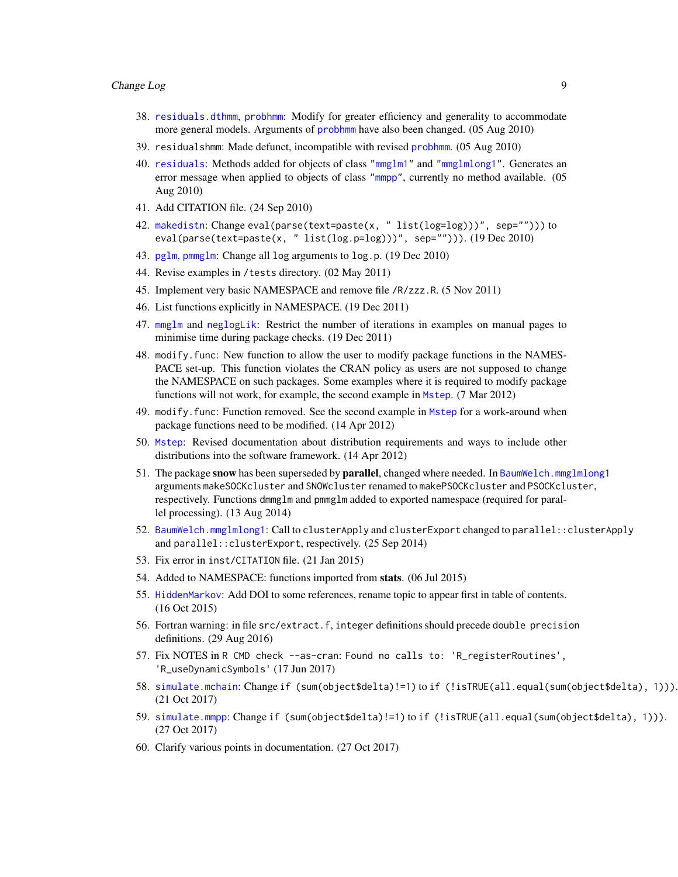38. `residuals.dthmm`, `probhmm`: Modify for greater efficiency and generality to accommodate more general models. Arguments of `probhmm` have also been changed. (05 Aug 2010)
39. `residualshmm`: Made defunct, incompatible with revised `probhmm`. (05 Aug 2010)
40. `residuals`: Methods added for objects of class `"mmglm1"` and `"mmglmlong1"`. Generates an error message when applied to objects of class `"mmpp"`, currently no method available. (05 Aug 2010)
41. Add CITATION file. (24 Sep 2010)
42. `makedistn`: Change `eval(parse(text=paste(x, " list(log=log))", sep="")))` to `eval(parse(text=paste(x, " list(log.p=log))", sep="")))`. (19 Dec 2010)
43. `pglm`, `pmmglm`: Change all `log` arguments to `log.p`. (19 Dec 2010)
44. Revise examples in `/tests` directory. (02 May 2011)
45. Implement very basic NAMESPACE and remove file `/R/zzz.R`. (5 Nov 2011)
46. List functions explicitly in NAMESPACE. (19 Dec 2011)
47. `mmglm` and `neglogLik`: Restrict the number of iterations in examples on manual pages to minimise time during package checks. (19 Dec 2011)
48. `modify.func`: New function to allow the user to modify package functions in the NAMESPACE set-up. This function violates the CRAN policy as users are not supposed to change the NAMESPACE on such packages. Some examples where it is required to modify package functions will not work, for example, the second example in `Mstep`. (7 Mar 2012)
49. `modify.func`: Function removed. See the second example in `Mstep` for a work-around when package functions need to be modified. (14 Apr 2012)
50. `Mstep`: Revised documentation about distribution requirements and ways to include other distributions into the software framework. (14 Apr 2012)
51. The package **snow** has been superseded by **parallel**, changed where needed. In `BaumWelch.mmglmlong1` arguments `makeSOCKcluster` and `SNOWcluster` renamed to `makePSOCKcluster` and `PSOCKcluster`, respectively. Functions `dmmglm` and `pmmglm` added to exported namespace (required for parallel processing). (13 Aug 2014)
52. `BaumWelch.mmglmlong1`: Call to `clusterApply` and `clusterExport` changed to `parallel::clusterApply` and `parallel::clusterExport`, respectively. (25 Sep 2014)
53. Fix error in `inst/CITATION` file. (21 Jan 2015)
54. Added to NAMESPACE: functions imported from **stats**. (06 Jul 2015)
55. `HiddenMarkov`: Add DOI to some references, rename topic to appear first in table of contents. (16 Oct 2015)
56. Fortran warning: in file `src/extract.f`, `integer` definitions should precede `double precision` definitions. (29 Aug 2016)
57. Fix NOTES in `R CMD check --as-cran`: `Found no calls to: 'R_registerRoutines', 'R_useDynamicSymbols'` (17 Jun 2017)
58. `simulate.mchain`: Change `if (sum(object$delta)!=1)` to `if (!isTRUE(all.equal(sum(object$delta), 1)))`. (21 Oct 2017)
59. `simulate.mmpp`: Change `if (sum(object$delta)!=1)` to `if (!isTRUE(all.equal(sum(object$delta), 1)))`. (27 Oct 2017)
60. Clarify various points in documentation. (27 Oct 2017)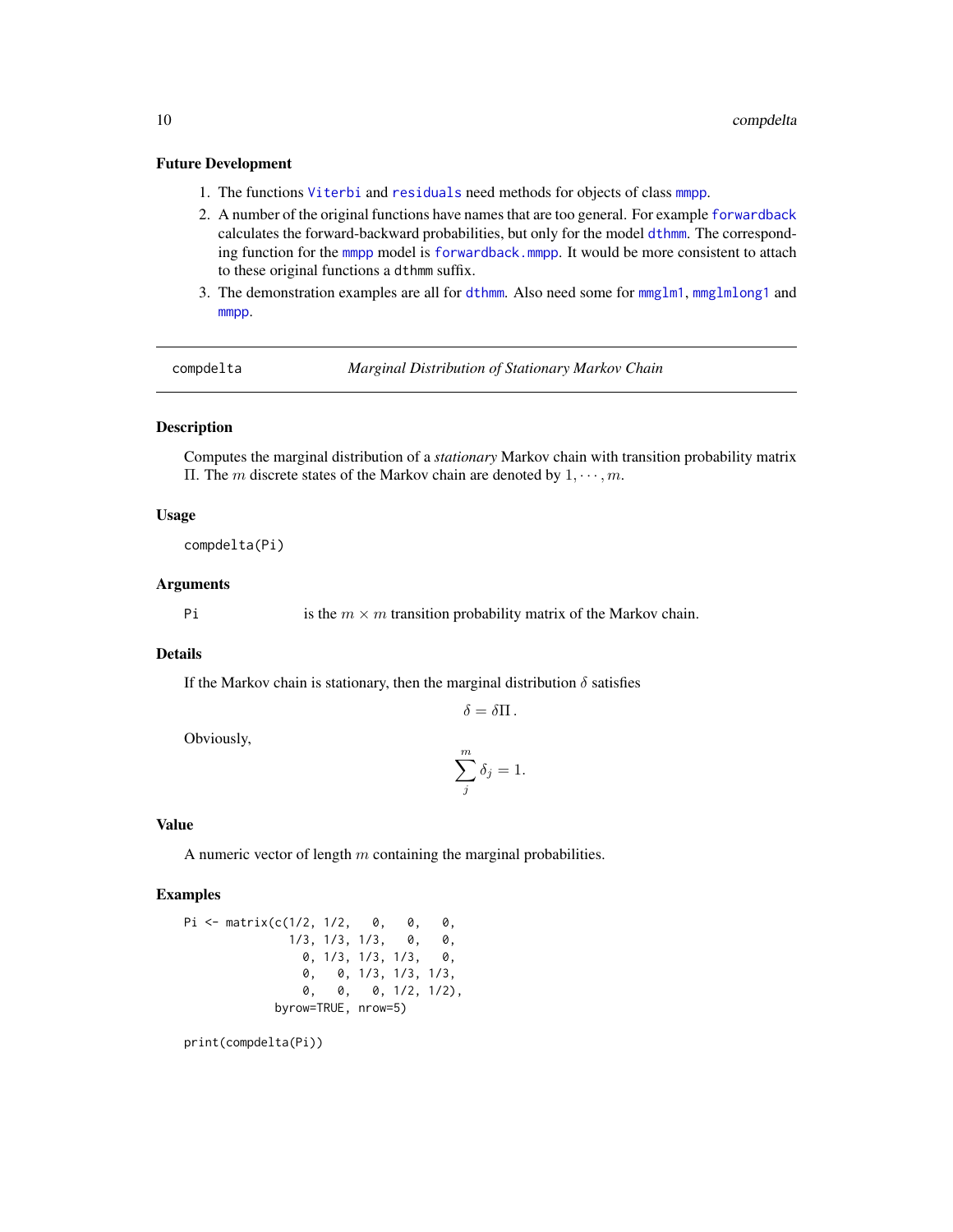### Future Development

1. The functions `Viterbi` and `residuals` need methods for objects of class `mmpp`.
2. A number of the original functions have names that are too general. For example `forwardback` calculates the forward-backward probabilities, but only for the model `dthmm`. The corresponding function for the `mmpp` model is `forwardback.mmpp`. It would be more consistent to attach to these original functions a `dthmm` suffix.
3. The demonstration examples are all for `dthmm`. Also need some for `mmglm1`, `mmglmlong1` and `mmpp`.

---

## compdelta — *Marginal Distribution of Stationary Markov Chain*

### Description

Computes the marginal distribution of a *stationary* Markov chain with transition probability matrix $\Pi$. The $m$ discrete states of the Markov chain are denoted by $1, \cdots, m$.

### Usage

```
compdelta(Pi)
```

### Arguments

`Pi` is the $m \times m$ transition probability matrix of the Markov chain.

### Details

If the Markov chain is stationary, then the marginal distribution $\delta$ satisfies

$$\delta = \delta \Pi \,.$$

Obviously,

$$\sum_j^m \delta_j = 1.$$

### Value

A numeric vector of length $m$ containing the marginal probabilities.

### Examples

```
Pi <- matrix(c(1/2, 1/2,   0,   0,   0,
               1/3, 1/3, 1/3,   0,   0,
                 0, 1/3, 1/3, 1/3,   0,
                 0,   0, 1/3, 1/3, 1/3,
                 0,   0,   0, 1/2, 1/2),
             byrow=TRUE, nrow=5)

print(compdelta(Pi))
```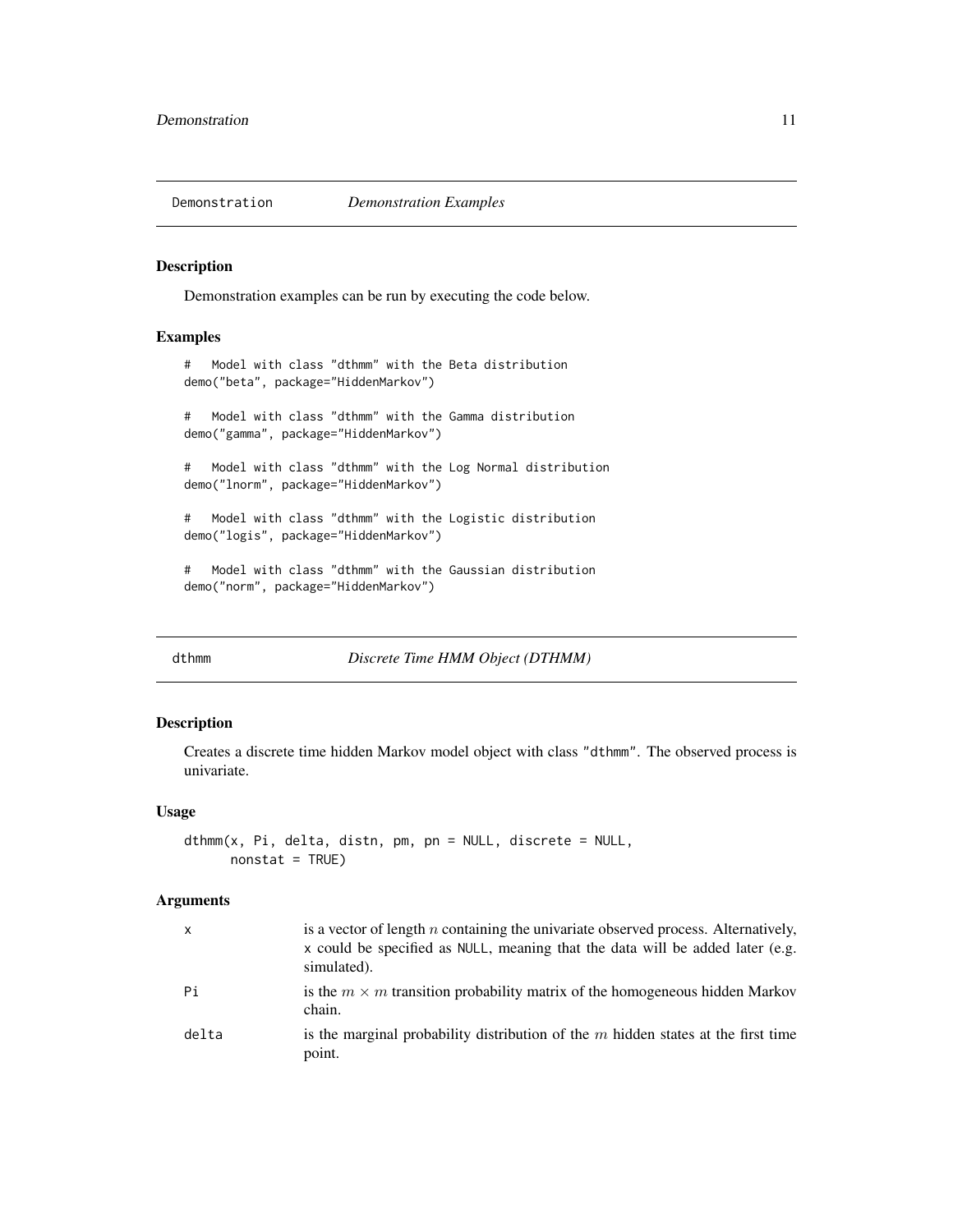## Demonstration *Demonstration Examples*

### Description

Demonstration examples can be run by executing the code below.

### Examples

```
#   Model with class "dthmm" with the Beta distribution
demo("beta", package="HiddenMarkov")

#   Model with class "dthmm" with the Gamma distribution
demo("gamma", package="HiddenMarkov")

#   Model with class "dthmm" with the Log Normal distribution
demo("lnorm", package="HiddenMarkov")

#   Model with class "dthmm" with the Logistic distribution
demo("logis", package="HiddenMarkov")

#   Model with class "dthmm" with the Gaussian distribution
demo("norm", package="HiddenMarkov")
```

## dthmm *Discrete Time HMM Object (DTHMM)*

### Description

Creates a discrete time hidden Markov model object with class "dthmm". The observed process is univariate.

### Usage

```
dthmm(x, Pi, delta, distn, pm, pn = NULL, discrete = NULL,
      nonstat = TRUE)
```

### Arguments

| | |
|---|---|
| x | is a vector of length $n$ containing the univariate observed process. Alternatively, x could be specified as NULL, meaning that the data will be added later (e.g. simulated). |
| Pi | is the $m \times m$ transition probability matrix of the homogeneous hidden Markov chain. |
| delta | is the marginal probability distribution of the $m$ hidden states at the first time point. |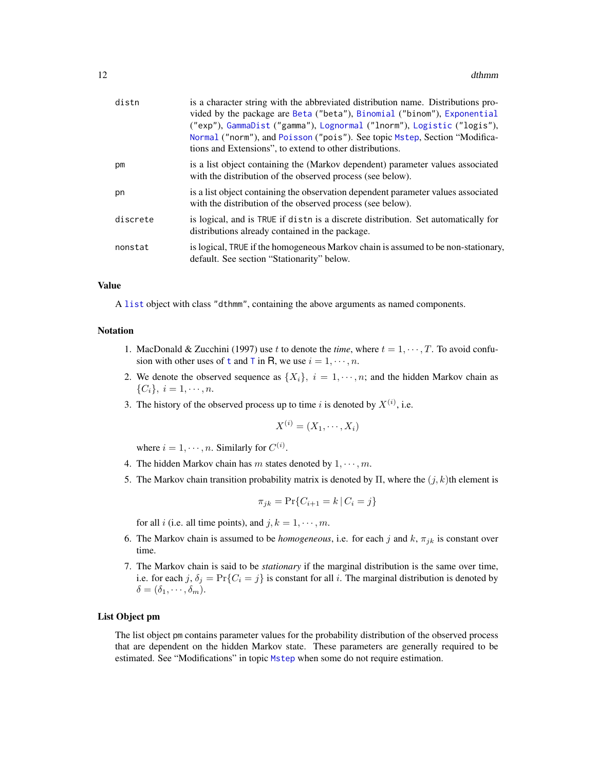| | |
|---|---|
| distn | is a character string with the abbreviated distribution name. Distributions provided by the package are Beta ("beta"), Binomial ("binom"), Exponential ("exp"), GammaDist ("gamma"), Lognormal ("lnorm"), Logistic ("logis"), Normal ("norm"), and Poisson ("pois"). See topic Mstep, Section "Modifications and Extensions", to extend to other distributions. |
| pm | is a list object containing the (Markov dependent) parameter values associated with the distribution of the observed process (see below). |
| pn | is a list object containing the observation dependent parameter values associated with the distribution of the observed process (see below). |
| discrete | is logical, and is TRUE if distn is a discrete distribution. Set automatically for distributions already contained in the package. |
| nonstat | is logical, TRUE if the homogeneous Markov chain is assumed to be non-stationary, default. See section "Stationarity" below. |

## Value

A list object with class "dthmm", containing the above arguments as named components.

## Notation

1. MacDonald & Zucchini (1997) use $t$ to denote the *time*, where $t = 1, \cdots, T$. To avoid confusion with other uses of t and T in R, we use $i = 1, \cdots, n$.
2. We denote the observed sequence as $\{X_i\}$, $i = 1, \cdots, n$; and the hidden Markov chain as $\{C_i\}$, $i = 1, \cdots, n$.
3. The history of the observed process up to time $i$ is denoted by $X^{(i)}$, i.e.

$$X^{(i)} = (X_1, \cdots, X_i)$$

   where $i = 1, \cdots, n$. Similarly for $C^{(i)}$.
4. The hidden Markov chain has $m$ states denoted by $1, \cdots, m$.
5. The Markov chain transition probability matrix is denoted by $\Pi$, where the $(j, k)$th element is

$$\pi_{jk} = \Pr\{C_{i+1} = k \,|\, C_i = j\}$$

   for all $i$ (i.e. all time points), and $j, k = 1, \cdots, m$.
6. The Markov chain is assumed to be *homogeneous*, i.e. for each $j$ and $k$, $\pi_{jk}$ is constant over time.
7. The Markov chain is said to be *stationary* if the marginal distribution is the same over time, i.e. for each $j$, $\delta_j = \Pr\{C_i = j\}$ is constant for all $i$. The marginal distribution is denoted by $\delta = (\delta_1, \cdots, \delta_m)$.

## List Object pm

The list object pm contains parameter values for the probability distribution of the observed process that are dependent on the hidden Markov state. These parameters are generally required to be estimated. See "Modifications" in topic Mstep when some do not require estimation.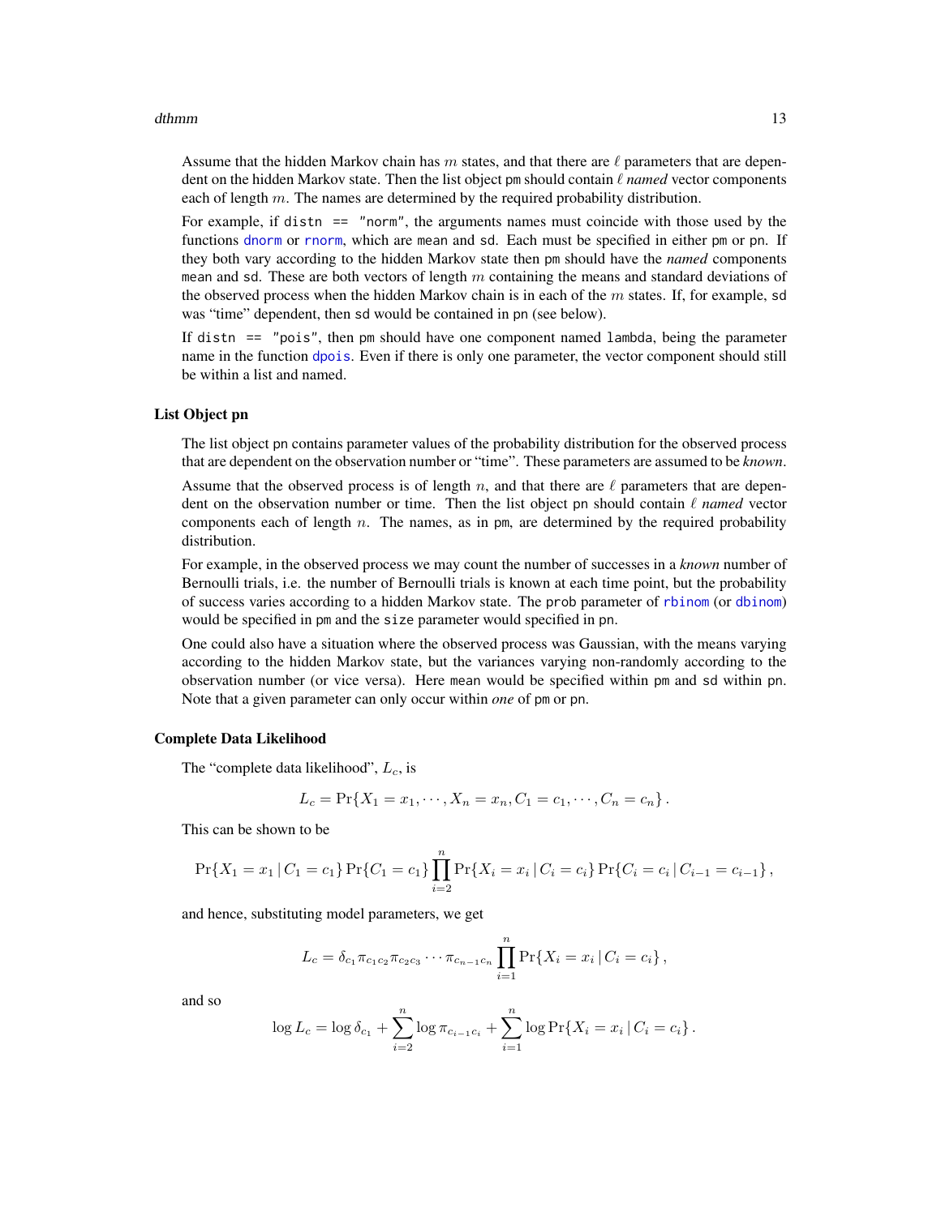Assume that the hidden Markov chain has $m$ states, and that there are $\ell$ parameters that are dependent on the hidden Markov state. Then the list object `pm` should contain $\ell$ *named* vector components each of length $m$. The names are determined by the required probability distribution.

For example, if `distn == "norm"`, the arguments names must coincide with those used by the functions `dnorm` or `rnorm`, which are `mean` and `sd`. Each must be specified in either `pm` or `pn`. If they both vary according to the hidden Markov state then `pm` should have the *named* components `mean` and `sd`. These are both vectors of length $m$ containing the means and standard deviations of the observed process when the hidden Markov chain is in each of the $m$ states. If, for example, `sd` was "time" dependent, then `sd` would be contained in `pn` (see below).

If `distn == "pois"`, then `pm` should have one component named `lambda`, being the parameter name in the function `dpois`. Even if there is only one parameter, the vector component should still be within a list and named.

### List Object pn

The list object `pn` contains parameter values of the probability distribution for the observed process that are dependent on the observation number or "time". These parameters are assumed to be *known*.

Assume that the observed process is of length $n$, and that there are $\ell$ parameters that are dependent on the observation number or time. Then the list object `pn` should contain $\ell$ *named* vector components each of length $n$. The names, as in `pm`, are determined by the required probability distribution.

For example, in the observed process we may count the number of successes in a *known* number of Bernoulli trials, i.e. the number of Bernoulli trials is known at each time point, but the probability of success varies according to a hidden Markov state. The `prob` parameter of `rbinom` (or `dbinom`) would be specified in `pm` and the `size` parameter would specified in `pn`.

One could also have a situation where the observed process was Gaussian, with the means varying according to the hidden Markov state, but the variances varying non-randomly according to the observation number (or vice versa). Here `mean` would be specified within `pm` and `sd` within `pn`. Note that a given parameter can only occur within *one* of `pm` or `pn`.

### Complete Data Likelihood

The "complete data likelihood", $L_c$, is

$$L_c = \Pr\{ X_1 = x_1, \cdots, X_n = x_n, C_1 = c_1, \cdots, C_n = c_n \} \,.$$

This can be shown to be

$$\Pr\{ X_1 = x_1 \,|\, C_1 = c_1 \} \Pr\{ C_1 = c_1 \} \prod_{i=2}^n \Pr\{ X_i = x_i \,|\, C_i = c_i \} \Pr\{ C_i = c_i \,|\, C_{i-1} = c_{i-1} \} \,,$$

and hence, substituting model parameters, we get

$$L_c = \delta_{c_1} \pi_{c_1 c_2} \pi_{c_2 c_3} \cdots \pi_{c_{n-1} c_n} \prod_{i=1}^n \Pr\{ X_i = x_i \,|\, C_i = c_i \} \,,$$

and so

$$\log L_c = \log \delta_{c_1} + \sum_{i=2}^n \log \pi_{c_{i-1} c_i} + \sum_{i=1}^n \log \Pr\{ X_i = x_i \,|\, C_i = c_i \} \,.$$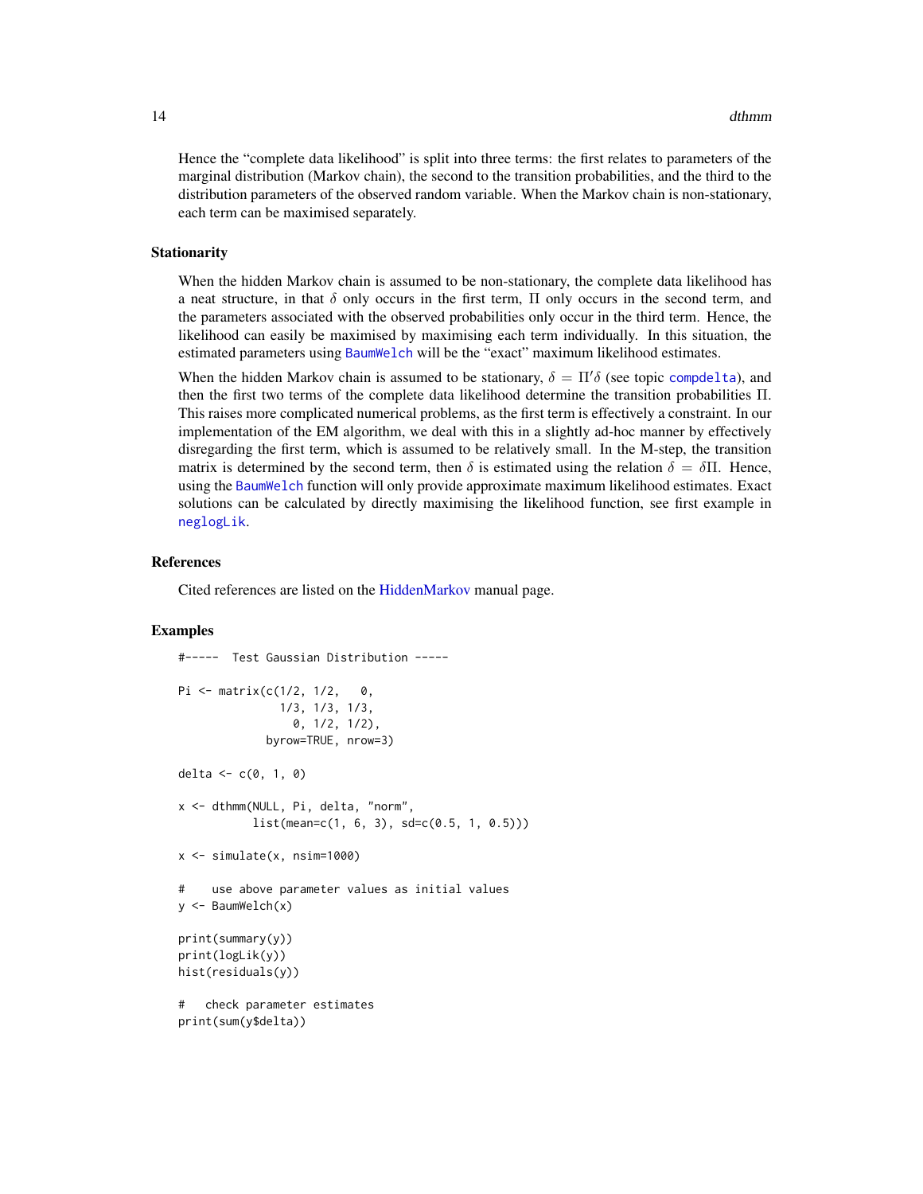Hence the "complete data likelihood" is split into three terms: the first relates to parameters of the marginal distribution (Markov chain), the second to the transition probabilities, and the third to the distribution parameters of the observed random variable. When the Markov chain is non-stationary, each term can be maximised separately.

### Stationarity

When the hidden Markov chain is assumed to be non-stationary, the complete data likelihood has a neat structure, in that $\delta$ only occurs in the first term, $\Pi$ only occurs in the second term, and the parameters associated with the observed probabilities only occur in the third term. Hence, the likelihood can easily be maximised by maximising each term individually. In this situation, the estimated parameters using BaumWelch will be the "exact" maximum likelihood estimates.

When the hidden Markov chain is assumed to be stationary, $\delta = \Pi'\delta$ (see topic compdelta), and then the first two terms of the complete data likelihood determine the transition probabilities $\Pi$. This raises more complicated numerical problems, as the first term is effectively a constraint. In our implementation of the EM algorithm, we deal with this in a slightly ad-hoc manner by effectively disregarding the first term, which is assumed to be relatively small. In the M-step, the transition matrix is determined by the second term, then $\delta$ is estimated using the relation $\delta = \delta\Pi$. Hence, using the BaumWelch function will only provide approximate maximum likelihood estimates. Exact solutions can be calculated by directly maximising the likelihood function, see first example in neglogLik.

### References

Cited references are listed on the HiddenMarkov manual page.

### Examples

```
#-----  Test Gaussian Distribution -----

Pi <- matrix(c(1/2, 1/2,   0,
               1/3, 1/3, 1/3,
                 0, 1/2, 1/2),
             byrow=TRUE, nrow=3)

delta <- c(0, 1, 0)

x <- dthmm(NULL, Pi, delta, "norm",
           list(mean=c(1, 6, 3), sd=c(0.5, 1, 0.5)))

x <- simulate(x, nsim=1000)

#    use above parameter values as initial values
y <- BaumWelch(x)

print(summary(y))
print(logLik(y))
hist(residuals(y))

#   check parameter estimates
print(sum(y$delta))
```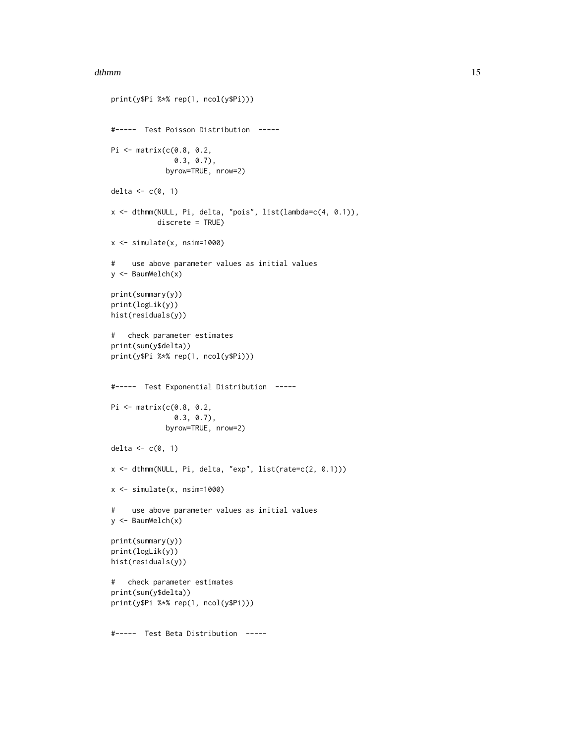```
print(y$Pi %*% rep(1, ncol(y$Pi)))


#-----  Test Poisson Distribution  -----

Pi <- matrix(c(0.8, 0.2,
               0.3, 0.7),
             byrow=TRUE, nrow=2)

delta <- c(0, 1)

x <- dthmm(NULL, Pi, delta, "pois", list(lambda=c(4, 0.1)),
           discrete = TRUE)

x <- simulate(x, nsim=1000)

#    use above parameter values as initial values
y <- BaumWelch(x)

print(summary(y))
print(logLik(y))
hist(residuals(y))

#   check parameter estimates
print(sum(y$delta))
print(y$Pi %*% rep(1, ncol(y$Pi)))


#-----  Test Exponential Distribution  -----

Pi <- matrix(c(0.8, 0.2,
               0.3, 0.7),
             byrow=TRUE, nrow=2)

delta <- c(0, 1)

x <- dthmm(NULL, Pi, delta, "exp", list(rate=c(2, 0.1)))

x <- simulate(x, nsim=1000)

#    use above parameter values as initial values
y <- BaumWelch(x)

print(summary(y))
print(logLik(y))
hist(residuals(y))

#   check parameter estimates
print(sum(y$delta))
print(y$Pi %*% rep(1, ncol(y$Pi)))


#-----  Test Beta Distribution  -----
```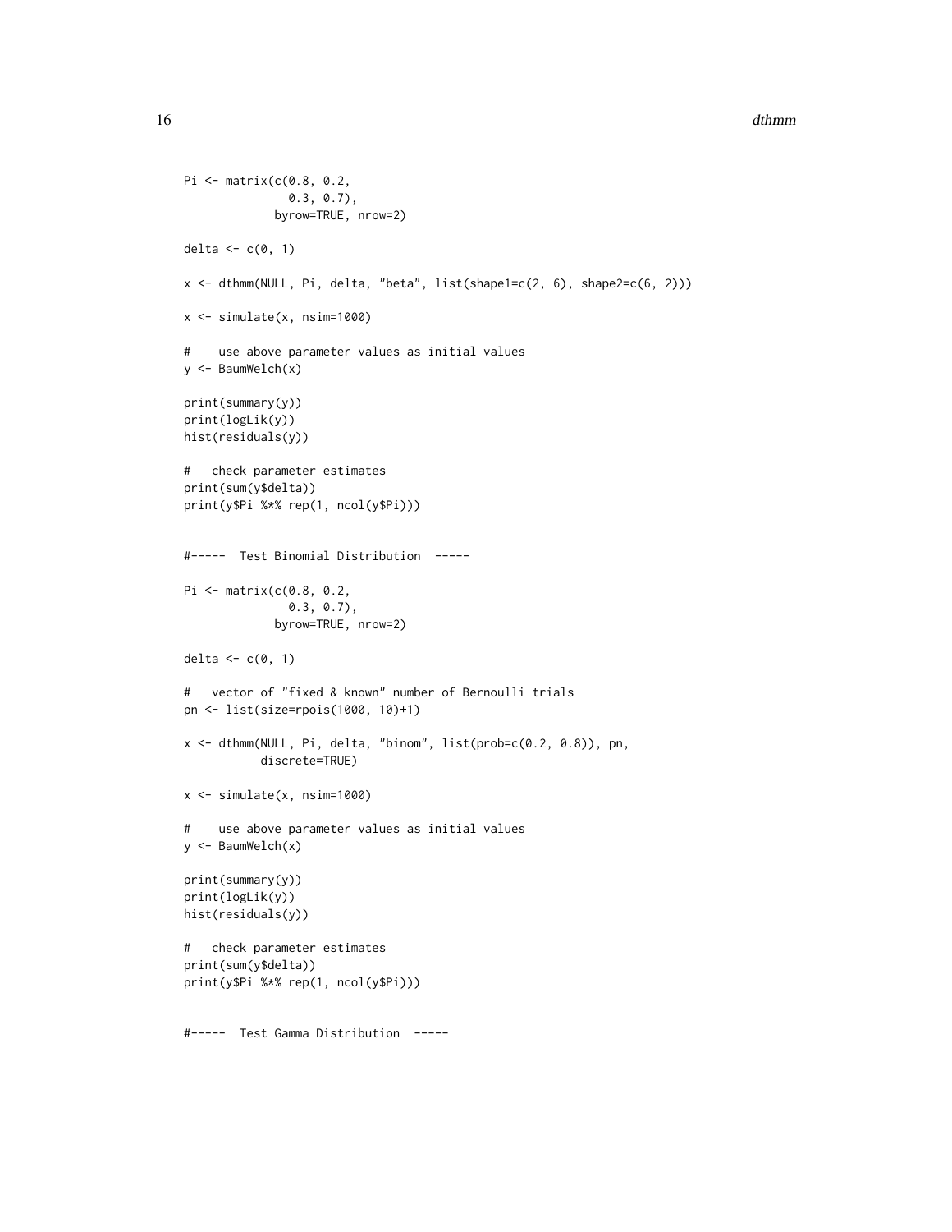```
Pi <- matrix(c(0.8, 0.2,
               0.3, 0.7),
             byrow=TRUE, nrow=2)

delta <- c(0, 1)

x <- dthmm(NULL, Pi, delta, "beta", list(shape1=c(2, 6), shape2=c(6, 2)))

x <- simulate(x, nsim=1000)

#    use above parameter values as initial values
y <- BaumWelch(x)

print(summary(y))
print(logLik(y))
hist(residuals(y))

#   check parameter estimates
print(sum(y$delta))
print(y$Pi %*% rep(1, ncol(y$Pi)))


#-----  Test Binomial Distribution  -----

Pi <- matrix(c(0.8, 0.2,
               0.3, 0.7),
             byrow=TRUE, nrow=2)

delta <- c(0, 1)

#   vector of "fixed & known" number of Bernoulli trials
pn <- list(size=rpois(1000, 10)+1)

x <- dthmm(NULL, Pi, delta, "binom", list(prob=c(0.2, 0.8)), pn,
           discrete=TRUE)

x <- simulate(x, nsim=1000)

#    use above parameter values as initial values
y <- BaumWelch(x)

print(summary(y))
print(logLik(y))
hist(residuals(y))

#   check parameter estimates
print(sum(y$delta))
print(y$Pi %*% rep(1, ncol(y$Pi)))


#-----  Test Gamma Distribution  -----
```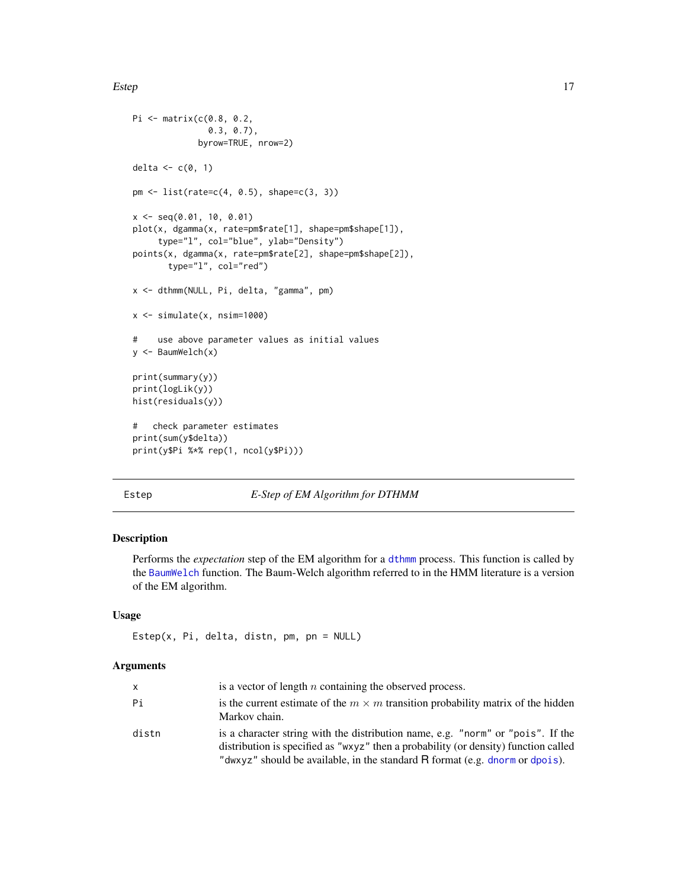```
Pi <- matrix(c(0.8, 0.2,
               0.3, 0.7),
             byrow=TRUE, nrow=2)

delta <- c(0, 1)

pm <- list(rate=c(4, 0.5), shape=c(3, 3))

x <- seq(0.01, 10, 0.01)
plot(x, dgamma(x, rate=pm$rate[1], shape=pm$shape[1]),
     type="l", col="blue", ylab="Density")
points(x, dgamma(x, rate=pm$rate[2], shape=pm$shape[2]),
       type="l", col="red")

x <- dthmm(NULL, Pi, delta, "gamma", pm)

x <- simulate(x, nsim=1000)

#    use above parameter values as initial values
y <- BaumWelch(x)

print(summary(y))
print(logLik(y))
hist(residuals(y))

#   check parameter estimates
print(sum(y$delta))
print(y$Pi %*% rep(1, ncol(y$Pi)))
```

## Estep — *E-Step of EM Algorithm for DTHMM*

### Description

Performs the *expectation* step of the EM algorithm for a dthmm process. This function is called by the BaumWelch function. The Baum-Welch algorithm referred to in the HMM literature is a version of the EM algorithm.

### Usage

```
Estep(x, Pi, delta, distn, pm, pn = NULL)
```

### Arguments

| | |
|---|---|
| x | is a vector of length $n$ containing the observed process. |
| Pi | is the current estimate of the $m \times m$ transition probability matrix of the hidden Markov chain. |
| distn | is a character string with the distribution name, e.g. "norm" or "pois". If the distribution is specified as "wxyz" then a probability (or density) function called "dwxyz" should be available, in the standard R format (e.g. dnorm or dpois). |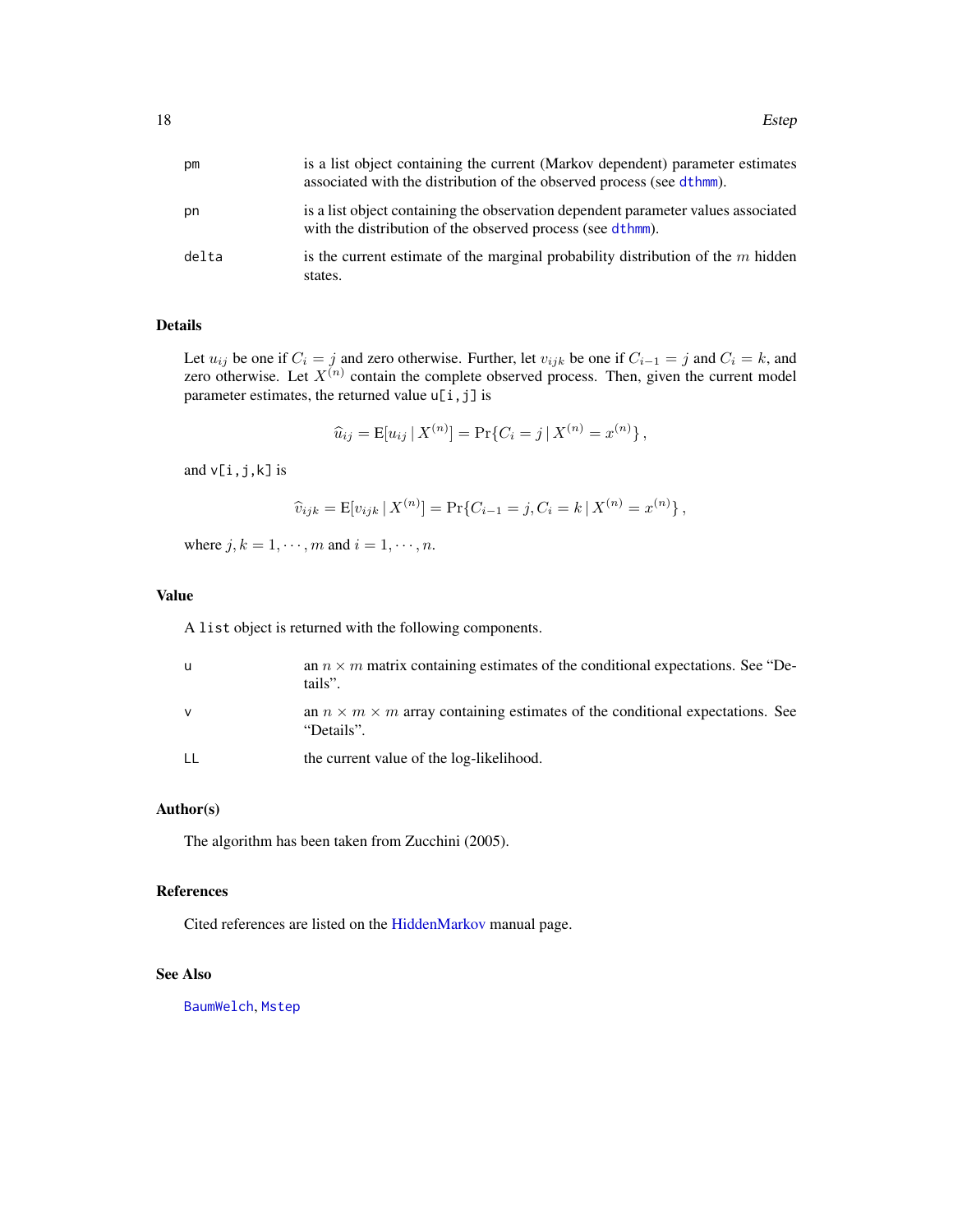| | |
|---|---|
| `pm` | is a list object containing the current (Markov dependent) parameter estimates associated with the distribution of the observed process (see `dthmm`). |
| `pn` | is a list object containing the observation dependent parameter values associated with the distribution of the observed process (see `dthmm`). |
| `delta` | is the current estimate of the marginal probability distribution of the $m$ hidden states. |

## Details

Let $u_{ij}$ be one if $C_i = j$ and zero otherwise. Further, let $v_{ijk}$ be one if $C_{i-1} = j$ and $C_i = k$, and zero otherwise. Let $X^{(n)}$ contain the complete observed process. Then, given the current model parameter estimates, the returned value `u[i,j]` is

$$\widehat{u}_{ij} = \mathrm{E}[u_{ij} \,|\, X^{(n)}] = \Pr\{C_i = j \,|\, X^{(n)} = x^{(n)}\}\,,$$

and `v[i,j,k]` is

$$\widehat{v}_{ijk} = \mathrm{E}[v_{ijk} \,|\, X^{(n)}] = \Pr\{C_{i-1} = j, C_i = k \,|\, X^{(n)} = x^{(n)}\}\,,$$

where $j, k = 1, \cdots, m$ and $i = 1, \cdots, n$.

## Value

A `list` object is returned with the following components.

| | |
|---|---|
| `u` | an $n \times m$ matrix containing estimates of the conditional expectations. See "Details". |
| `v` | an $n \times m \times m$ array containing estimates of the conditional expectations. See "Details". |
| `LL` | the current value of the log-likelihood. |

## Author(s)

The algorithm has been taken from Zucchini (2005).

## References

Cited references are listed on the HiddenMarkov manual page.

## See Also

`BaumWelch`, `Mstep`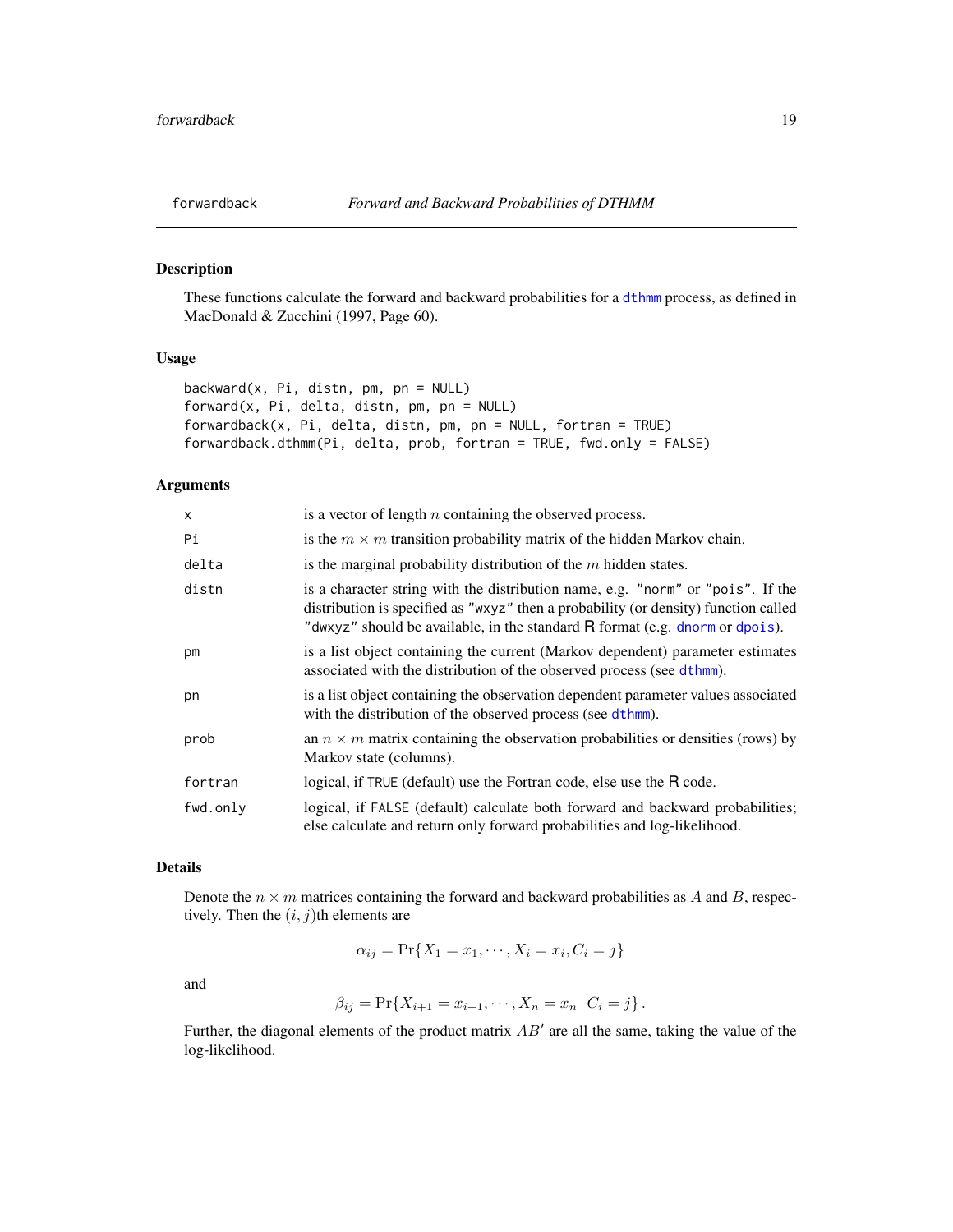## forwardback — *Forward and Backward Probabilities of DTHMM*

### Description

These functions calculate the forward and backward probabilities for a dthmm process, as defined in MacDonald & Zucchini (1997, Page 60).

### Usage

```
backward(x, Pi, distn, pm, pn = NULL)
forward(x, Pi, delta, distn, pm, pn = NULL)
forwardback(x, Pi, delta, distn, pm, pn = NULL, fortran = TRUE)
forwardback.dthmm(Pi, delta, prob, fortran = TRUE, fwd.only = FALSE)
```

### Arguments

| | |
|---|---|
| x | is a vector of length $n$ containing the observed process. |
| Pi | is the $m \times m$ transition probability matrix of the hidden Markov chain. |
| delta | is the marginal probability distribution of the $m$ hidden states. |
| distn | is a character string with the distribution name, e.g. "norm" or "pois". If the distribution is specified as "wxyz" then a probability (or density) function called "dwxyz" should be available, in the standard R format (e.g. dnorm or dpois). |
| pm | is a list object containing the current (Markov dependent) parameter estimates associated with the distribution of the observed process (see dthmm). |
| pn | is a list object containing the observation dependent parameter values associated with the distribution of the observed process (see dthmm). |
| prob | an $n \times m$ matrix containing the observation probabilities or densities (rows) by Markov state (columns). |
| fortran | logical, if TRUE (default) use the Fortran code, else use the R code. |
| fwd.only | logical, if FALSE (default) calculate both forward and backward probabilities; else calculate and return only forward probabilities and log-likelihood. |

### Details

Denote the $n \times m$ matrices containing the forward and backward probabilities as $A$ and $B$, respectively. Then the $(i, j)$th elements are

$$\alpha_{ij} = \Pr\{X_1 = x_1, \cdots, X_i = x_i, C_i = j\}$$

and

$$\beta_{ij} = \Pr\{X_{i+1} = x_{i+1}, \cdots, X_n = x_n \,|\, C_i = j\}\,.$$

Further, the diagonal elements of the product matrix $AB'$ are all the same, taking the value of the log-likelihood.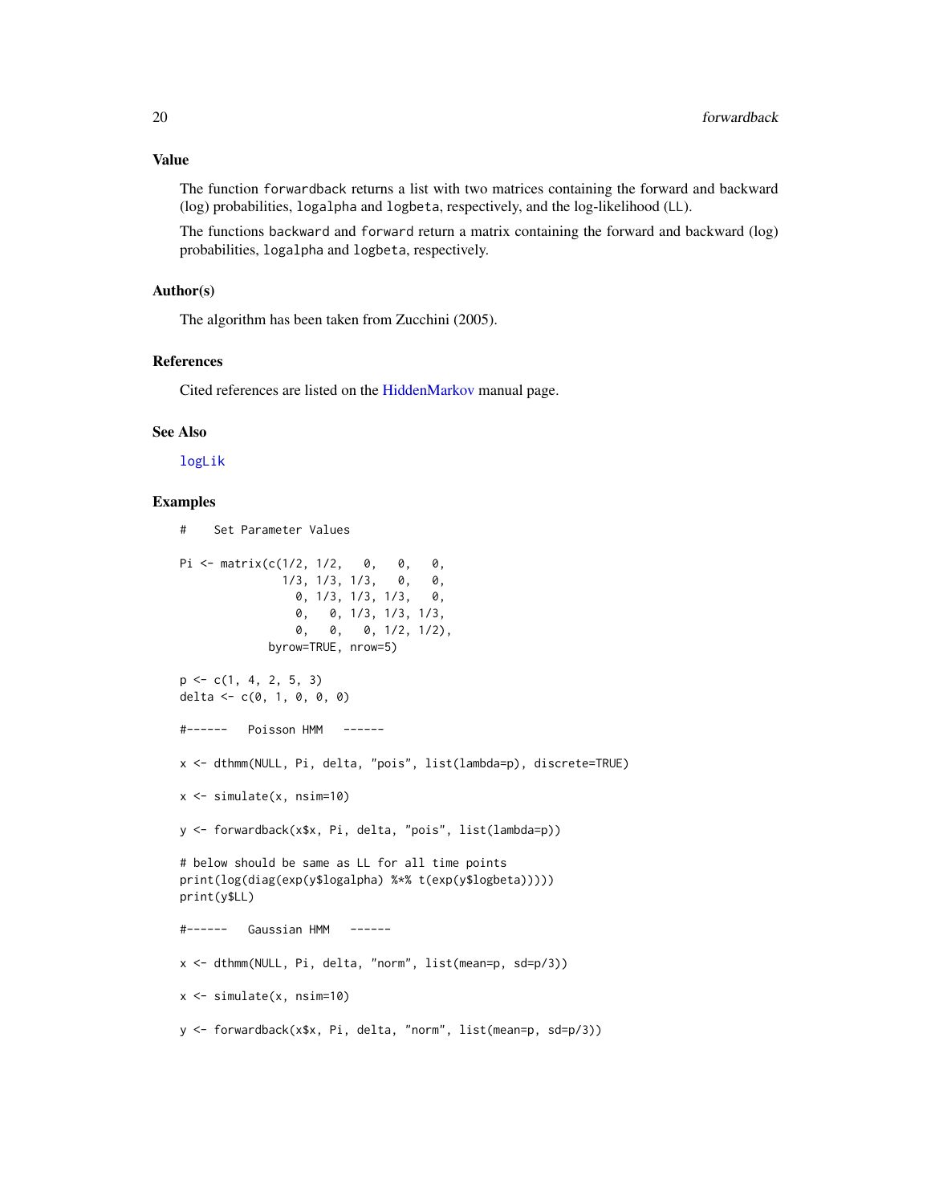## Value

The function `forwardback` returns a list with two matrices containing the forward and backward (log) probabilities, `logalpha` and `logbeta`, respectively, and the log-likelihood (`LL`).

The functions `backward` and `forward` return a matrix containing the forward and backward (log) probabilities, `logalpha` and `logbeta`, respectively.

## Author(s)

The algorithm has been taken from Zucchini (2005).

## References

Cited references are listed on the HiddenMarkov manual page.

## See Also

`logLik`

## Examples

```
#    Set Parameter Values

Pi <- matrix(c(1/2, 1/2,   0,   0,   0,
               1/3, 1/3, 1/3,   0,   0,
                 0, 1/3, 1/3, 1/3,   0,
                 0,   0, 1/3, 1/3, 1/3,
                 0,   0,   0, 1/2, 1/2),
             byrow=TRUE, nrow=5)

p <- c(1, 4, 2, 5, 3)
delta <- c(0, 1, 0, 0, 0)

#------   Poisson HMM   ------

x <- dthmm(NULL, Pi, delta, "pois", list(lambda=p), discrete=TRUE)

x <- simulate(x, nsim=10)

y <- forwardback(x$x, Pi, delta, "pois", list(lambda=p))

# below should be same as LL for all time points
print(log(diag(exp(y$logalpha) %*% t(exp(y$logbeta)))))
print(y$LL)

#------   Gaussian HMM   ------

x <- dthmm(NULL, Pi, delta, "norm", list(mean=p, sd=p/3))

x <- simulate(x, nsim=10)

y <- forwardback(x$x, Pi, delta, "norm", list(mean=p, sd=p/3))
```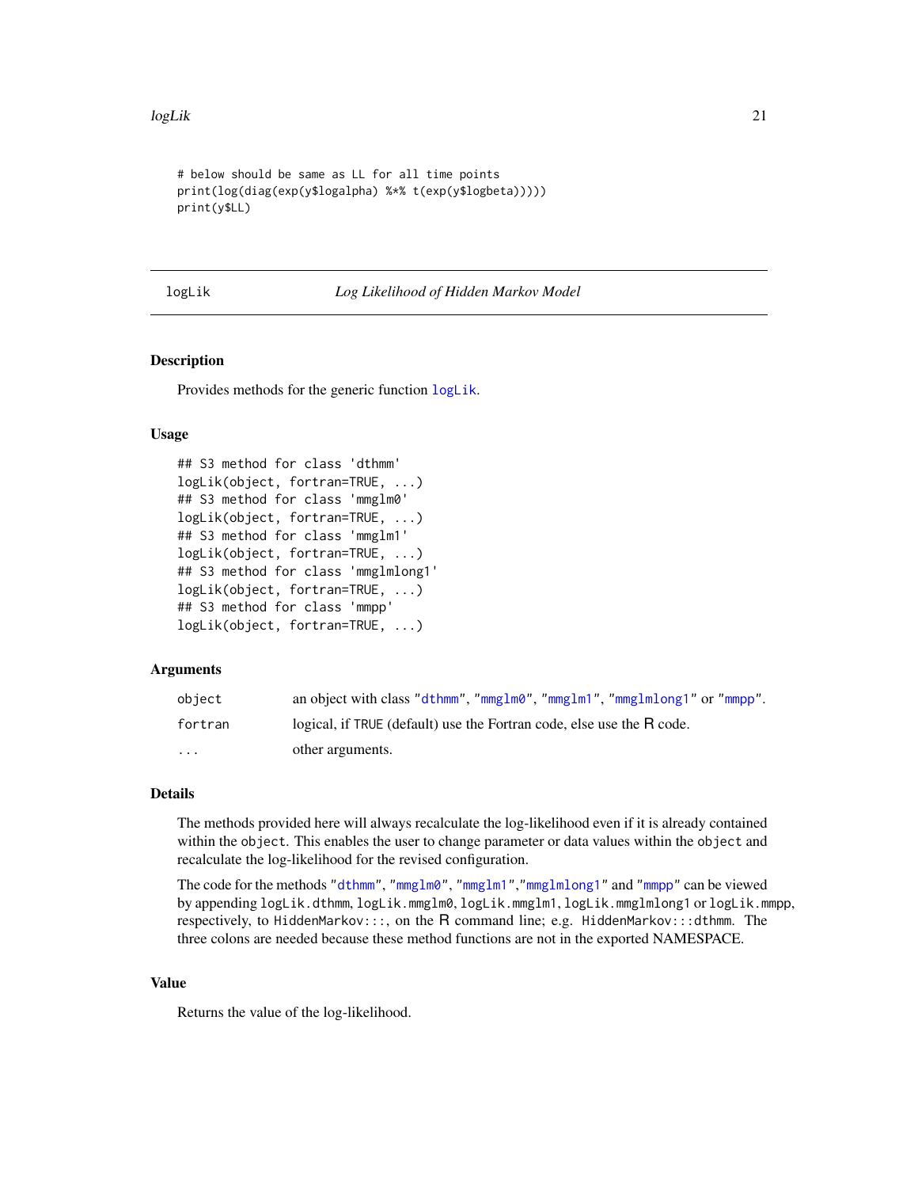```
# below should be same as LL for all time points
print(log(diag(exp(y$logalpha) %*% t(exp(y$logbeta)))))
print(y$LL)
```

---

logLik *Log Likelihood of Hidden Markov Model*

---

## Description

Provides methods for the generic function logLik.

## Usage

```
## S3 method for class 'dthmm'
logLik(object, fortran=TRUE, ...)
## S3 method for class 'mmglm0'
logLik(object, fortran=TRUE, ...)
## S3 method for class 'mmglm1'
logLik(object, fortran=TRUE, ...)
## S3 method for class 'mmglmlong1'
logLik(object, fortran=TRUE, ...)
## S3 method for class 'mmpp'
logLik(object, fortran=TRUE, ...)
```

## Arguments

| | |
|---|---|
| `object` | an object with class "dthmm", "mmglm0", "mmglm1", "mmglmlong1" or "mmpp". |
| `fortran` | logical, if TRUE (default) use the Fortran code, else use the R code. |
| `...` | other arguments. |

## Details

The methods provided here will always recalculate the log-likelihood even if it is already contained within the `object`. This enables the user to change parameter or data values within the `object` and recalculate the log-likelihood for the revised configuration.

The code for the methods "dthmm", "mmglm0", "mmglm1","mmglmlong1" and "mmpp" can be viewed by appending `logLik.dthmm`, `logLik.mmglm0`, `logLik.mmglm1`, `logLik.mmglmlong1` or `logLik.mmpp`, respectively, to `HiddenMarkov:::`, on the R command line; e.g. `HiddenMarkov:::dthmm`. The three colons are needed because these method functions are not in the exported NAMESPACE.

## Value

Returns the value of the log-likelihood.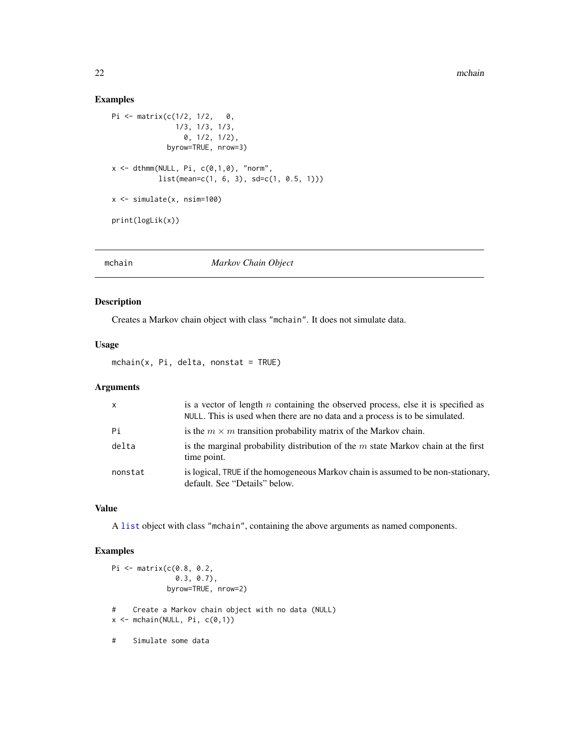## Examples

```
Pi <- matrix(c(1/2, 1/2,   0,
               1/3, 1/3, 1/3,
                 0, 1/2, 1/2),
             byrow=TRUE, nrow=3)

x <- dthmm(NULL, Pi, c(0,1,0), "norm",
           list(mean=c(1, 6, 3), sd=c(1, 0.5, 1)))

x <- simulate(x, nsim=100)

print(logLik(x))
```

---

mchain &nbsp;&nbsp;&nbsp;&nbsp; *Markov Chain Object*

---

## Description

Creates a Markov chain object with class "mchain". It does not simulate data.

## Usage

```
mchain(x, Pi, delta, nonstat = TRUE)
```

## Arguments

| | |
|---|---|
| x | is a vector of length $n$ containing the observed process, else it is specified as NULL. This is used when there are no data and a process is to be simulated. |
| Pi | is the $m \times m$ transition probability matrix of the Markov chain. |
| delta | is the marginal probability distribution of the $m$ state Markov chain at the first time point. |
| nonstat | is logical, TRUE if the homogeneous Markov chain is assumed to be non-stationary, default. See "Details" below. |

## Value

A list object with class "mchain", containing the above arguments as named components.

## Examples

```
Pi <- matrix(c(0.8, 0.2,
               0.3, 0.7),
             byrow=TRUE, nrow=2)

#    Create a Markov chain object with no data (NULL)
x <- mchain(NULL, Pi, c(0,1))

#    Simulate some data
```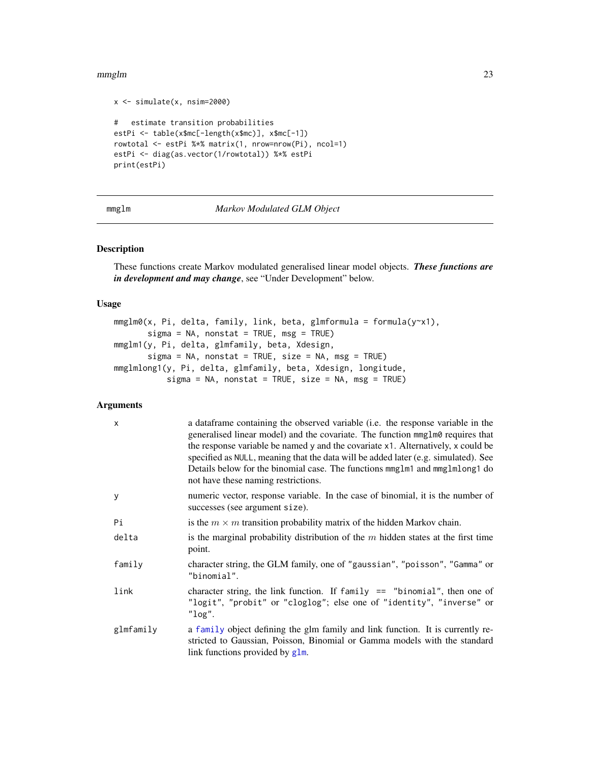```
x <- simulate(x, nsim=2000)

#   estimate transition probabilities
estPi <- table(x$mc[-length(x$mc)], x$mc[-1])
rowtotal <- estPi %*% matrix(1, nrow=nrow(Pi), ncol=1)
estPi <- diag(as.vector(1/rowtotal)) %*% estPi
print(estPi)
```

---

mmglm — *Markov Modulated GLM Object*

---

## Description

These functions create Markov modulated generalised linear model objects. ***These functions are in development and may change***, see "Under Development" below.

## Usage

```
mmglm0(x, Pi, delta, family, link, beta, glmformula = formula(y~x1),
       sigma = NA, nonstat = TRUE, msg = TRUE)
mmglm1(y, Pi, delta, glmfamily, beta, Xdesign,
       sigma = NA, nonstat = TRUE, size = NA, msg = TRUE)
mmglmlong1(y, Pi, delta, glmfamily, beta, Xdesign, longitude,
           sigma = NA, nonstat = TRUE, size = NA, msg = TRUE)
```

## Arguments

| | |
|---|---|
| `x` | a dataframe containing the observed variable (i.e. the response variable in the generalised linear model) and the covariate. The function `mmglm0` requires that the response variable be named `y` and the covariate `x1`. Alternatively, `x` could be specified as `NULL`, meaning that the data will be added later (e.g. simulated). See Details below for the binomial case. The functions `mmglm1` and `mmglmlong1` do not have these naming restrictions. |
| `y` | numeric vector, response variable. In the case of binomial, it is the number of successes (see argument `size`). |
| `Pi` | is the $m \times m$ transition probability matrix of the hidden Markov chain. |
| `delta` | is the marginal probability distribution of the $m$ hidden states at the first time point. |
| `family` | character string, the GLM family, one of `"gaussian"`, `"poisson"`, `"Gamma"` or `"binomial"`. |
| `link` | character string, the link function. If `family == "binomial"`, then one of `"logit"`, `"probit"` or `"cloglog"`; else one of `"identity"`, `"inverse"` or `"log"`. |
| `glmfamily` | a `family` object defining the glm family and link function. It is currently restricted to Gaussian, Poisson, Binomial or Gamma models with the standard link functions provided by `glm`. |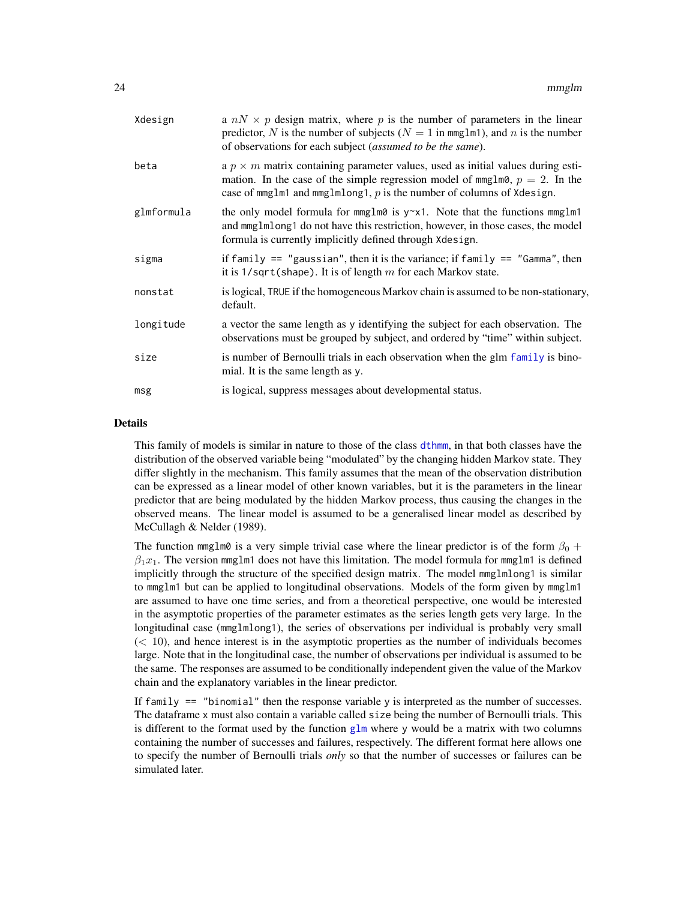| | |
|---|---|
| `Xdesign` | a $nN \times p$ design matrix, where $p$ is the number of parameters in the linear predictor, $N$ is the number of subjects ($N = 1$ in `mmglm1`), and $n$ is the number of observations for each subject (*assumed to be the same*). |
| `beta` | a $p \times m$ matrix containing parameter values, used as initial values during estimation. In the case of the simple regression model of `mmglm0`, $p = 2$. In the case of `mmglm1` and `mmglmlong1`, $p$ is the number of columns of `Xdesign`. |
| `glmformula` | the only model formula for `mmglm0` is `y~x1`. Note that the functions `mmglm1` and `mmglmlong1` do not have this restriction, however, in those cases, the model formula is currently implicitly defined through `Xdesign`. |
| `sigma` | if `family == "gaussian"`, then it is the variance; if `family == "Gamma"`, then it is `1/sqrt(shape)`. It is of length $m$ for each Markov state. |
| `nonstat` | is logical, `TRUE` if the homogeneous Markov chain is assumed to be non-stationary, default. |
| `longitude` | a vector the same length as `y` identifying the subject for each observation. The observations must be grouped by subject, and ordered by "time" within subject. |
| `size` | is number of Bernoulli trials in each observation when the glm `family` is binomial. It is the same length as `y`. |
| `msg` | is logical, suppress messages about developmental status. |

## Details

This family of models is similar in nature to those of the class `dthmm`, in that both classes have the distribution of the observed variable being "modulated" by the changing hidden Markov state. They differ slightly in the mechanism. This family assumes that the mean of the observation distribution can be expressed as a linear model of other known variables, but it is the parameters in the linear predictor that are being modulated by the hidden Markov process, thus causing the changes in the observed means. The linear model is assumed to be a generalised linear model as described by McCullagh & Nelder (1989).

The function `mmglm0` is a very simple trivial case where the linear predictor is of the form $\beta_0 + \beta_1 x_1$. The version `mmglm1` does not have this limitation. The model formula for `mmglm1` is defined implicitly through the structure of the specified design matrix. The model `mmglmlong1` is similar to `mmglm1` but can be applied to longitudinal observations. Models of the form given by `mmglm1` are assumed to have one time series, and from a theoretical perspective, one would be interested in the asymptotic properties of the parameter estimates as the series length gets very large. In the longitudinal case (`mmglmlong1`), the series of observations per individual is probably very small ($< 10$), and hence interest is in the asymptotic properties as the number of individuals becomes large. Note that in the longitudinal case, the number of observations per individual is assumed to be the same. The responses are assumed to be conditionally independent given the value of the Markov chain and the explanatory variables in the linear predictor.

If `family == "binomial"` then the response variable `y` is interpreted as the number of successes. The dataframe `x` must also contain a variable called `size` being the number of Bernoulli trials. This is different to the format used by the function `glm` where `y` would be a matrix with two columns containing the number of successes and failures, respectively. The different format here allows one to specify the number of Bernoulli trials *only* so that the number of successes or failures can be simulated later.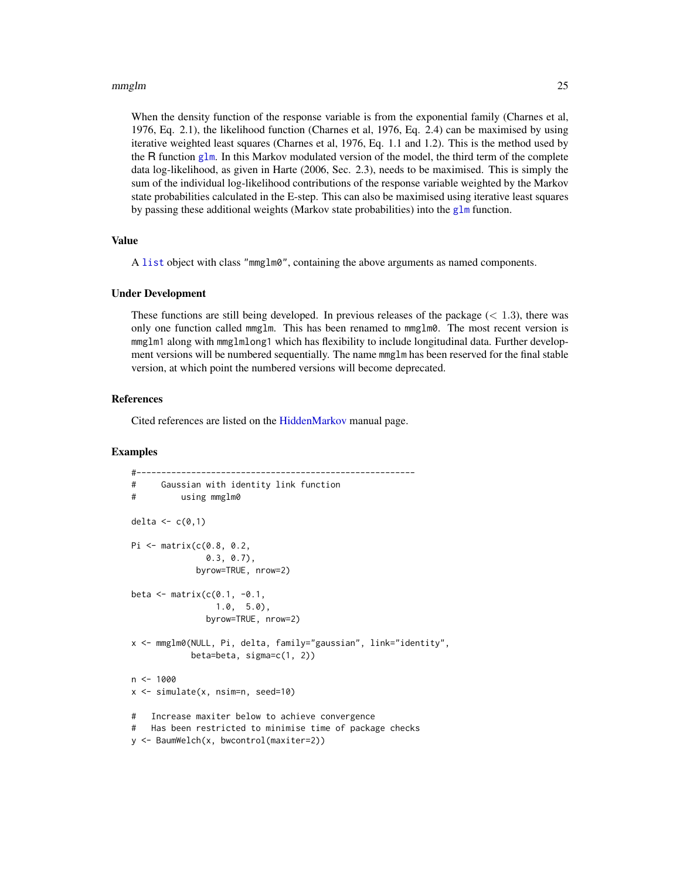When the density function of the response variable is from the exponential family (Charnes et al, 1976, Eq. 2.1), the likelihood function (Charnes et al, 1976, Eq. 2.4) can be maximised by using iterative weighted least squares (Charnes et al, 1976, Eq. 1.1 and 1.2). This is the method used by the R function glm. In this Markov modulated version of the model, the third term of the complete data log-likelihood, as given in Harte (2006, Sec. 2.3), needs to be maximised. This is simply the sum of the individual log-likelihood contributions of the response variable weighted by the Markov state probabilities calculated in the E-step. This can also be maximised using iterative least squares by passing these additional weights (Markov state probabilities) into the glm function.

### Value

A list object with class "mmglm0", containing the above arguments as named components.

### Under Development

These functions are still being developed. In previous releases of the package ($< 1.3$), there was only one function called mmglm. This has been renamed to mmglm0. The most recent version is mmglm1 along with mmglmlong1 which has flexibility to include longitudinal data. Further development versions will be numbered sequentially. The name mmglm has been reserved for the final stable version, at which point the numbered versions will become deprecated.

### References

Cited references are listed on the HiddenMarkov manual page.

### Examples

```
#--------------------------------------------------------
#     Gaussian with identity link function
#         using mmglm0

delta <- c(0,1)

Pi <- matrix(c(0.8, 0.2,
               0.3, 0.7),
             byrow=TRUE, nrow=2)

beta <- matrix(c(0.1, -0.1,
                 1.0,  5.0),
               byrow=TRUE, nrow=2)

x <- mmglm0(NULL, Pi, delta, family="gaussian", link="identity",
            beta=beta, sigma=c(1, 2))

n <- 1000
x <- simulate(x, nsim=n, seed=10)

#   Increase maxiter below to achieve convergence
#   Has been restricted to minimise time of package checks
y <- BaumWelch(x, bwcontrol(maxiter=2))
```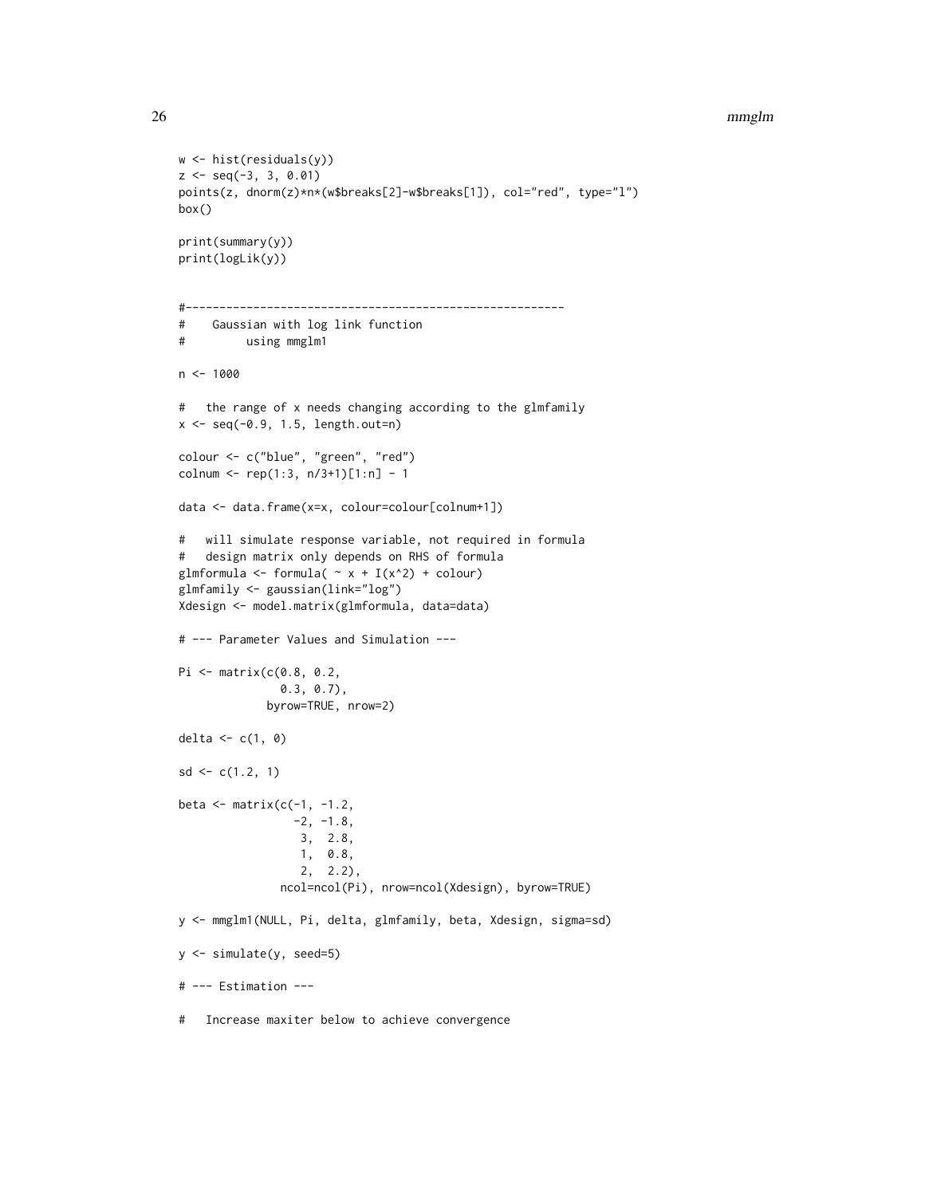```
w <- hist(residuals(y))
z <- seq(-3, 3, 0.01)
points(z, dnorm(z)*n*(w$breaks[2]-w$breaks[1]), col="red", type="l")
box()

print(summary(y))
print(logLik(y))


#--------------------------------------------------------
#    Gaussian with log link function
#         using mmglm1

n <- 1000

#   the range of x needs changing according to the glmfamily
x <- seq(-0.9, 1.5, length.out=n)

colour <- c("blue", "green", "red")
colnum <- rep(1:3, n/3+1)[1:n] - 1

data <- data.frame(x=x, colour=colour[colnum+1])

#   will simulate response variable, not required in formula
#   design matrix only depends on RHS of formula
glmformula <- formula( ~ x + I(x^2) + colour)
glmfamily <- gaussian(link="log")
Xdesign <- model.matrix(glmformula, data=data)

# --- Parameter Values and Simulation ---

Pi <- matrix(c(0.8, 0.2,
               0.3, 0.7),
             byrow=TRUE, nrow=2)

delta <- c(1, 0)

sd <- c(1.2, 1)

beta <- matrix(c(-1, -1.2,
                 -2, -1.8,
                  3,  2.8,
                  1,  0.8,
                  2,  2.2),
               ncol=ncol(Pi), nrow=ncol(Xdesign), byrow=TRUE)

y <- mmglm1(NULL, Pi, delta, glmfamily, beta, Xdesign, sigma=sd)

y <- simulate(y, seed=5)

# --- Estimation ---

#   Increase maxiter below to achieve convergence
```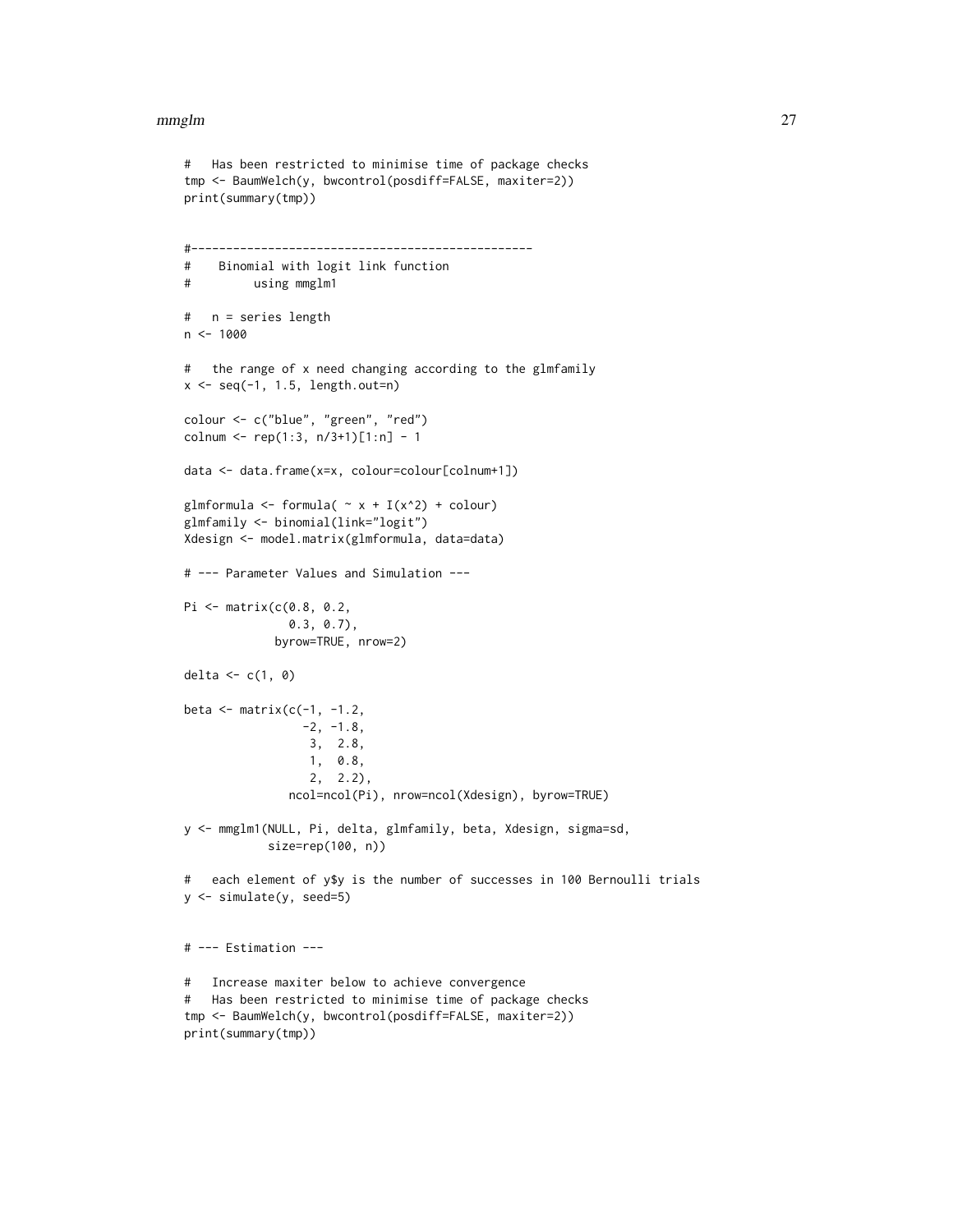```
#   Has been restricted to minimise time of package checks
tmp <- BaumWelch(y, bwcontrol(posdiff=FALSE, maxiter=2))
print(summary(tmp))


#--------------------------------------------------
#    Binomial with logit link function
#         using mmglm1

#   n = series length
n <- 1000

#   the range of x need changing according to the glmfamily
x <- seq(-1, 1.5, length.out=n)

colour <- c("blue", "green", "red")
colnum <- rep(1:3, n/3+1)[1:n] - 1

data <- data.frame(x=x, colour=colour[colnum+1])

glmformula <- formula( ~ x + I(x^2) + colour)
glmfamily <- binomial(link="logit")
Xdesign <- model.matrix(glmformula, data=data)

# --- Parameter Values and Simulation ---

Pi <- matrix(c(0.8, 0.2,
               0.3, 0.7),
             byrow=TRUE, nrow=2)

delta <- c(1, 0)

beta <- matrix(c(-1, -1.2,
                 -2, -1.8,
                  3,  2.8,
                  1,  0.8,
                  2,  2.2),
               ncol=ncol(Pi), nrow=ncol(Xdesign), byrow=TRUE)

y <- mmglm1(NULL, Pi, delta, glmfamily, beta, Xdesign, sigma=sd,
            size=rep(100, n))

#   each element of y$y is the number of successes in 100 Bernoulli trials
y <- simulate(y, seed=5)


# --- Estimation ---

#   Increase maxiter below to achieve convergence
#   Has been restricted to minimise time of package checks
tmp <- BaumWelch(y, bwcontrol(posdiff=FALSE, maxiter=2))
print(summary(tmp))
```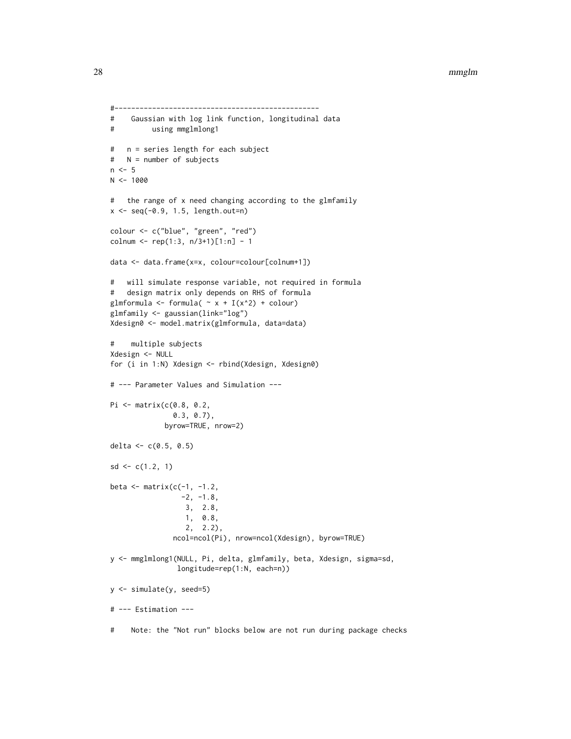```
#--------------------------------------------------
#    Gaussian with log link function, longitudinal data
#         using mmglmlong1

#   n = series length for each subject
#   N = number of subjects
n <- 5
N <- 1000

#   the range of x need changing according to the glmfamily
x <- seq(-0.9, 1.5, length.out=n)

colour <- c("blue", "green", "red")
colnum <- rep(1:3, n/3+1)[1:n] - 1

data <- data.frame(x=x, colour=colour[colnum+1])

#   will simulate response variable, not required in formula
#   design matrix only depends on RHS of formula
glmformula <- formula( ~ x + I(x^2) + colour)
glmfamily <- gaussian(link="log")
Xdesign0 <- model.matrix(glmformula, data=data)

#    multiple subjects
Xdesign <- NULL
for (i in 1:N) Xdesign <- rbind(Xdesign, Xdesign0)

# --- Parameter Values and Simulation ---

Pi <- matrix(c(0.8, 0.2,
               0.3, 0.7),
             byrow=TRUE, nrow=2)

delta <- c(0.5, 0.5)

sd <- c(1.2, 1)

beta <- matrix(c(-1, -1.2,
                 -2, -1.8,
                  3,  2.8,
                  1,  0.8,
                  2,  2.2),
               ncol=ncol(Pi), nrow=ncol(Xdesign), byrow=TRUE)

y <- mmglmlong1(NULL, Pi, delta, glmfamily, beta, Xdesign, sigma=sd,
                longitude=rep(1:N, each=n))

y <- simulate(y, seed=5)

# --- Estimation ---

#    Note: the "Not run" blocks below are not run during package checks
```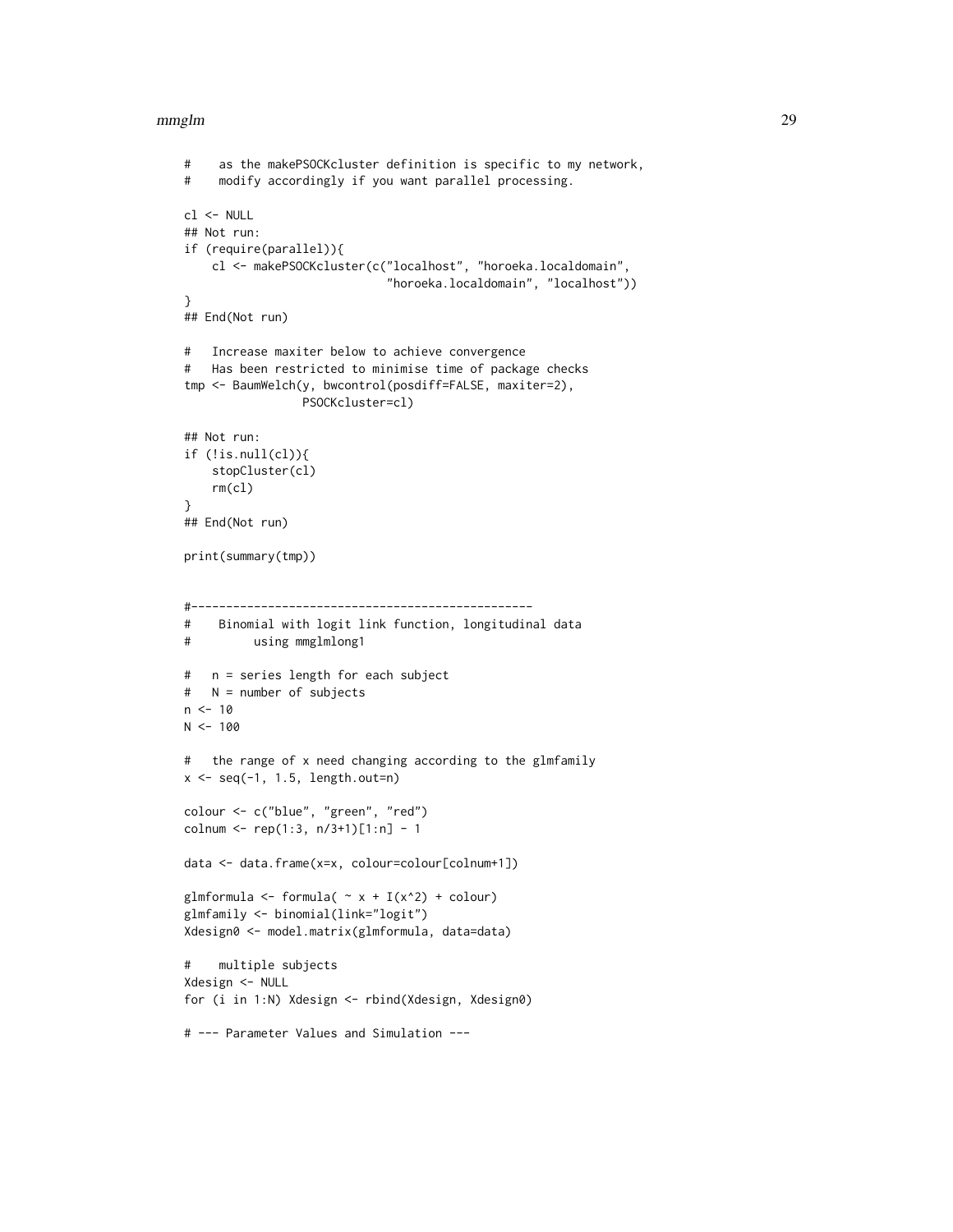```
#    as the makePSOCKcluster definition is specific to my network,
#    modify accordingly if you want parallel processing.

cl <- NULL
## Not run:
if (require(parallel)){
    cl <- makePSOCKcluster(c("localhost", "horoeka.localdomain",
                             "horoeka.localdomain", "localhost"))
}
## End(Not run)

#   Increase maxiter below to achieve convergence
#   Has been restricted to minimise time of package checks
tmp <- BaumWelch(y, bwcontrol(posdiff=FALSE, maxiter=2),
                 PSOCKcluster=cl)

## Not run:
if (!is.null(cl)){
    stopCluster(cl)
    rm(cl)
}
## End(Not run)

print(summary(tmp))


#--------------------------------------------------
#    Binomial with logit link function, longitudinal data
#         using mmglmlong1

#   n = series length for each subject
#   N = number of subjects
n <- 10
N <- 100

#   the range of x need changing according to the glmfamily
x <- seq(-1, 1.5, length.out=n)

colour <- c("blue", "green", "red")
colnum <- rep(1:3, n/3+1)[1:n] - 1

data <- data.frame(x=x, colour=colour[colnum+1])

glmformula <- formula( ~ x + I(x^2) + colour)
glmfamily <- binomial(link="logit")
Xdesign0 <- model.matrix(glmformula, data=data)

#    multiple subjects
Xdesign <- NULL
for (i in 1:N) Xdesign <- rbind(Xdesign, Xdesign0)

# --- Parameter Values and Simulation ---
```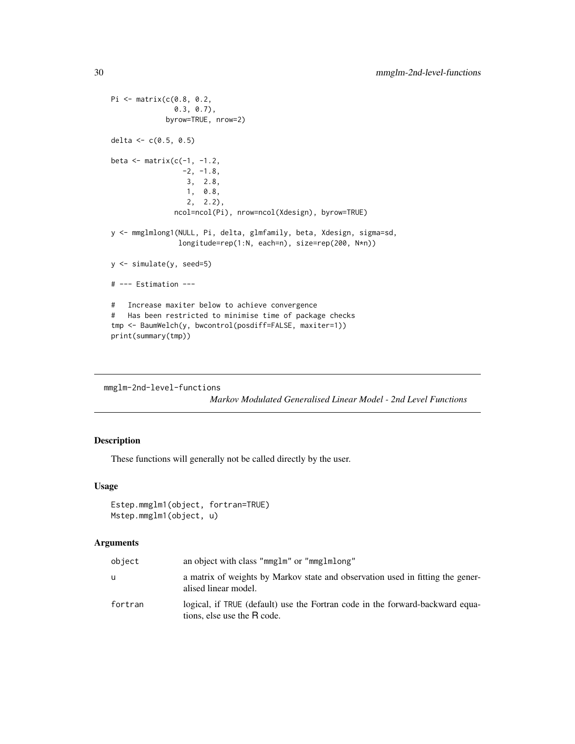```
Pi <- matrix(c(0.8, 0.2,
               0.3, 0.7),
             byrow=TRUE, nrow=2)

delta <- c(0.5, 0.5)

beta <- matrix(c(-1, -1.2,
                 -2, -1.8,
                  3,  2.8,
                  1,  0.8,
                  2,  2.2),
               ncol=ncol(Pi), nrow=ncol(Xdesign), byrow=TRUE)

y <- mmglmlong1(NULL, Pi, delta, glmfamily, beta, Xdesign, sigma=sd,
                longitude=rep(1:N, each=n), size=rep(200, N*n))

y <- simulate(y, seed=5)

# --- Estimation ---

#   Increase maxiter below to achieve convergence
#   Has been restricted to minimise time of package checks
tmp <- BaumWelch(y, bwcontrol(posdiff=FALSE, maxiter=1))
print(summary(tmp))
```

---

## mmglm-2nd-level-functions

*Markov Modulated Generalised Linear Model - 2nd Level Functions*

### Description

These functions will generally not be called directly by the user.

### Usage

```
Estep.mmglm1(object, fortran=TRUE)
Mstep.mmglm1(object, u)
```

### Arguments

| | |
|---|---|
| object | an object with class "mmglm" or "mmglmlong" |
| u | a matrix of weights by Markov state and observation used in fitting the generalised linear model. |
| fortran | logical, if TRUE (default) use the Fortran code in the forward-backward equations, else use the R code. |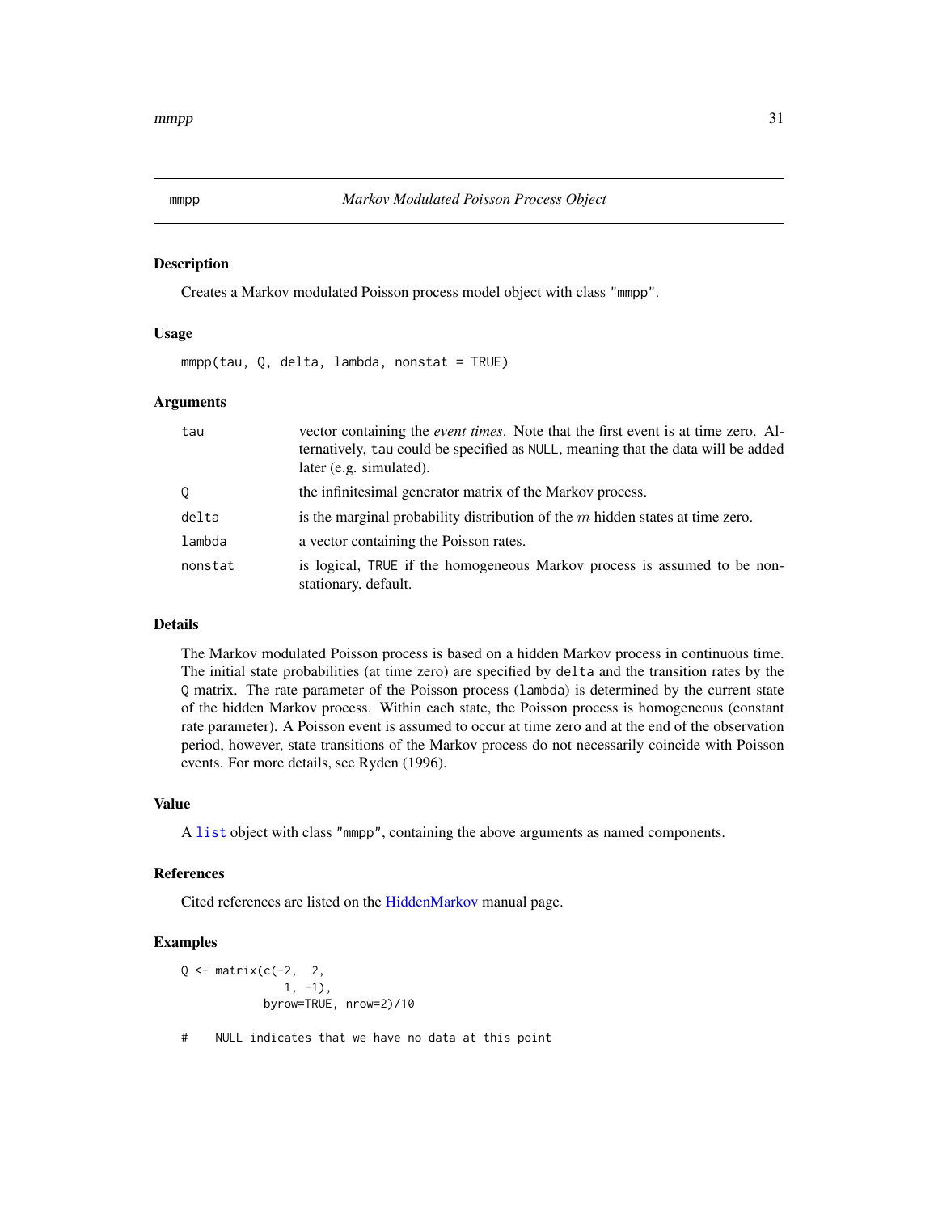# mmpp — *Markov Modulated Poisson Process Object*

## Description

Creates a Markov modulated Poisson process model object with class "mmpp".

## Usage

```
mmpp(tau, Q, delta, lambda, nonstat = TRUE)
```

## Arguments

| | |
|---|---|
| tau | vector containing the *event times*. Note that the first event is at time zero. Alternatively, tau could be specified as NULL, meaning that the data will be added later (e.g. simulated). |
| Q | the infinitesimal generator matrix of the Markov process. |
| delta | is the marginal probability distribution of the $m$ hidden states at time zero. |
| lambda | a vector containing the Poisson rates. |
| nonstat | is logical, TRUE if the homogeneous Markov process is assumed to be non-stationary, default. |

## Details

The Markov modulated Poisson process is based on a hidden Markov process in continuous time. The initial state probabilities (at time zero) are specified by delta and the transition rates by the Q matrix. The rate parameter of the Poisson process (lambda) is determined by the current state of the hidden Markov process. Within each state, the Poisson process is homogeneous (constant rate parameter). A Poisson event is assumed to occur at time zero and at the end of the observation period, however, state transitions of the Markov process do not necessarily coincide with Poisson events. For more details, see Ryden (1996).

## Value

A list object with class "mmpp", containing the above arguments as named components.

## References

Cited references are listed on the HiddenMarkov manual page.

## Examples

```
Q <- matrix(c(-2,  2,
               1, -1),
            byrow=TRUE, nrow=2)/10

#    NULL indicates that we have no data at this point
```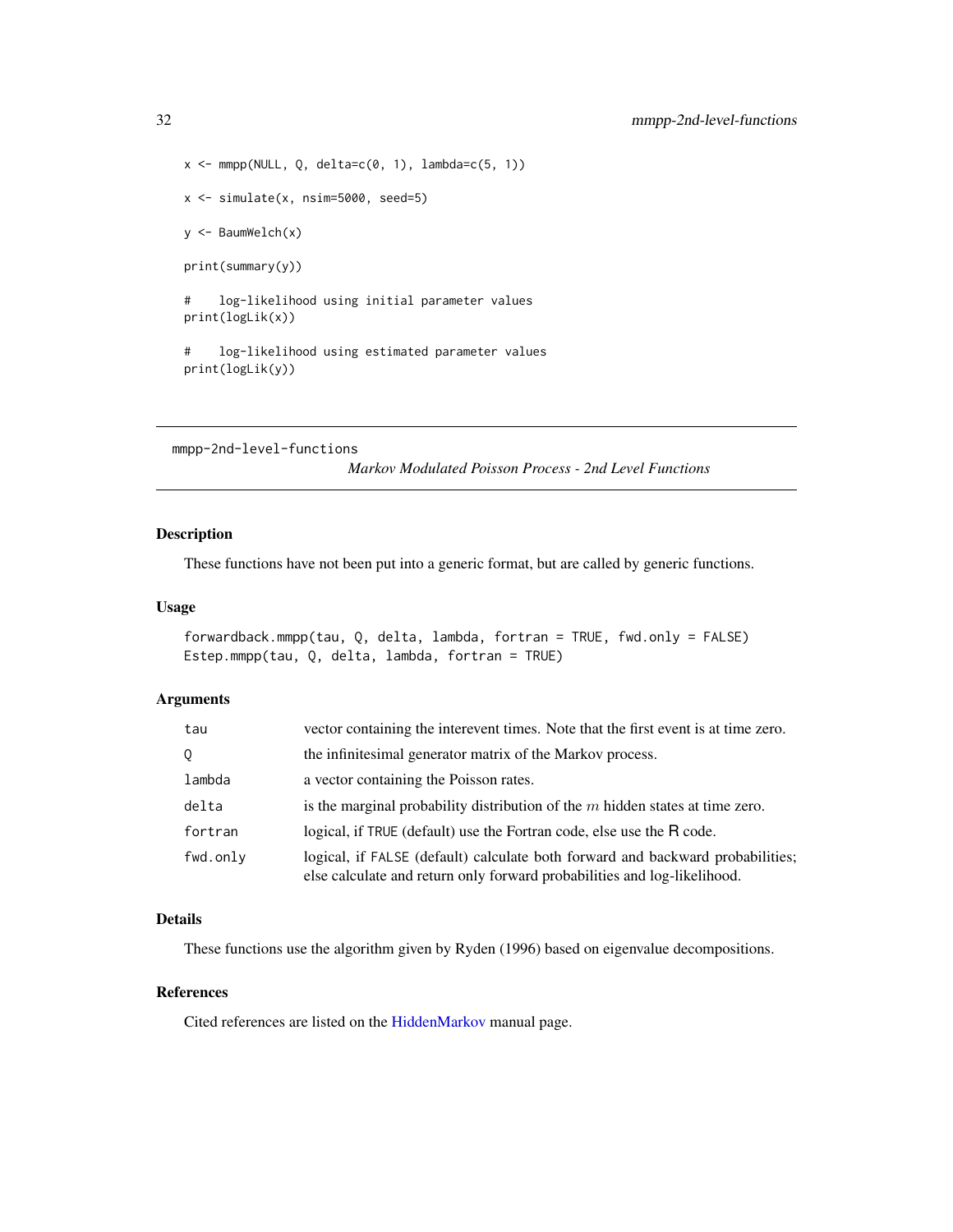```
x <- mmpp(NULL, Q, delta=c(0, 1), lambda=c(5, 1))

x <- simulate(x, nsim=5000, seed=5)

y <- BaumWelch(x)

print(summary(y))

#    log-likelihood using initial parameter values
print(logLik(x))

#    log-likelihood using estimated parameter values
print(logLik(y))
```

---

## mmpp-2nd-level-functions

*Markov Modulated Poisson Process - 2nd Level Functions*

---

### Description

These functions have not been put into a generic format, but are called by generic functions.

### Usage

```
forwardback.mmpp(tau, Q, delta, lambda, fortran = TRUE, fwd.only = FALSE)
Estep.mmpp(tau, Q, delta, lambda, fortran = TRUE)
```

### Arguments

| | |
|---|---|
| `tau` | vector containing the interevent times. Note that the first event is at time zero. |
| `Q` | the infinitesimal generator matrix of the Markov process. |
| `lambda` | a vector containing the Poisson rates. |
| `delta` | is the marginal probability distribution of the $m$ hidden states at time zero. |
| `fortran` | logical, if `TRUE` (default) use the Fortran code, else use the R code. |
| `fwd.only` | logical, if `FALSE` (default) calculate both forward and backward probabilities; else calculate and return only forward probabilities and log-likelihood. |

### Details

These functions use the algorithm given by Ryden (1996) based on eigenvalue decompositions.

### References

Cited references are listed on the HiddenMarkov manual page.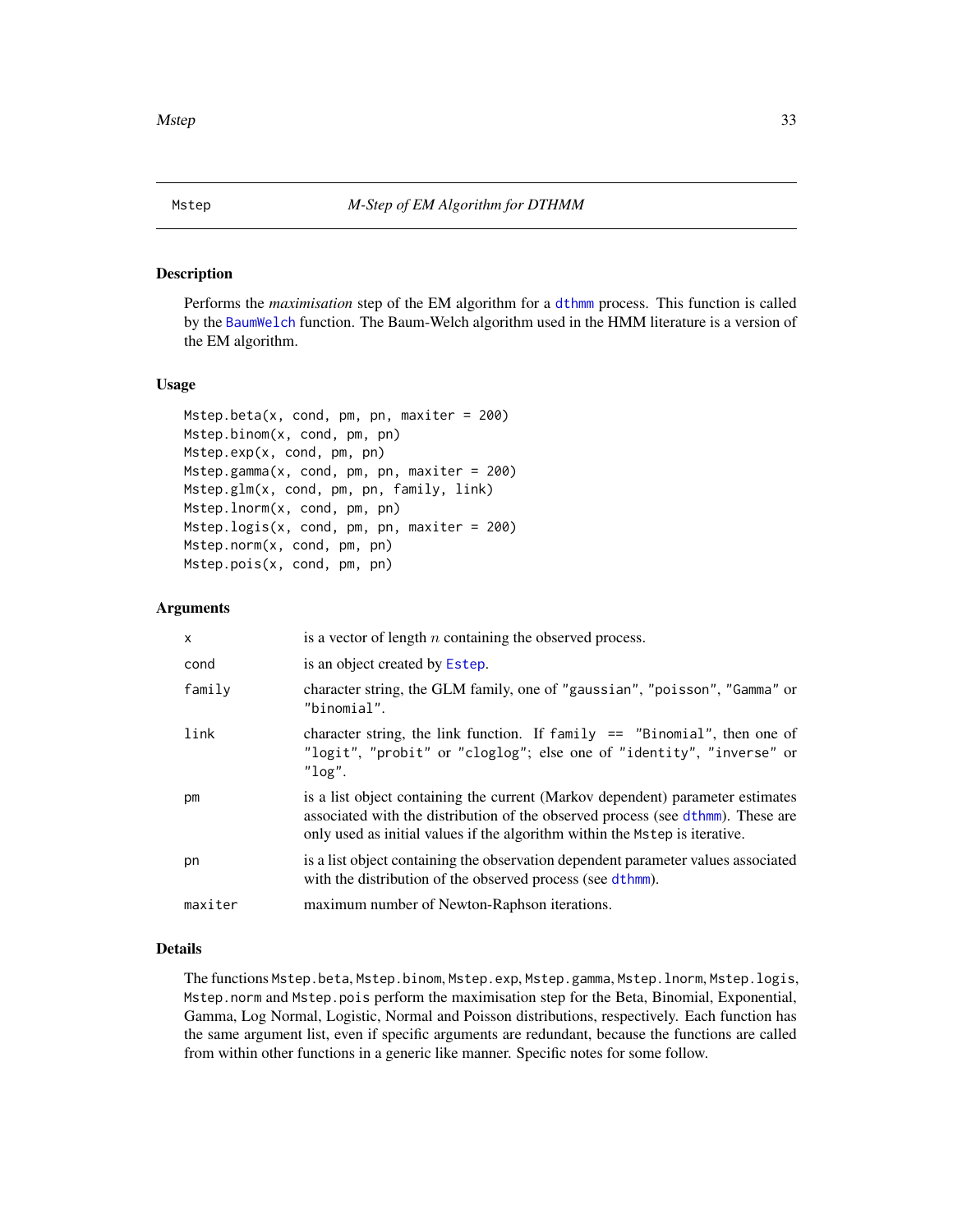# Mstep — *M-Step of EM Algorithm for DTHMM*

## Description

Performs the *maximisation* step of the EM algorithm for a dthmm process. This function is called by the BaumWelch function. The Baum-Welch algorithm used in the HMM literature is a version of the EM algorithm.

## Usage

```
Mstep.beta(x, cond, pm, pn, maxiter = 200)
Mstep.binom(x, cond, pm, pn)
Mstep.exp(x, cond, pm, pn)
Mstep.gamma(x, cond, pm, pn, maxiter = 200)
Mstep.glm(x, cond, pm, pn, family, link)
Mstep.lnorm(x, cond, pm, pn)
Mstep.logis(x, cond, pm, pn, maxiter = 200)
Mstep.norm(x, cond, pm, pn)
Mstep.pois(x, cond, pm, pn)
```

## Arguments

| | |
|---|---|
| `x` | is a vector of length $n$ containing the observed process. |
| `cond` | is an object created by Estep. |
| `family` | character string, the GLM family, one of `"gaussian"`, `"poisson"`, `"Gamma"` or `"binomial"`. |
| `link` | character string, the link function. If `family == "Binomial"`, then one of `"logit"`, `"probit"` or `"cloglog"`; else one of `"identity"`, `"inverse"` or `"log"`. |
| `pm` | is a list object containing the current (Markov dependent) parameter estimates associated with the distribution of the observed process (see dthmm). These are only used as initial values if the algorithm within the `Mstep` is iterative. |
| `pn` | is a list object containing the observation dependent parameter values associated with the distribution of the observed process (see dthmm). |
| `maxiter` | maximum number of Newton-Raphson iterations. |

## Details

The functions `Mstep.beta`, `Mstep.binom`, `Mstep.exp`, `Mstep.gamma`, `Mstep.lnorm`, `Mstep.logis`, `Mstep.norm` and `Mstep.pois` perform the maximisation step for the Beta, Binomial, Exponential, Gamma, Log Normal, Logistic, Normal and Poisson distributions, respectively. Each function has the same argument list, even if specific arguments are redundant, because the functions are called from within other functions in a generic like manner. Specific notes for some follow.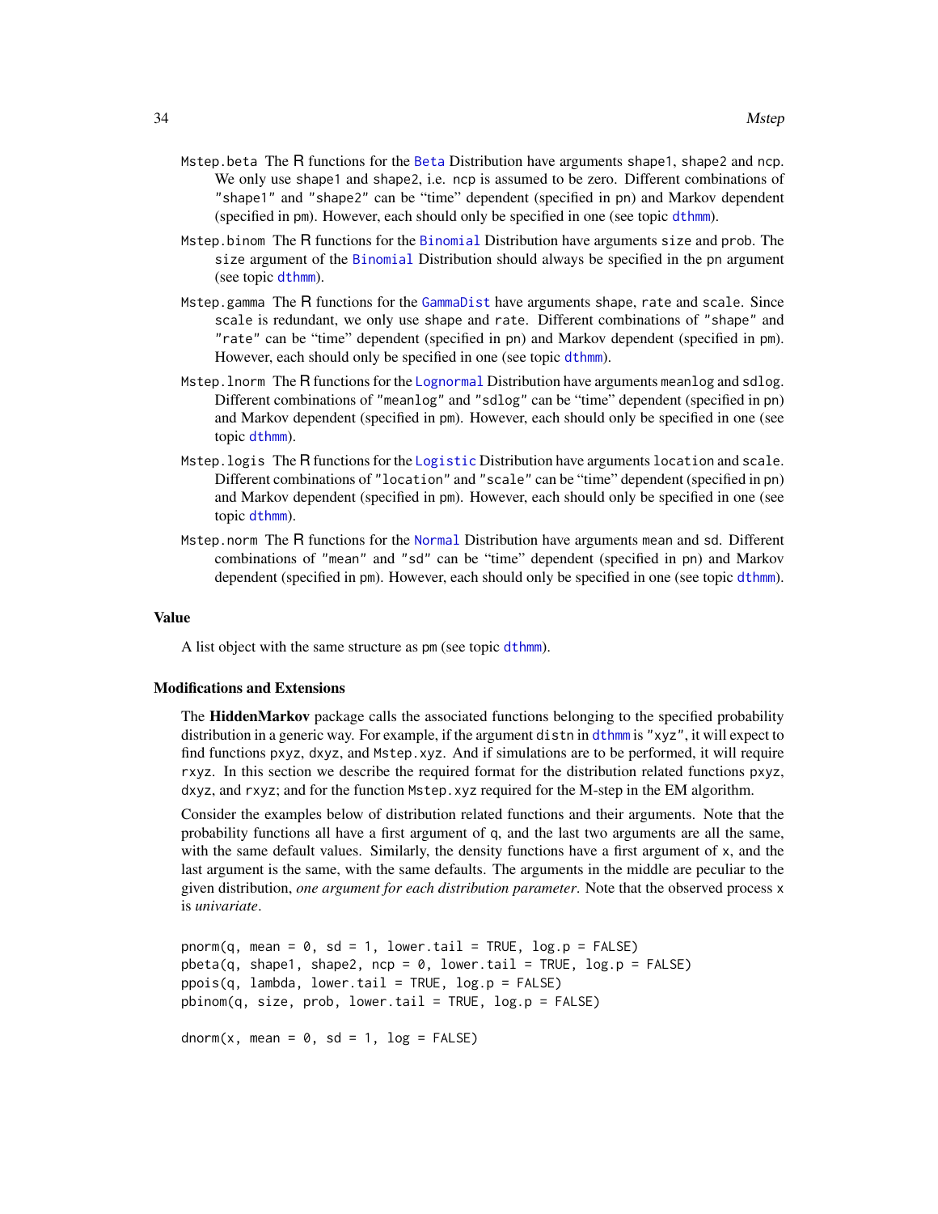Mstep.beta The R functions for the Beta Distribution have arguments shape1, shape2 and ncp. We only use shape1 and shape2, i.e. ncp is assumed to be zero. Different combinations of "shape1" and "shape2" can be "time" dependent (specified in pn) and Markov dependent (specified in pm). However, each should only be specified in one (see topic dthmm).

Mstep.binom The R functions for the Binomial Distribution have arguments size and prob. The size argument of the Binomial Distribution should always be specified in the pn argument (see topic dthmm).

Mstep.gamma The R functions for the GammaDist have arguments shape, rate and scale. Since scale is redundant, we only use shape and rate. Different combinations of "shape" and "rate" can be "time" dependent (specified in pn) and Markov dependent (specified in pm). However, each should only be specified in one (see topic dthmm).

Mstep.lnorm The R functions for the Lognormal Distribution have arguments meanlog and sdlog. Different combinations of "meanlog" and "sdlog" can be "time" dependent (specified in pn) and Markov dependent (specified in pm). However, each should only be specified in one (see topic dthmm).

Mstep.logis The R functions for the Logistic Distribution have arguments location and scale. Different combinations of "location" and "scale" can be "time" dependent (specified in pn) and Markov dependent (specified in pm). However, each should only be specified in one (see topic dthmm).

Mstep.norm The R functions for the Normal Distribution have arguments mean and sd. Different combinations of "mean" and "sd" can be "time" dependent (specified in pn) and Markov dependent (specified in pm). However, each should only be specified in one (see topic dthmm).

## Value

A list object with the same structure as pm (see topic dthmm).

## Modifications and Extensions

The **HiddenMarkov** package calls the associated functions belonging to the specified probability distribution in a generic way. For example, if the argument distn in dthmm is "xyz", it will expect to find functions pxyz, dxyz, and Mstep.xyz. And if simulations are to be performed, it will require rxyz. In this section we describe the required format for the distribution related functions pxyz, dxyz, and rxyz; and for the function Mstep.xyz required for the M-step in the EM algorithm.

Consider the examples below of distribution related functions and their arguments. Note that the probability functions all have a first argument of q, and the last two arguments are all the same, with the same default values. Similarly, the density functions have a first argument of x, and the last argument is the same, with the same defaults. The arguments in the middle are peculiar to the given distribution, *one argument for each distribution parameter*. Note that the observed process x is *univariate*.

```
pnorm(q, mean = 0, sd = 1, lower.tail = TRUE, log.p = FALSE)
pbeta(q, shape1, shape2, ncp = 0, lower.tail = TRUE, log.p = FALSE)
ppois(q, lambda, lower.tail = TRUE, log.p = FALSE)
pbinom(q, size, prob, lower.tail = TRUE, log.p = FALSE)

dnorm(x, mean = 0, sd = 1, log = FALSE)
```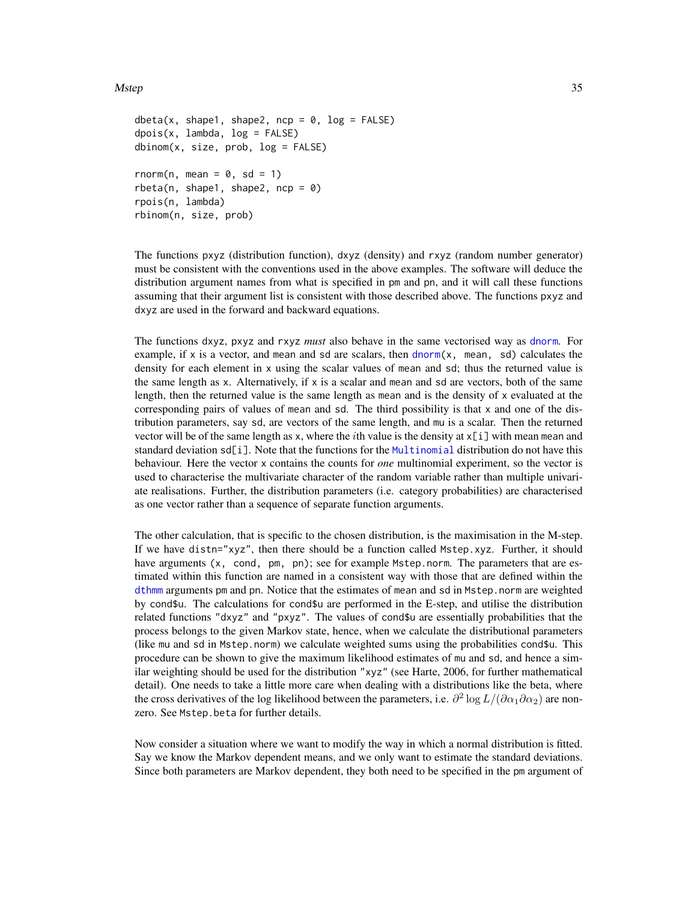```
dbeta(x, shape1, shape2, ncp = 0, log = FALSE)
dpois(x, lambda, log = FALSE)
dbinom(x, size, prob, log = FALSE)

rnorm(n, mean = 0, sd = 1)
rbeta(n, shape1, shape2, ncp = 0)
rpois(n, lambda)
rbinom(n, size, prob)
```

The functions `pxyz` (distribution function), `dxyz` (density) and `rxyz` (random number generator) must be consistent with the conventions used in the above examples. The software will deduce the distribution argument names from what is specified in `pm` and `pn`, and it will call these functions assuming that their argument list is consistent with those described above. The functions `pxyz` and `dxyz` are used in the forward and backward equations.

The functions `dxyz`, `pxyz` and `rxyz` *must* also behave in the same vectorised way as `dnorm`. For example, if `x` is a vector, and `mean` and `sd` are scalars, then `dnorm(x, mean, sd)` calculates the density for each element in `x` using the scalar values of `mean` and `sd`; thus the returned value is the same length as `x`. Alternatively, if `x` is a scalar and `mean` and `sd` are vectors, both of the same length, then the returned value is the same length as `mean` and is the density of `x` evaluated at the corresponding pairs of values of `mean` and `sd`. The third possibility is that `x` and one of the distribution parameters, say `sd`, are vectors of the same length, and `mu` is a scalar. Then the returned vector will be of the same length as `x`, where the $i$th value is the density at `x[i]` with mean `mean` and standard deviation `sd[i]`. Note that the functions for the `Multinomial` distribution do not have this behaviour. Here the vector `x` contains the counts for *one* multinomial experiment, so the vector is used to characterise the multivariate character of the random variable rather than multiple univariate realisations. Further, the distribution parameters (i.e. category probabilities) are characterised as one vector rather than a sequence of separate function arguments.

The other calculation, that is specific to the chosen distribution, is the maximisation in the M-step. If we have `distn="xyz"`, then there should be a function called `Mstep.xyz`. Further, it should have arguments `(x, cond, pm, pn)`; see for example `Mstep.norm`. The parameters that are estimated within this function are named in a consistent way with those that are defined within the `dthmm` arguments `pm` and `pn`. Notice that the estimates of `mean` and `sd` in `Mstep.norm` are weighted by `cond$u`. The calculations for `cond$u` are performed in the E-step, and utilise the distribution related functions `"dxyz"` and `"pxyz"`. The values of `cond$u` are essentially probabilities that the process belongs to the given Markov state, hence, when we calculate the distributional parameters (like `mu` and `sd` in `Mstep.norm`) we calculate weighted sums using the probabilities `cond$u`. This procedure can be shown to give the maximum likelihood estimates of `mu` and `sd`, and hence a similar weighting should be used for the distribution `"xyz"` (see Harte, 2006, for further mathematical detail). One needs to take a little more care when dealing with a distributions like the beta, where the cross derivatives of the log likelihood between the parameters, i.e. $\partial^2 \log L / (\partial \alpha_1 \partial \alpha_2)$ are non-zero. See `Mstep.beta` for further details.

Now consider a situation where we want to modify the way in which a normal distribution is fitted. Say we know the Markov dependent means, and we only want to estimate the standard deviations. Since both parameters are Markov dependent, they both need to be specified in the `pm` argument of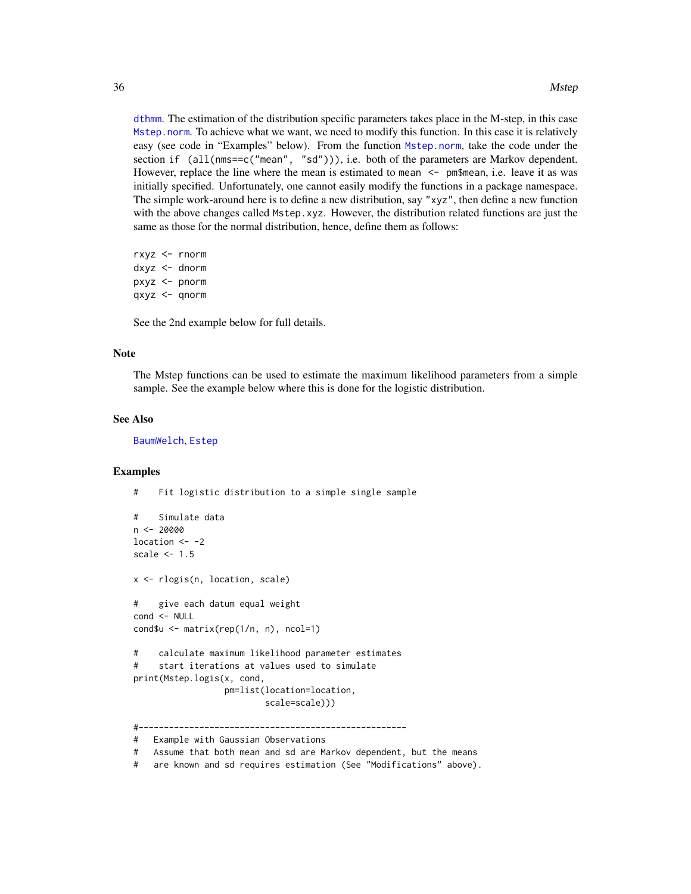dthmm. The estimation of the distribution specific parameters takes place in the M-step, in this case Mstep.norm. To achieve what we want, we need to modify this function. In this case it is relatively easy (see code in "Examples" below). From the function Mstep.norm, take the code under the section `if (all(nms==c("mean", "sd")))`, i.e. both of the parameters are Markov dependent. However, replace the line where the mean is estimated to `mean <- pm$mean`, i.e. leave it as was initially specified. Unfortunately, one cannot easily modify the functions in a package namespace. The simple work-around here is to define a new distribution, say "xyz", then define a new function with the above changes called `Mstep.xyz`. However, the distribution related functions are just the same as those for the normal distribution, hence, define them as follows:

```
rxyz <- rnorm
dxyz <- dnorm
pxyz <- pnorm
qxyz <- qnorm
```

See the 2nd example below for full details.

## Note

The Mstep functions can be used to estimate the maximum likelihood parameters from a simple sample. See the example below where this is done for the logistic distribution.

## See Also

BaumWelch, Estep

## Examples

```
#    Fit logistic distribution to a simple single sample

#    Simulate data
n <- 20000
location <- -2
scale <- 1.5

x <- rlogis(n, location, scale)

#    give each datum equal weight
cond <- NULL
cond$u <- matrix(rep(1/n, n), ncol=1)

#    calculate maximum likelihood parameter estimates
#    start iterations at values used to simulate
print(Mstep.logis(x, cond,
                  pm=list(location=location,
                          scale=scale)))

#-----------------------------------------------------
#   Example with Gaussian Observations
#   Assume that both mean and sd are Markov dependent, but the means
#   are known and sd requires estimation (See "Modifications" above).
```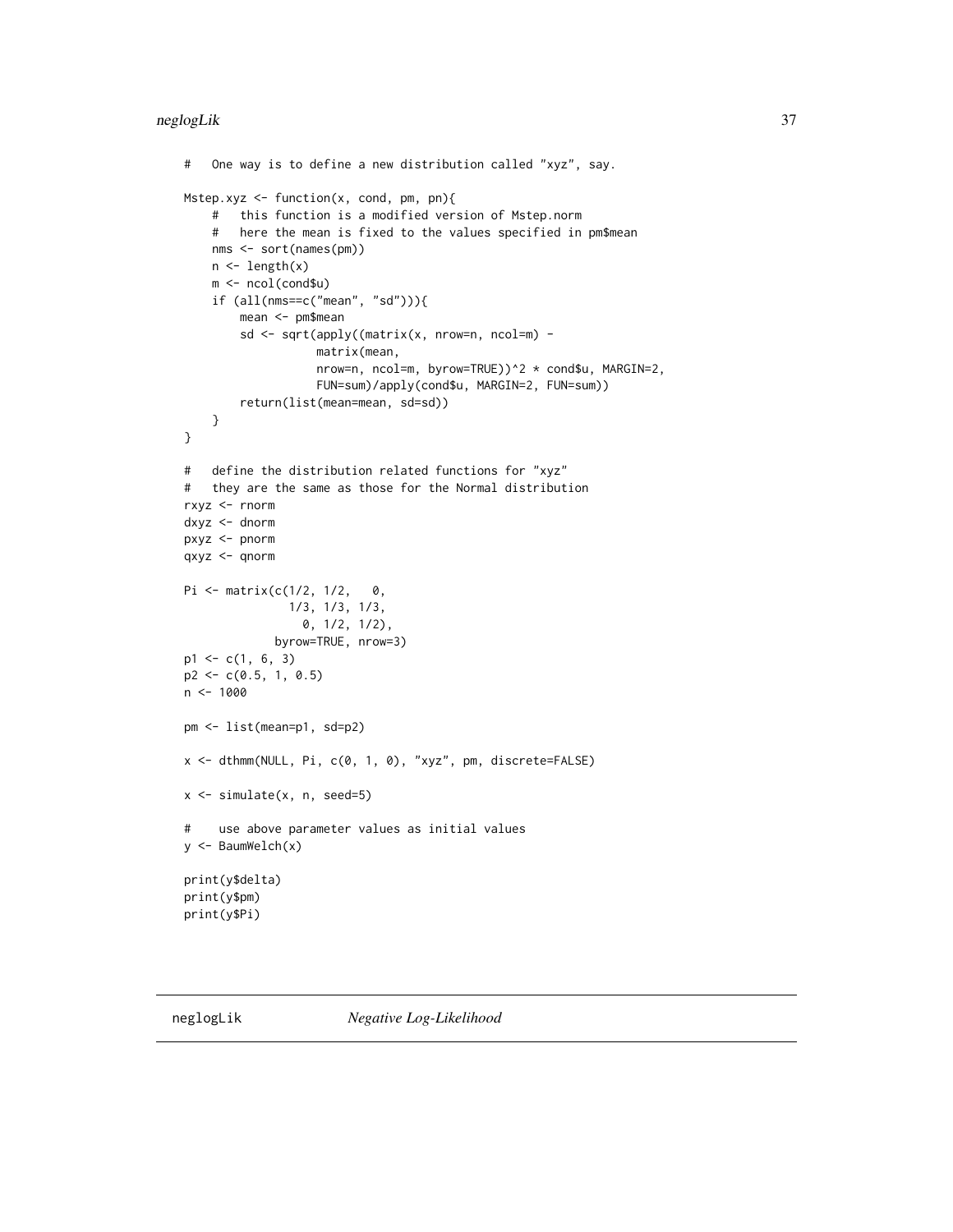```
#    One way is to define a new distribution called "xyz", say.

Mstep.xyz <- function(x, cond, pm, pn){
    #    this function is a modified version of Mstep.norm
    #    here the mean is fixed to the values specified in pm$mean
    nms <- sort(names(pm))
    n <- length(x)
    m <- ncol(cond$u)
    if (all(nms==c("mean", "sd"))){
        mean <- pm$mean
        sd <- sqrt(apply((matrix(x, nrow=n, ncol=m) -
                   matrix(mean,
                   nrow=n, ncol=m, byrow=TRUE))^2 * cond$u, MARGIN=2,
                   FUN=sum)/apply(cond$u, MARGIN=2, FUN=sum))
        return(list(mean=mean, sd=sd))
    }
}

#    define the distribution related functions for "xyz"
#    they are the same as those for the Normal distribution
rxyz <- rnorm
dxyz <- dnorm
pxyz <- pnorm
qxyz <- qnorm

Pi <- matrix(c(1/2, 1/2,   0,
               1/3, 1/3, 1/3,
                 0, 1/2, 1/2),
             byrow=TRUE, nrow=3)
p1 <- c(1, 6, 3)
p2 <- c(0.5, 1, 0.5)
n <- 1000

pm <- list(mean=p1, sd=p2)

x <- dthmm(NULL, Pi, c(0, 1, 0), "xyz", pm, discrete=FALSE)

x <- simulate(x, n, seed=5)

#    use above parameter values as initial values
y <- BaumWelch(x)

print(y$delta)
print(y$pm)
print(y$Pi)
```

---

neglogLik    *Negative Log-Likelihood*

---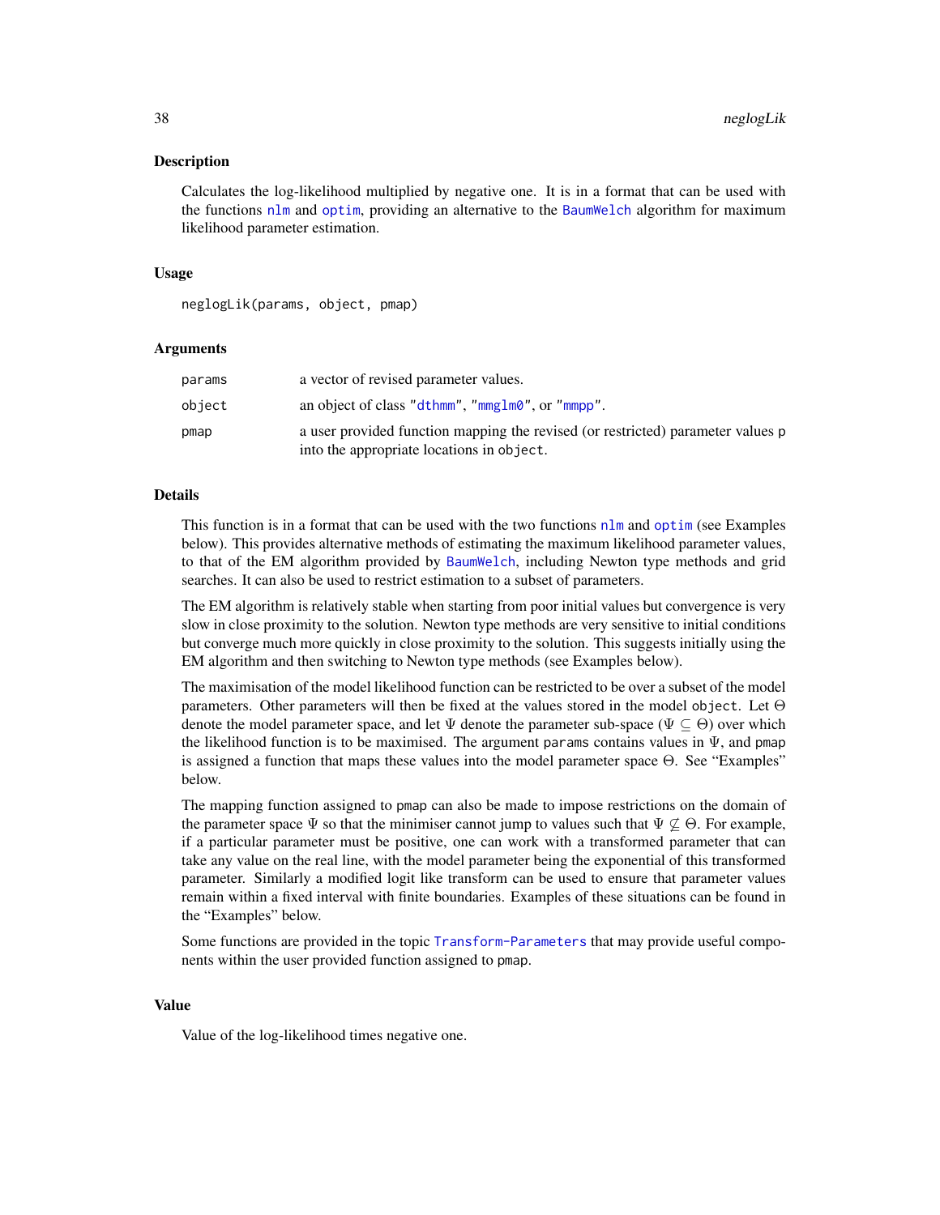## Description

Calculates the log-likelihood multiplied by negative one. It is in a format that can be used with the functions `nlm` and `optim`, providing an alternative to the `BaumWelch` algorithm for maximum likelihood parameter estimation.

## Usage

```
neglogLik(params, object, pmap)
```

## Arguments

| | |
|---|---|
| `params` | a vector of revised parameter values. |
| `object` | an object of class `"dthmm"`, `"mmglm0"`, or `"mmpp"`. |
| `pmap` | a user provided function mapping the revised (or restricted) parameter values `p` into the appropriate locations in `object`. |

## Details

This function is in a format that can be used with the two functions `nlm` and `optim` (see Examples below). This provides alternative methods of estimating the maximum likelihood parameter values, to that of the EM algorithm provided by `BaumWelch`, including Newton type methods and grid searches. It can also be used to restrict estimation to a subset of parameters.

The EM algorithm is relatively stable when starting from poor initial values but convergence is very slow in close proximity to the solution. Newton type methods are very sensitive to initial conditions but converge much more quickly in close proximity to the solution. This suggests initially using the EM algorithm and then switching to Newton type methods (see Examples below).

The maximisation of the model likelihood function can be restricted to be over a subset of the model parameters. Other parameters will then be fixed at the values stored in the model `object`. Let $\Theta$ denote the model parameter space, and let $\Psi$ denote the parameter sub-space ($\Psi \subseteq \Theta$) over which the likelihood function is to be maximised. The argument `params` contains values in $\Psi$, and `pmap` is assigned a function that maps these values into the model parameter space $\Theta$. See "Examples" below.

The mapping function assigned to `pmap` can also be made to impose restrictions on the domain of the parameter space $\Psi$ so that the minimiser cannot jump to values such that $\Psi \not\subseteq \Theta$. For example, if a particular parameter must be positive, one can work with a transformed parameter that can take any value on the real line, with the model parameter being the exponential of this transformed parameter. Similarly a modified logit like transform can be used to ensure that parameter values remain within a fixed interval with finite boundaries. Examples of these situations can be found in the "Examples" below.

Some functions are provided in the topic `Transform-Parameters` that may provide useful components within the user provided function assigned to `pmap`.

## Value

Value of the log-likelihood times negative one.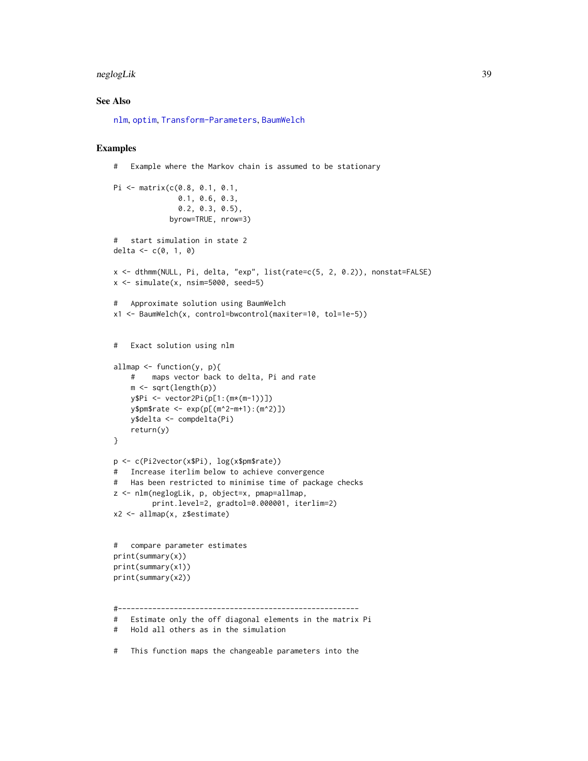## See Also

nlm, optim, Transform-Parameters, BaumWelch

## Examples

```
#   Example where the Markov chain is assumed to be stationary

Pi <- matrix(c(0.8, 0.1, 0.1,
               0.1, 0.6, 0.3,
               0.2, 0.3, 0.5),
             byrow=TRUE, nrow=3)

#   start simulation in state 2
delta <- c(0, 1, 0)

x <- dthmm(NULL, Pi, delta, "exp", list(rate=c(5, 2, 0.2)), nonstat=FALSE)
x <- simulate(x, nsim=5000, seed=5)

#   Approximate solution using BaumWelch
x1 <- BaumWelch(x, control=bwcontrol(maxiter=10, tol=1e-5))


#   Exact solution using nlm

allmap <- function(y, p){
    #    maps vector back to delta, Pi and rate
    m <- sqrt(length(p))
    y$Pi <- vector2Pi(p[1:(m*(m-1))])
    y$pm$rate <- exp(p[(m^2-m+1):(m^2)])
    y$delta <- compdelta(Pi)
    return(y)
}

p <- c(Pi2vector(x$Pi), log(x$pm$rate))
#   Increase iterlim below to achieve convergence
#   Has been restricted to minimise time of package checks
z <- nlm(neglogLik, p, object=x, pmap=allmap,
         print.level=2, gradtol=0.000001, iterlim=2)
x2 <- allmap(x, z$estimate)


#   compare parameter estimates
print(summary(x))
print(summary(x1))
print(summary(x2))


#--------------------------------------------------------
#   Estimate only the off diagonal elements in the matrix Pi
#   Hold all others as in the simulation

#   This function maps the changeable parameters into the
```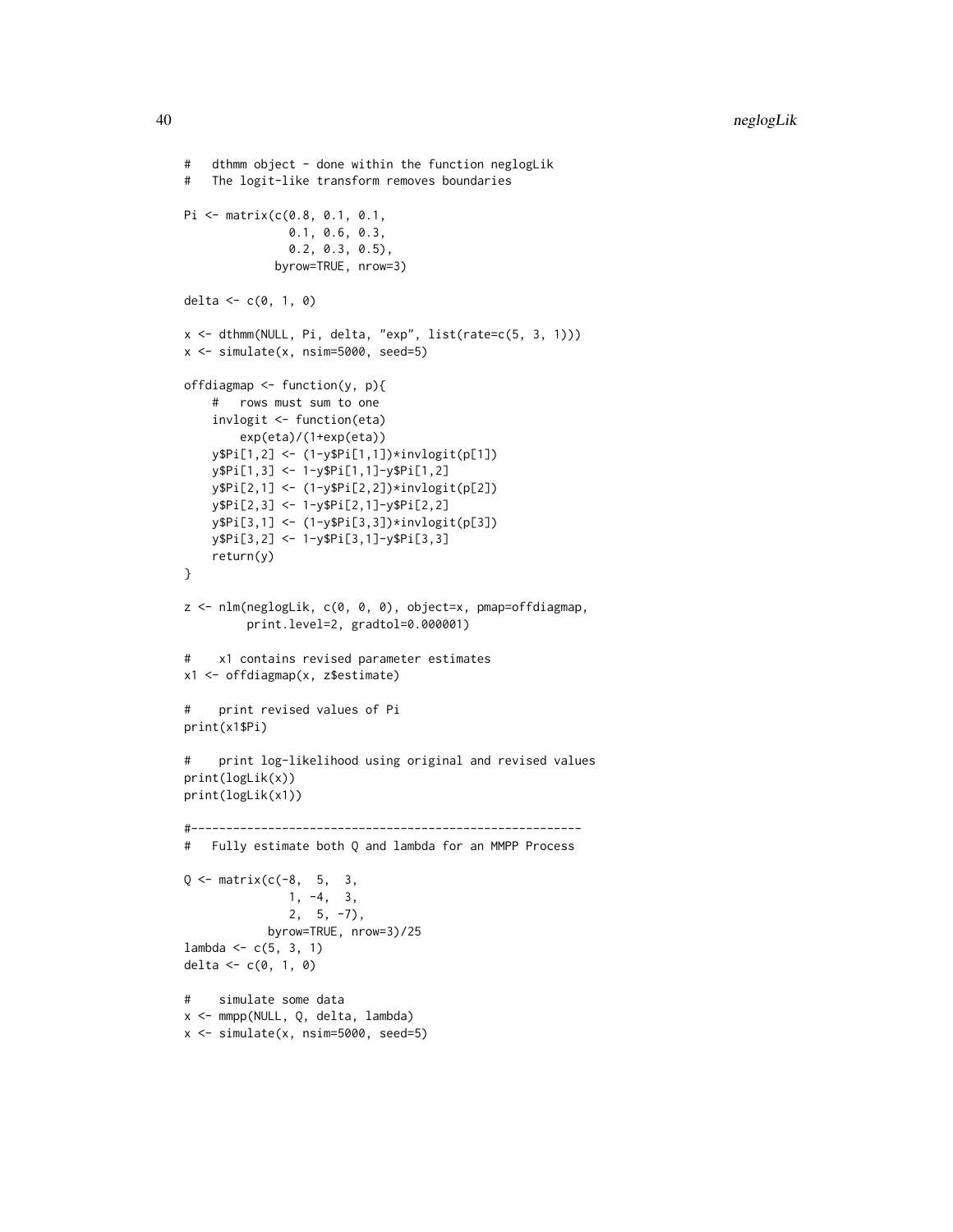```
#   dthmm object - done within the function neglogLik
#   The logit-like transform removes boundaries

Pi <- matrix(c(0.8, 0.1, 0.1,
               0.1, 0.6, 0.3,
               0.2, 0.3, 0.5),
             byrow=TRUE, nrow=3)

delta <- c(0, 1, 0)

x <- dthmm(NULL, Pi, delta, "exp", list(rate=c(5, 3, 1)))
x <- simulate(x, nsim=5000, seed=5)

offdiagmap <- function(y, p){
    #   rows must sum to one
    invlogit <- function(eta)
        exp(eta)/(1+exp(eta))
    y$Pi[1,2] <- (1-y$Pi[1,1])*invlogit(p[1])
    y$Pi[1,3] <- 1-y$Pi[1,1]-y$Pi[1,2]
    y$Pi[2,1] <- (1-y$Pi[2,2])*invlogit(p[2])
    y$Pi[2,3] <- 1-y$Pi[2,1]-y$Pi[2,2]
    y$Pi[3,1] <- (1-y$Pi[3,3])*invlogit(p[3])
    y$Pi[3,2] <- 1-y$Pi[3,1]-y$Pi[3,3]
    return(y)
}

z <- nlm(neglogLik, c(0, 0, 0), object=x, pmap=offdiagmap,
         print.level=2, gradtol=0.000001)

#    x1 contains revised parameter estimates
x1 <- offdiagmap(x, z$estimate)

#    print revised values of Pi
print(x1$Pi)

#    print log-likelihood using original and revised values
print(logLik(x))
print(logLik(x1))

#--------------------------------------------------------
#   Fully estimate both Q and lambda for an MMPP Process

Q <- matrix(c(-8,  5,  3,
               1, -4,  3,
               2,  5, -7),
            byrow=TRUE, nrow=3)/25
lambda <- c(5, 3, 1)
delta <- c(0, 1, 0)

#    simulate some data
x <- mmpp(NULL, Q, delta, lambda)
x <- simulate(x, nsim=5000, seed=5)
```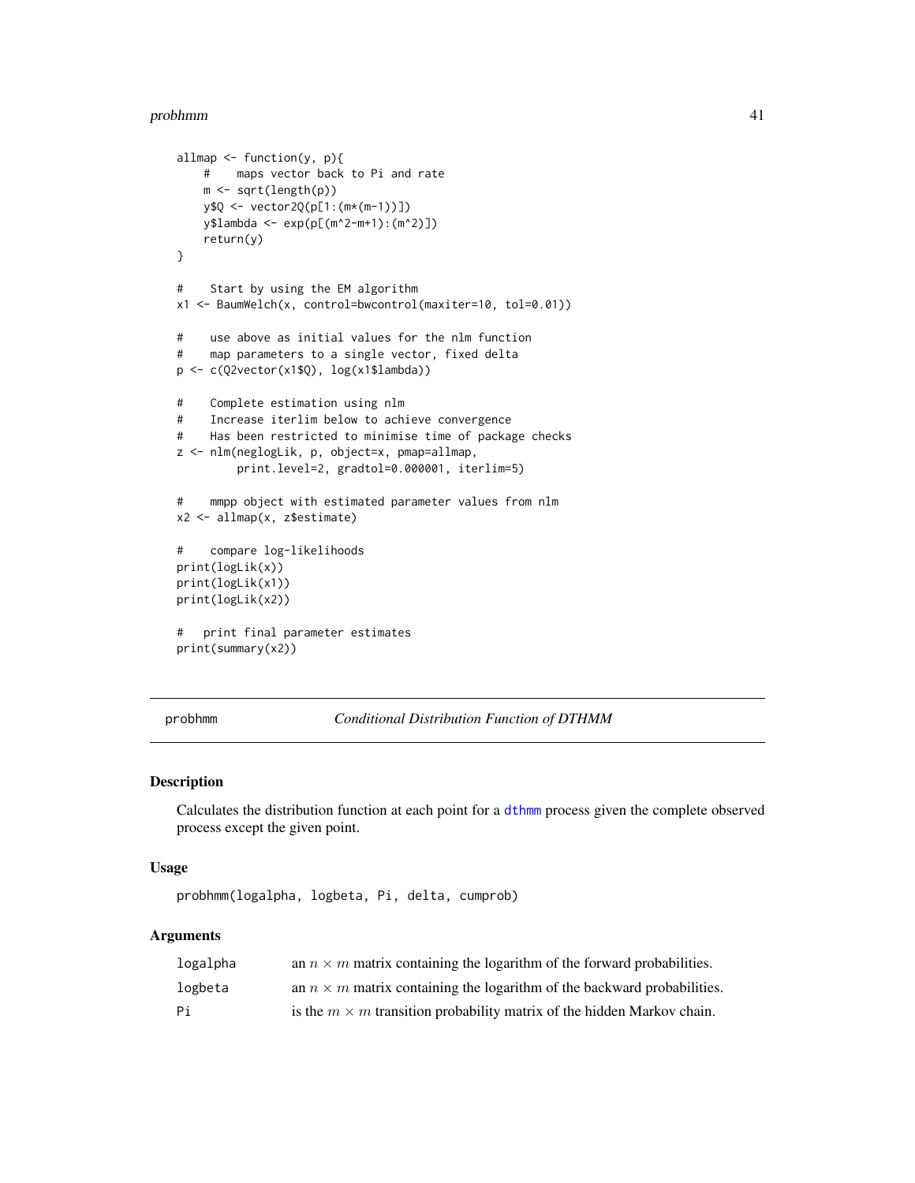```
allmap <- function(y, p){
    #    maps vector back to Pi and rate
    m <- sqrt(length(p))
    y$Q <- vector2Q(p[1:(m*(m-1))])
    y$lambda <- exp(p[(m^2-m+1):(m^2)])
    return(y)
}

#    Start by using the EM algorithm
x1 <- BaumWelch(x, control=bwcontrol(maxiter=10, tol=0.01))

#    use above as initial values for the nlm function
#    map parameters to a single vector, fixed delta
p <- c(Q2vector(x1$Q), log(x1$lambda))

#    Complete estimation using nlm
#    Increase iterlim below to achieve convergence
#    Has been restricted to minimise time of package checks
z <- nlm(neglogLik, p, object=x, pmap=allmap,
         print.level=2, gradtol=0.000001, iterlim=5)

#    mmpp object with estimated parameter values from nlm
x2 <- allmap(x, z$estimate)

#    compare log-likelihoods
print(logLik(x))
print(logLik(x1))
print(logLik(x2))

#   print final parameter estimates
print(summary(x2))
```

---

## probhmm — *Conditional Distribution Function of DTHMM*

### Description

Calculates the distribution function at each point for a dthmm process given the complete observed process except the given point.

### Usage

```
probhmm(logalpha, logbeta, Pi, delta, cumprob)
```

### Arguments

| | |
|---|---|
| logalpha | an $n \times m$ matrix containing the logarithm of the forward probabilities. |
| logbeta | an $n \times m$ matrix containing the logarithm of the backward probabilities. |
| Pi | is the $m \times m$ transition probability matrix of the hidden Markov chain. |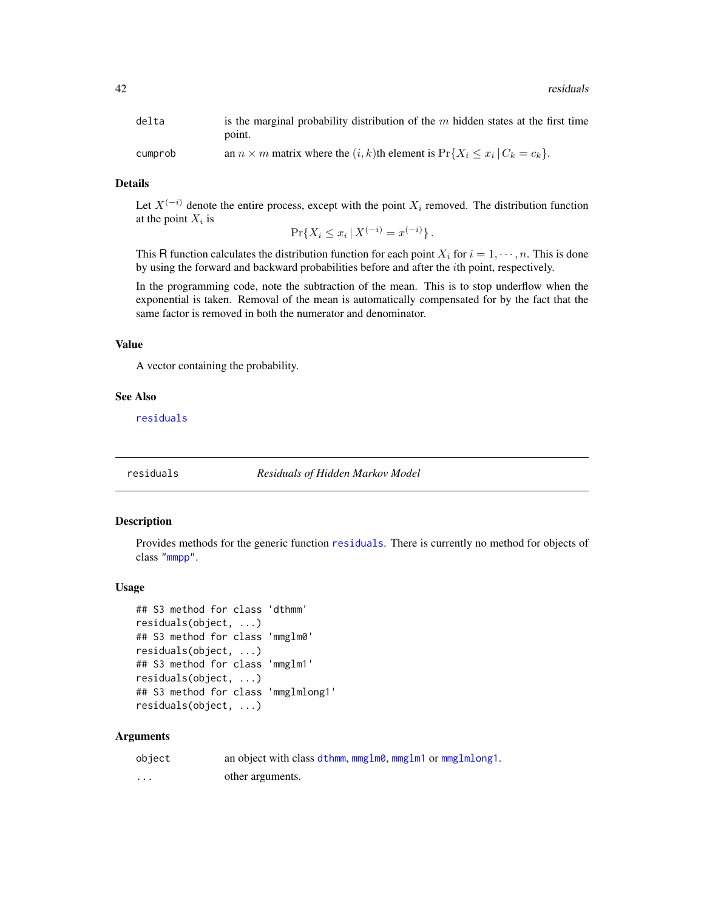| | |
|---|---|
| delta | is the marginal probability distribution of the $m$ hidden states at the first time point. |
| cumprob | an $n \times m$ matrix where the $(i, k)$th element is $\Pr\{X_i \le x_i \,|\, C_k = c_k\}$. |

### Details

Let $X^{(-i)}$ denote the entire process, except with the point $X_i$ removed. The distribution function at the point $X_i$ is

$$\Pr\{X_i \le x_i \,|\, X^{(-i)} = x^{(-i)}\}\,.$$

This R function calculates the distribution function for each point $X_i$ for $i = 1, \cdots, n$. This is done by using the forward and backward probabilities before and after the $i$th point, respectively.

In the programming code, note the subtraction of the mean. This is to stop underflow when the exponential is taken. Removal of the mean is automatically compensated for by the fact that the same factor is removed in both the numerator and denominator.

### Value

A vector containing the probability.

### See Also

residuals

---

## residuals — *Residuals of Hidden Markov Model*

### Description

Provides methods for the generic function residuals. There is currently no method for objects of class "mmpp".

### Usage

```
## S3 method for class 'dthmm'
residuals(object, ...)
## S3 method for class 'mmglm0'
residuals(object, ...)
## S3 method for class 'mmglm1'
residuals(object, ...)
## S3 method for class 'mmglmlong1'
residuals(object, ...)
```

### Arguments

| | |
|---|---|
| object | an object with class dthmm, mmglm0, mmglm1 or mmglmlong1. |
| ... | other arguments. |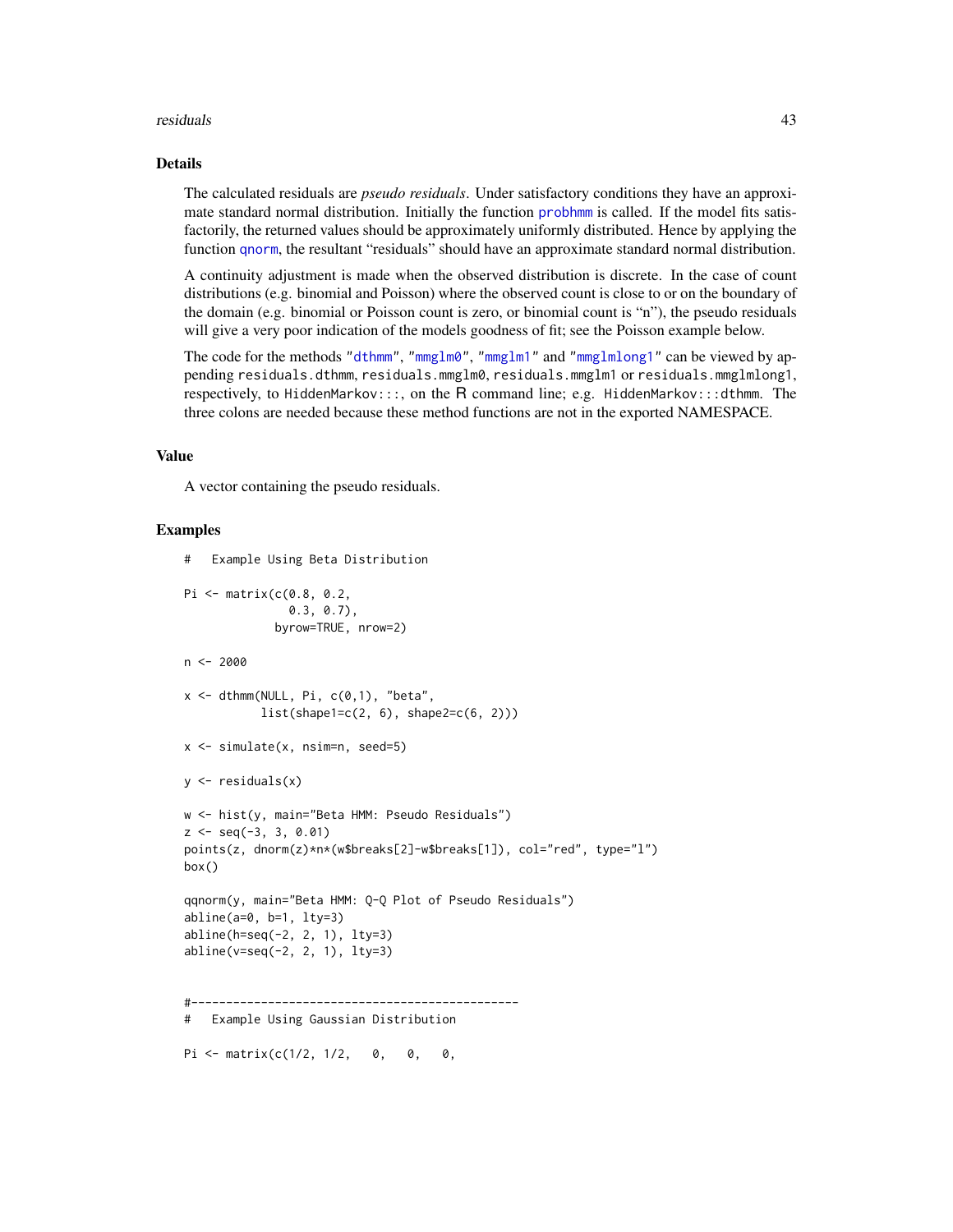## Details

The calculated residuals are *pseudo residuals*. Under satisfactory conditions they have an approximate standard normal distribution. Initially the function probhmm is called. If the model fits satisfactorily, the returned values should be approximately uniformly distributed. Hence by applying the function qnorm, the resultant "residuals" should have an approximate standard normal distribution.

A continuity adjustment is made when the observed distribution is discrete. In the case of count distributions (e.g. binomial and Poisson) where the observed count is close to or on the boundary of the domain (e.g. binomial or Poisson count is zero, or binomial count is "n"), the pseudo residuals will give a very poor indication of the models goodness of fit; see the Poisson example below.

The code for the methods "dthmm", "mmglm0", "mmglm1" and "mmglmlong1" can be viewed by appending `residuals.dthmm`, `residuals.mmglm0`, `residuals.mmglm1` or `residuals.mmglmlong1`, respectively, to `HiddenMarkov:::`, on the R command line; e.g. `HiddenMarkov:::dthmm`. The three colons are needed because these method functions are not in the exported NAMESPACE.

## Value

A vector containing the pseudo residuals.

## Examples

```
#   Example Using Beta Distribution

Pi <- matrix(c(0.8, 0.2,
               0.3, 0.7),
             byrow=TRUE, nrow=2)

n <- 2000

x <- dthmm(NULL, Pi, c(0,1), "beta",
           list(shape1=c(2, 6), shape2=c(6, 2)))

x <- simulate(x, nsim=n, seed=5)

y <- residuals(x)

w <- hist(y, main="Beta HMM: Pseudo Residuals")
z <- seq(-3, 3, 0.01)
points(z, dnorm(z)*n*(w$breaks[2]-w$breaks[1]), col="red", type="l")
box()

qqnorm(y, main="Beta HMM: Q-Q Plot of Pseudo Residuals")
abline(a=0, b=1, lty=3)
abline(h=seq(-2, 2, 1), lty=3)
abline(v=seq(-2, 2, 1), lty=3)


#-----------------------------------------------
#   Example Using Gaussian Distribution

Pi <- matrix(c(1/2, 1/2,   0,   0,   0,
```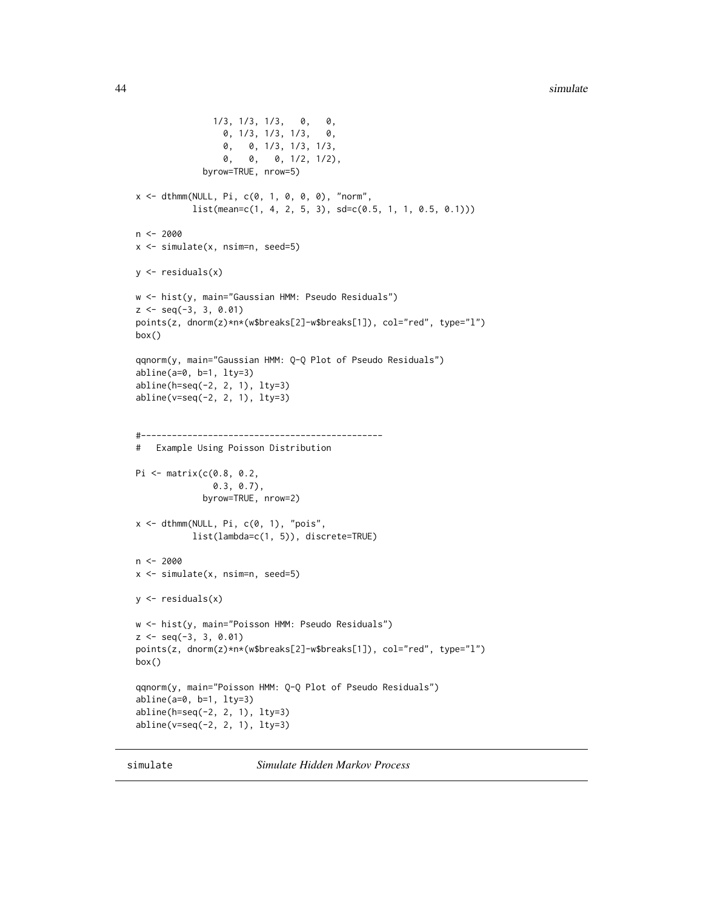```
                1/3, 1/3, 1/3,   0,   0,
                  0, 1/3, 1/3, 1/3,   0,
                  0,   0, 1/3, 1/3, 1/3,
                  0,   0,   0, 1/2, 1/2),
              byrow=TRUE, nrow=5)

x <- dthmm(NULL, Pi, c(0, 1, 0, 0, 0), "norm",
           list(mean=c(1, 4, 2, 5, 3), sd=c(0.5, 1, 1, 0.5, 0.1)))

n <- 2000
x <- simulate(x, nsim=n, seed=5)

y <- residuals(x)

w <- hist(y, main="Gaussian HMM: Pseudo Residuals")
z <- seq(-3, 3, 0.01)
points(z, dnorm(z)*n*(w$breaks[2]-w$breaks[1]), col="red", type="l")
box()

qqnorm(y, main="Gaussian HMM: Q-Q Plot of Pseudo Residuals")
abline(a=0, b=1, lty=3)
abline(h=seq(-2, 2, 1), lty=3)
abline(v=seq(-2, 2, 1), lty=3)


#-----------------------------------------------
#   Example Using Poisson Distribution

Pi <- matrix(c(0.8, 0.2,
               0.3, 0.7),
             byrow=TRUE, nrow=2)

x <- dthmm(NULL, Pi, c(0, 1), "pois",
           list(lambda=c(1, 5)), discrete=TRUE)

n <- 2000
x <- simulate(x, nsim=n, seed=5)

y <- residuals(x)

w <- hist(y, main="Poisson HMM: Pseudo Residuals")
z <- seq(-3, 3, 0.01)
points(z, dnorm(z)*n*(w$breaks[2]-w$breaks[1]), col="red", type="l")
box()

qqnorm(y, main="Poisson HMM: Q-Q Plot of Pseudo Residuals")
abline(a=0, b=1, lty=3)
abline(h=seq(-2, 2, 1), lty=3)
abline(v=seq(-2, 2, 1), lty=3)
```

---

## simulate *Simulate Hidden Markov Process*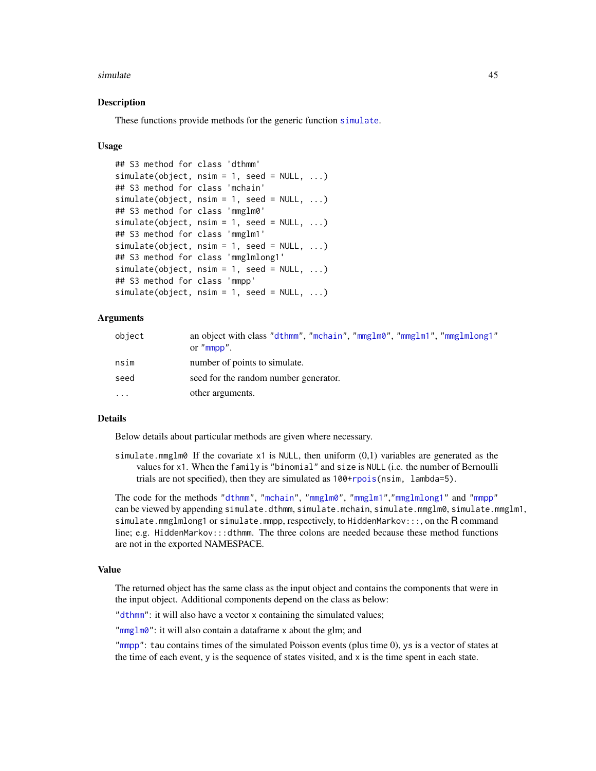### Description

These functions provide methods for the generic function `simulate`.

### Usage

```
## S3 method for class 'dthmm'
simulate(object, nsim = 1, seed = NULL, ...)
## S3 method for class 'mchain'
simulate(object, nsim = 1, seed = NULL, ...)
## S3 method for class 'mmglm0'
simulate(object, nsim = 1, seed = NULL, ...)
## S3 method for class 'mmglm1'
simulate(object, nsim = 1, seed = NULL, ...)
## S3 method for class 'mmglmlong1'
simulate(object, nsim = 1, seed = NULL, ...)
## S3 method for class 'mmpp'
simulate(object, nsim = 1, seed = NULL, ...)
```

### Arguments

| | |
|---|---|
| `object` | an object with class "`dthmm`", "`mchain`", "`mmglm0`", "`mmglm1`", "`mmglmlong1`" or "`mmpp`". |
| `nsim` | number of points to simulate. |
| `seed` | seed for the random number generator. |
| `...` | other arguments. |

### Details

Below details about particular methods are given where necessary.

`simulate.mmglm0` If the covariate `x1` is `NULL`, then uniform (0,1) variables are generated as the values for `x1`. When the `family` is `"binomial"` and `size` is `NULL` (i.e. the number of Bernoulli trials are not specified), then they are simulated as `100+rpois(nsim, lambda=5)`.

The code for the methods "`dthmm`", "`mchain`", "`mmglm0`", "`mmglm1`","`mmglmlong1`" and "`mmpp`" can be viewed by appending `simulate.dthmm`, `simulate.mchain`, `simulate.mmglm0`, `simulate.mmglm1`, `simulate.mmglmlong1` or `simulate.mmpp`, respectively, to `HiddenMarkov:::`, on the R command line; e.g. `HiddenMarkov:::dthmm`. The three colons are needed because these method functions are not in the exported NAMESPACE.

### Value

The returned object has the same class as the input object and contains the components that were in the input object. Additional components depend on the class as below:

"`dthmm`": it will also have a vector `x` containing the simulated values;

"`mmglm0`": it will also contain a dataframe `x` about the glm; and

"`mmpp`": `tau` contains times of the simulated Poisson events (plus time 0), `ys` is a vector of states at the time of each event, `y` is the sequence of states visited, and `x` is the time spent in each state.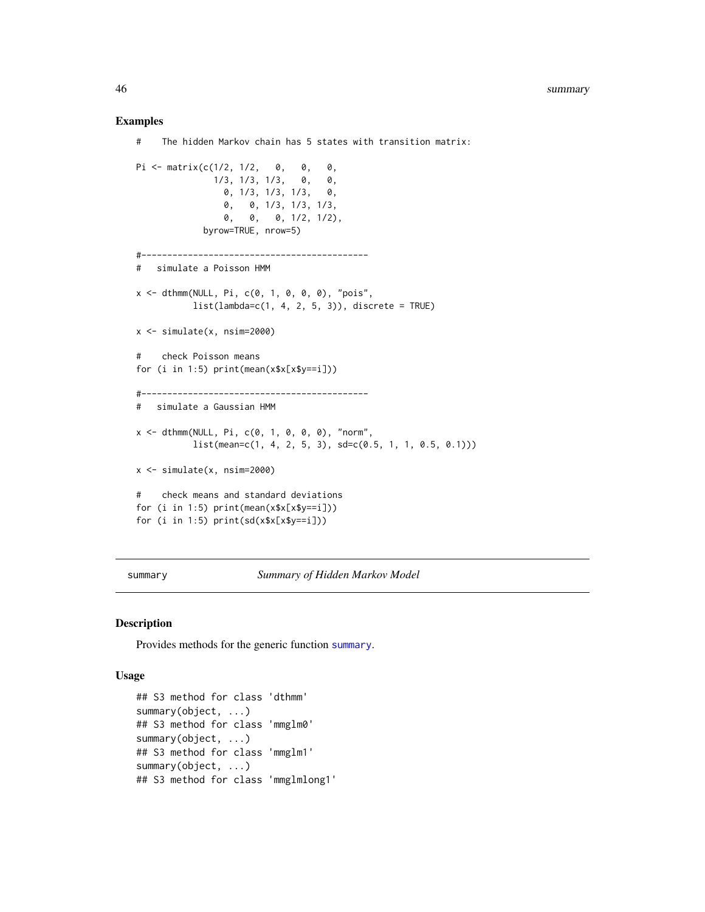## Examples

```
#    The hidden Markov chain has 5 states with transition matrix:

Pi <- matrix(c(1/2, 1/2,   0,   0,   0,
               1/3, 1/3, 1/3,   0,   0,
                 0, 1/3, 1/3, 1/3,   0,
                 0,   0, 1/3, 1/3, 1/3,
                 0,   0,   0, 1/2, 1/2),
             byrow=TRUE, nrow=5)

#--------------------------------------------
#   simulate a Poisson HMM

x <- dthmm(NULL, Pi, c(0, 1, 0, 0, 0), "pois",
           list(lambda=c(1, 4, 2, 5, 3)), discrete = TRUE)

x <- simulate(x, nsim=2000)

#    check Poisson means
for (i in 1:5) print(mean(x$x[x$y==i]))

#--------------------------------------------
#   simulate a Gaussian HMM

x <- dthmm(NULL, Pi, c(0, 1, 0, 0, 0), "norm",
           list(mean=c(1, 4, 2, 5, 3), sd=c(0.5, 1, 1, 0.5, 0.1)))

x <- simulate(x, nsim=2000)

#    check means and standard deviations
for (i in 1:5) print(mean(x$x[x$y==i]))
for (i in 1:5) print(sd(x$x[x$y==i]))
```

---

## summary *Summary of Hidden Markov Model*

### Description

Provides methods for the generic function `summary`.

### Usage

```
## S3 method for class 'dthmm'
summary(object, ...)
## S3 method for class 'mmglm0'
summary(object, ...)
## S3 method for class 'mmglm1'
summary(object, ...)
## S3 method for class 'mmglmlong1'
```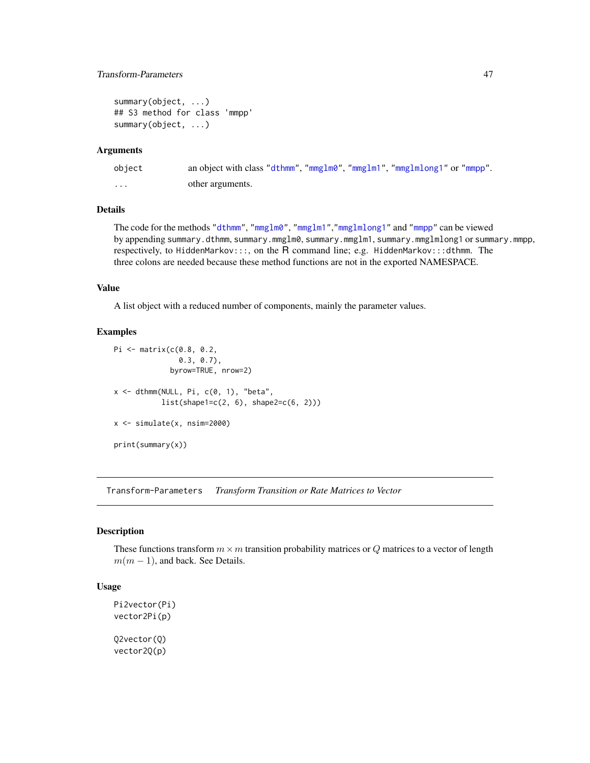```
summary(object, ...)
## S3 method for class 'mmpp'
summary(object, ...)
```

### Arguments

| | |
|---|---|
| object | an object with class "dthmm", "mmglm0", "mmglm1", "mmglmlong1" or "mmpp". |
| ... | other arguments. |

### Details

The code for the methods "dthmm", "mmglm0", "mmglm1","mmglmlong1" and "mmpp" can be viewed by appending summary.dthmm, summary.mmglm0, summary.mmglm1, summary.mmglmlong1 or summary.mmpp, respectively, to HiddenMarkov:::, on the R command line; e.g. HiddenMarkov:::dthmm. The three colons are needed because these method functions are not in the exported NAMESPACE.

### Value

A list object with a reduced number of components, mainly the parameter values.

### Examples

```
Pi <- matrix(c(0.8, 0.2,
               0.3, 0.7),
             byrow=TRUE, nrow=2)

x <- dthmm(NULL, Pi, c(0, 1), "beta",
           list(shape1=c(2, 6), shape2=c(6, 2)))

x <- simulate(x, nsim=2000)

print(summary(x))
```

---

## Transform-Parameters *Transform Transition or Rate Matrices to Vector*

### Description

These functions transform $m \times m$ transition probability matrices or $Q$ matrices to a vector of length $m(m-1)$, and back. See Details.

### Usage

```
Pi2vector(Pi)
vector2Pi(p)

Q2vector(Q)
vector2Q(p)
```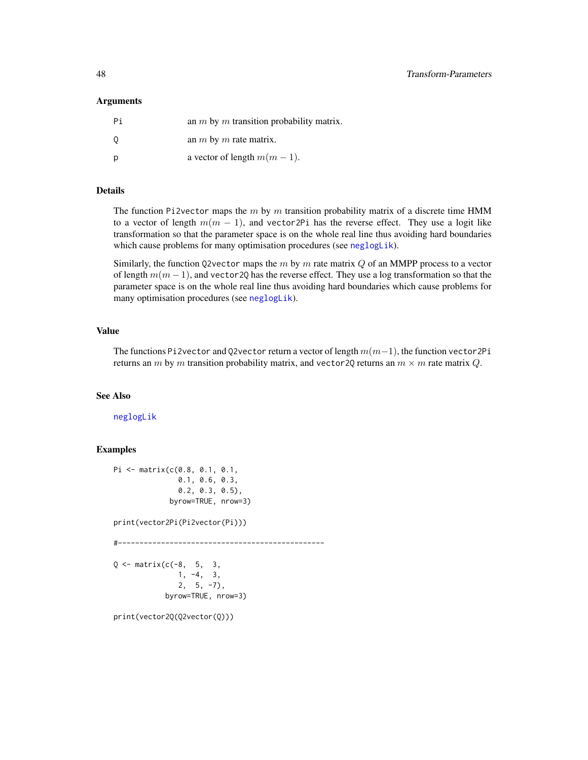### Arguments

| | |
|---|---|
| Pi | an $m$ by $m$ transition probability matrix. |
| Q | an $m$ by $m$ rate matrix. |
| p | a vector of length $m(m-1)$. |

### Details

The function `Pi2vector` maps the $m$ by $m$ transition probability matrix of a discrete time HMM to a vector of length $m(m-1)$, and `vector2Pi` has the reverse effect. They use a logit like transformation so that the parameter space is on the whole real line thus avoiding hard boundaries which cause problems for many optimisation procedures (see `neglogLik`).

Similarly, the function `Q2vector` maps the $m$ by $m$ rate matrix $Q$ of an MMPP process to a vector of length $m(m-1)$, and `vector2Q` has the reverse effect. They use a log transformation so that the parameter space is on the whole real line thus avoiding hard boundaries which cause problems for many optimisation procedures (see `neglogLik`).

### Value

The functions `Pi2vector` and `Q2vector` return a vector of length $m(m-1)$, the function `vector2Pi` returns an $m$ by $m$ transition probability matrix, and `vector2Q` returns an $m \times m$ rate matrix $Q$.

### See Also

`neglogLik`

### Examples

```
Pi <- matrix(c(0.8, 0.1, 0.1,
               0.1, 0.6, 0.3,
               0.2, 0.3, 0.5),
             byrow=TRUE, nrow=3)

print(vector2Pi(Pi2vector(Pi)))

#-----------------------------------------------

Q <- matrix(c(-8,  5,  3,
               1, -4,  3,
               2,  5, -7),
            byrow=TRUE, nrow=3)

print(vector2Q(Q2vector(Q)))
```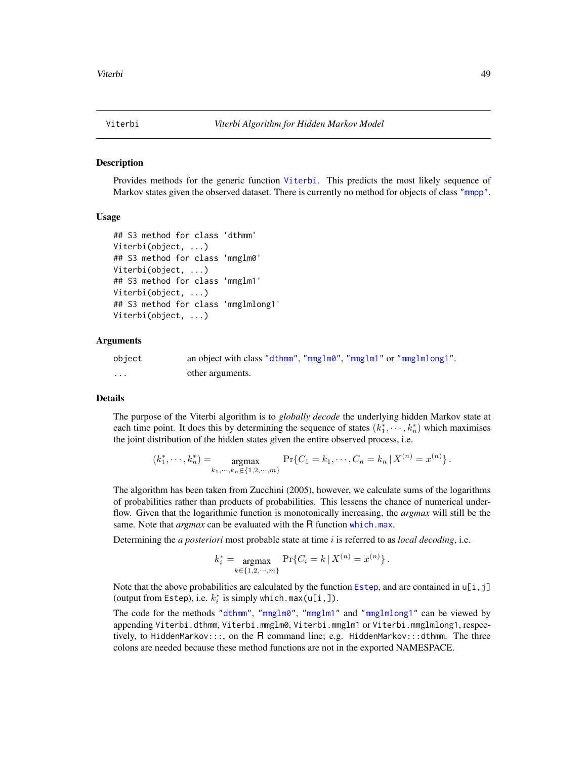# Viterbi — Viterbi Algorithm for Hidden Markov Model

## Description

Provides methods for the generic function `Viterbi`. This predicts the most likely sequence of Markov states given the observed dataset. There is currently no method for objects of class `"mmpp"`.

## Usage

```
## S3 method for class 'dthmm'
Viterbi(object, ...)
## S3 method for class 'mmglm0'
Viterbi(object, ...)
## S3 method for class 'mmglm1'
Viterbi(object, ...)
## S3 method for class 'mmglmlong1'
Viterbi(object, ...)
```

## Arguments

| | |
|---|---|
| `object` | an object with class `"dthmm"`, `"mmglm0"`, `"mmglm1"` or `"mmglmlong1"`. |
| `...` | other arguments. |

## Details

The purpose of the Viterbi algorithm is to *globally decode* the underlying hidden Markov state at each time point. It does this by determining the sequence of states $(k_1^*, \cdots, k_n^*)$ which maximises the joint distribution of the hidden states given the entire observed process, i.e.

$$(k_1^*, \cdots, k_n^*) = \underset{k_1,\cdots,k_n \in \{1,2,\cdots,m\}}{\text{argmax}} \Pr\{C_1 = k_1, \cdots, C_n = k_n \,|\, X^{(n)} = x^{(n)}\}\,.$$

The algorithm has been taken from Zucchini (2005), however, we calculate sums of the logarithms of probabilities rather than products of probabilities. This lessens the chance of numerical underflow. Given that the logarithmic function is monotonically increasing, the *argmax* will still be the same. Note that *argmax* can be evaluated with the R function `which.max`.

Determining the *a posteriori* most probable state at time $i$ is referred to as *local decoding*, i.e.

$$k_i^* = \underset{k \in \{1,2,\cdots,m\}}{\text{argmax}} \Pr\{C_i = k \,|\, X^{(n)} = x^{(n)}\}\,.$$

Note that the above probabilities are calculated by the function `Estep`, and are contained in `u[i,j]` (output from `Estep`), i.e. $k_i^*$ is simply `which.max(u[i,])`.

The code for the methods `"dthmm"`, `"mmglm0"`, `"mmglm1"` and `"mmglmlong1"` can be viewed by appending `Viterbi.dthmm`, `Viterbi.mmglm0`, `Viterbi.mmglm1` or `Viterbi.mmglmlong1`, respectively, to `HiddenMarkov:::`, on the R command line; e.g. `HiddenMarkov:::dthmm`. The three colons are needed because these method functions are not in the exported NAMESPACE.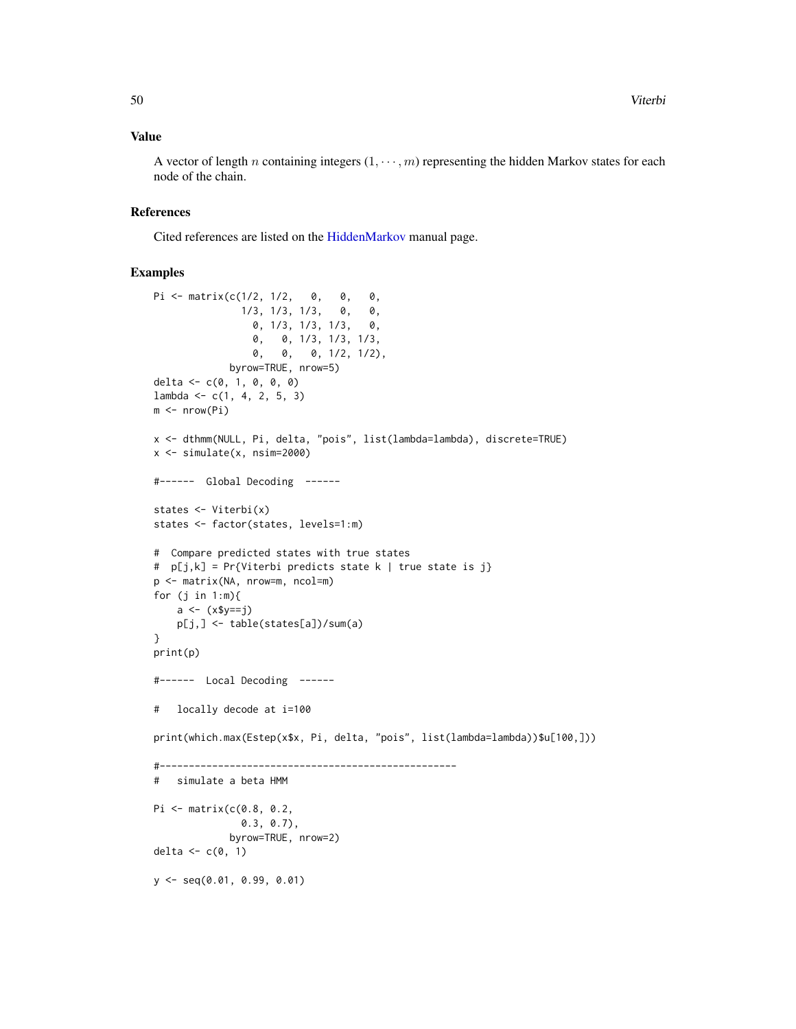## Value

A vector of length $n$ containing integers $(1, \cdots, m)$ representing the hidden Markov states for each node of the chain.

## References

Cited references are listed on the HiddenMarkov manual page.

## Examples

```
Pi <- matrix(c(1/2, 1/2,   0,   0,   0,
               1/3, 1/3, 1/3,   0,   0,
                 0, 1/3, 1/3, 1/3,   0,
                 0,   0, 1/3, 1/3, 1/3,
                 0,   0,   0, 1/2, 1/2),
             byrow=TRUE, nrow=5)
delta <- c(0, 1, 0, 0, 0)
lambda <- c(1, 4, 2, 5, 3)
m <- nrow(Pi)

x <- dthmm(NULL, Pi, delta, "pois", list(lambda=lambda), discrete=TRUE)
x <- simulate(x, nsim=2000)

#------  Global Decoding  ------

states <- Viterbi(x)
states <- factor(states, levels=1:m)

#  Compare predicted states with true states
#  p[j,k] = Pr{Viterbi predicts state k | true state is j}
p <- matrix(NA, nrow=m, ncol=m)
for (j in 1:m){
    a <- (x$y==j)
    p[j,] <- table(states[a])/sum(a)
}
print(p)

#------  Local Decoding  ------

#   locally decode at i=100

print(which.max(Estep(x$x, Pi, delta, "pois", list(lambda=lambda))$u[100,]))

#---------------------------------------------------
#   simulate a beta HMM

Pi <- matrix(c(0.8, 0.2,
               0.3, 0.7),
             byrow=TRUE, nrow=2)
delta <- c(0, 1)

y <- seq(0.01, 0.99, 0.01)
```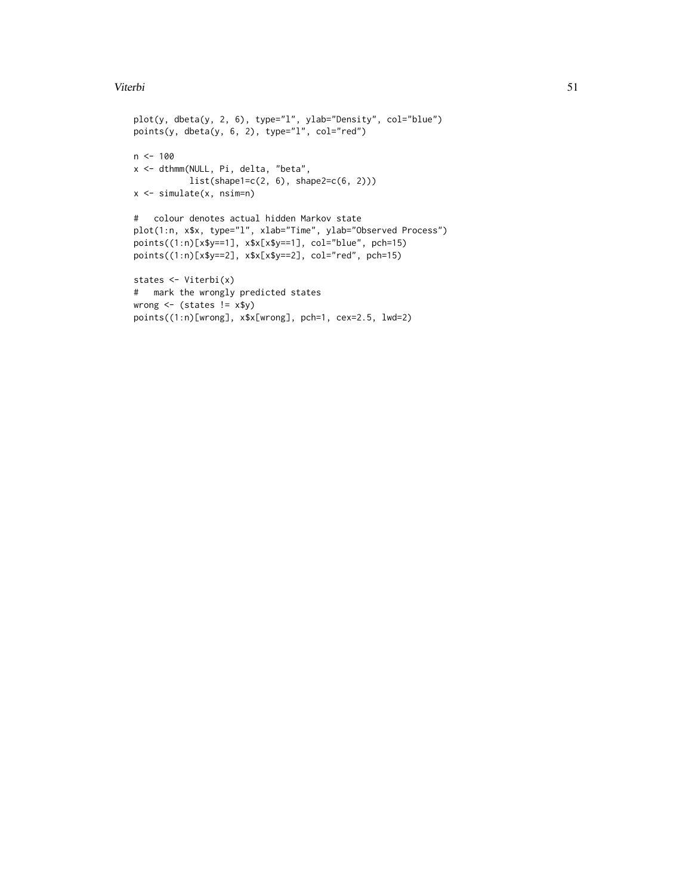```
plot(y, dbeta(y, 2, 6), type="l", ylab="Density", col="blue")
points(y, dbeta(y, 6, 2), type="l", col="red")

n <- 100
x <- dthmm(NULL, Pi, delta, "beta",
           list(shape1=c(2, 6), shape2=c(6, 2)))
x <- simulate(x, nsim=n)

#   colour denotes actual hidden Markov state
plot(1:n, x$x, type="l", xlab="Time", ylab="Observed Process")
points((1:n)[x$y==1], x$x[x$y==1], col="blue", pch=15)
points((1:n)[x$y==2], x$x[x$y==2], col="red", pch=15)

states <- Viterbi(x)
#   mark the wrongly predicted states
wrong <- (states != x$y)
points((1:n)[wrong], x$x[wrong], pch=1, cex=2.5, lwd=2)
```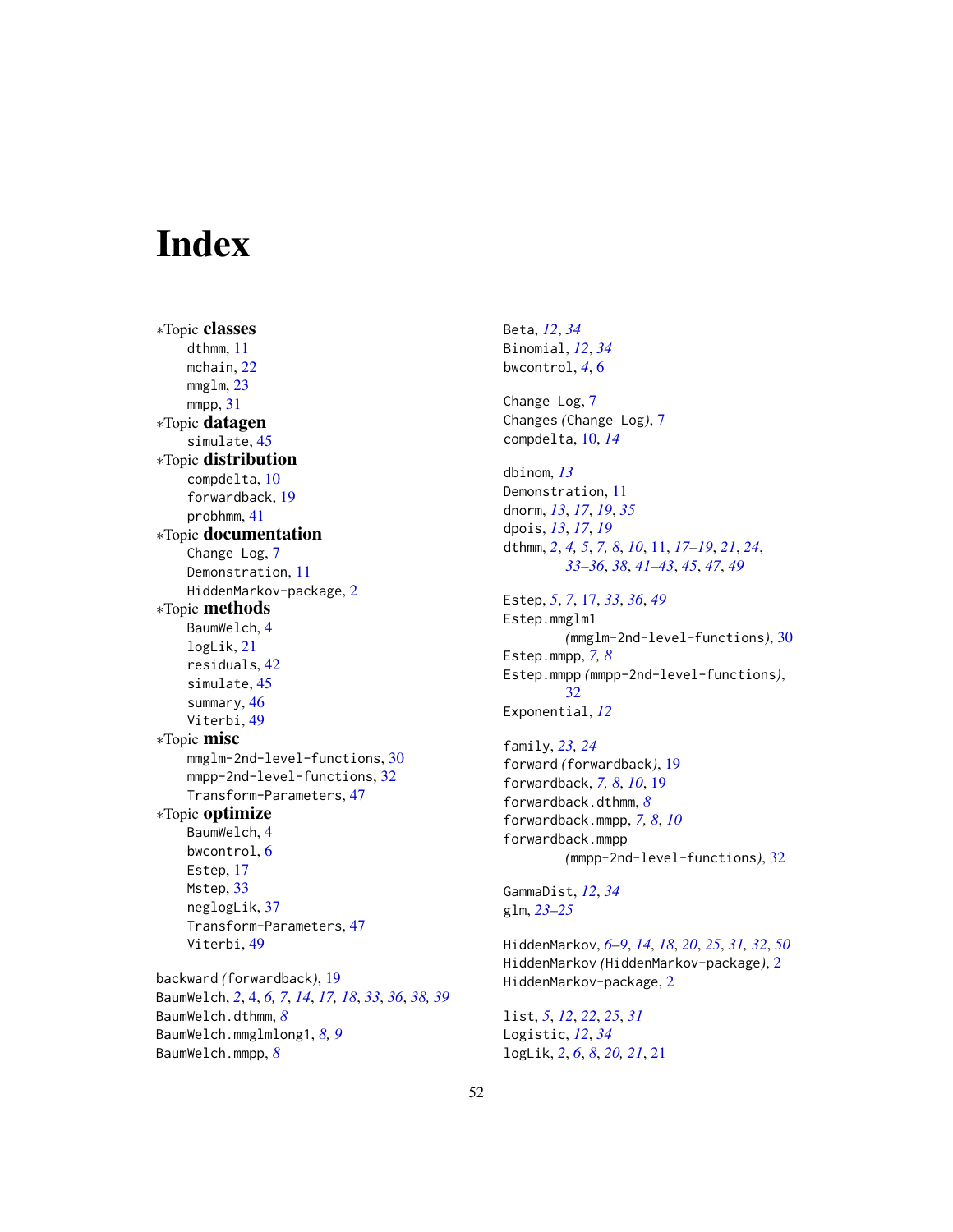# Index

∗Topic **classes**
- dthmm, 11
- mchain, 22
- mmglm, 23
- mmpp, 31

∗Topic **datagen**
- simulate, 45

∗Topic **distribution**
- compdelta, 10
- forwardback, 19
- probhmm, 41

∗Topic **documentation**
- Change Log, 7
- Demonstration, 11
- HiddenMarkov-package, 2

∗Topic **methods**
- BaumWelch, 4
- logLik, 21
- residuals, 42
- simulate, 45
- summary, 46
- Viterbi, 49

∗Topic **misc**
- mmglm-2nd-level-functions, 30
- mmpp-2nd-level-functions, 32
- Transform-Parameters, 47

∗Topic **optimize**
- BaumWelch, 4
- bwcontrol, 6
- Estep, 17
- Mstep, 33
- neglogLik, 37
- Transform-Parameters, 47
- Viterbi, 49

backward *(*forwardback*)*, 19
BaumWelch, 2, 4, *6, 7*, *14*, *17, 18*, *33*, *36*, *38, 39*
BaumWelch.dthmm, *8*
BaumWelch.mmglmlong1, *8, 9*
BaumWelch.mmpp, *8*
Beta, *12*, *34*
Binomial, *12*, *34*
bwcontrol, *4*, 6

Change Log, 7
Changes *(*Change Log*)*, 7
compdelta, 10, *14*

dbinom, *13*
Demonstration, 11
dnorm, *13*, *17*, *19*, *35*
dpois, *13*, *17*, *19*
dthmm, *2*, *4, 5*, *7, 8*, *10*, 11, *17–19*, *21*, *24*, *33–36*, *38*, *41–43*, *45*, *47*, *49*

Estep, *5*, *7*, 17, *33*, *36*, *49*
Estep.mmglm1 *(*mmglm-2nd-level-functions*)*, 30
Estep.mmpp, *7, 8*
Estep.mmpp *(*mmpp-2nd-level-functions*)*, 32
Exponential, *12*

family, *23, 24*
forward *(*forwardback*)*, 19
forwardback, *7, 8*, *10*, 19
forwardback.dthmm, *8*
forwardback.mmpp, *7, 8*, *10*
forwardback.mmpp *(*mmpp-2nd-level-functions*)*, 32

GammaDist, *12*, *34*
glm, *23–25*

HiddenMarkov, *6–9*, *14*, *18*, *20*, *25*, *31*, *32*, *50*
HiddenMarkov *(*HiddenMarkov-package*)*, 2
HiddenMarkov-package, 2

list, *5*, *12*, *22*, *25*, *31*
Logistic, *12*, *34*
logLik, *2*, *6*, *8*, *20, 21*, 21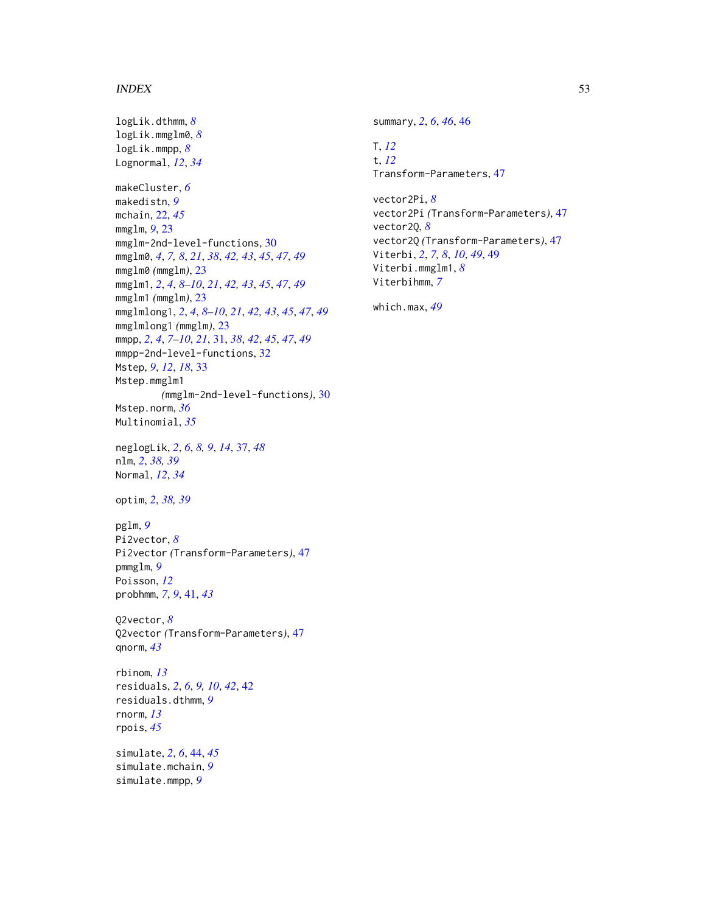logLik.dthmm, *8*
logLik.mmglm0, *8*
logLik.mmpp, *8*
Lognormal, *12*, *34*

makeCluster, *6*
makedistn, *9*
mchain, 22, *45*
mmglm, *9*, 23
mmglm-2nd-level-functions, 30
mmglm0, *4*, *7, 8*, *21*, *38*, *42, 43*, *45*, *47*, *49*
mmglm0 *(*mmglm*)*, 23
mmglm1, *2*, *4*, *8–10*, *21*, *42, 43*, *45*, *47*, *49*
mmglm1 *(*mmglm*)*, 23
mmglmlong1, *2*, *4*, *8–10*, *21*, *42, 43*, *45*, *47*, *49*
mmglmlong1 *(*mmglm*)*, 23
mmpp, *2*, *4*, *7–10*, *21*, 31, *38*, *42*, *45*, *47*, *49*
mmpp-2nd-level-functions, 32
Mstep, *9*, *12*, *18*, 33
Mstep.mmglm1 *(*mmglm-2nd-level-functions*)*, 30
Mstep.norm, *36*
Multinomial, *35*

neglogLik, *2*, *6*, *8, 9*, *14*, 37, *48*
nlm, *2*, *38, 39*
Normal, *12*, *34*

optim, *2*, *38, 39*

pglm, *9*
Pi2vector, *8*
Pi2vector *(*Transform-Parameters*)*, 47
pmmglm, *9*
Poisson, *12*
probhmm, *7*, *9*, 41, *43*

Q2vector, *8*
Q2vector *(*Transform-Parameters*)*, 47
qnorm, *43*

rbinom, *13*
residuals, *2*, *6*, *9, 10*, *42*, 42
residuals.dthmm, *9*
rnorm, *13*
rpois, *45*

simulate, *2*, *6*, 44, *45*
simulate.mchain, *9*
simulate.mmpp, *9*
summary, *2*, *6*, *46*, 46

T, *12*
t, *12*
Transform-Parameters, 47

vector2Pi, *8*
vector2Pi *(*Transform-Parameters*)*, 47
vector2Q, *8*
vector2Q *(*Transform-Parameters*)*, 47
Viterbi, *2*, *7, 8*, *10*, *49*, 49
Viterbi.mmglm1, *8*
Viterbihmm, *7*

which.max, *49*